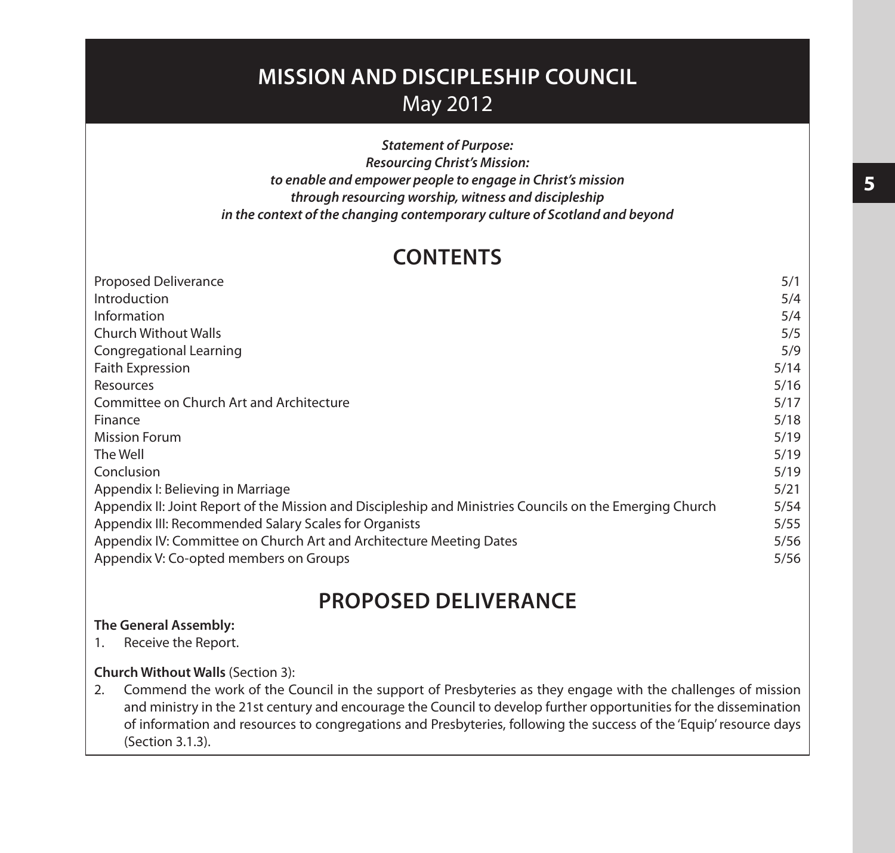# MISSION AND DISCIPLESHIP COUNCIL
May 2012

***Statement of Purpose:***
***Resourcing Christ's Mission:***
***to enable and empower people to engage in Christ's mission***
***through resourcing worship, witness and discipleship***
***in the context of the changing contemporary culture of Scotland and beyond***

## CONTENTS

| | |
|---|---|
| Proposed Deliverance | 5/1 |
| Introduction | 5/4 |
| Information | 5/4 |
| Church Without Walls | 5/5 |
| Congregational Learning | 5/9 |
| Faith Expression | 5/14 |
| Resources | 5/16 |
| Committee on Church Art and Architecture | 5/17 |
| Finance | 5/18 |
| Mission Forum | 5/19 |
| The Well | 5/19 |
| Conclusion | 5/19 |
| Appendix I: Believing in Marriage | 5/21 |
| Appendix II: Joint Report of the Mission and Discipleship and Ministries Councils on the Emerging Church | 5/54 |
| Appendix III: Recommended Salary Scales for Organists | 5/55 |
| Appendix IV: Committee on Church Art and Architecture Meeting Dates | 5/56 |
| Appendix V: Co-opted members on Groups | 5/56 |

## PROPOSED DELIVERANCE

**The General Assembly:**

1. Receive the Report.

**Church Without Walls** (Section 3):

2. Commend the work of the Council in the support of Presbyteries as they engage with the challenges of mission and ministry in the 21st century and encourage the Council to develop further opportunities for the dissemination of information and resources to congregations and Presbyteries, following the success of the 'Equip' resource days (Section 3.1.3).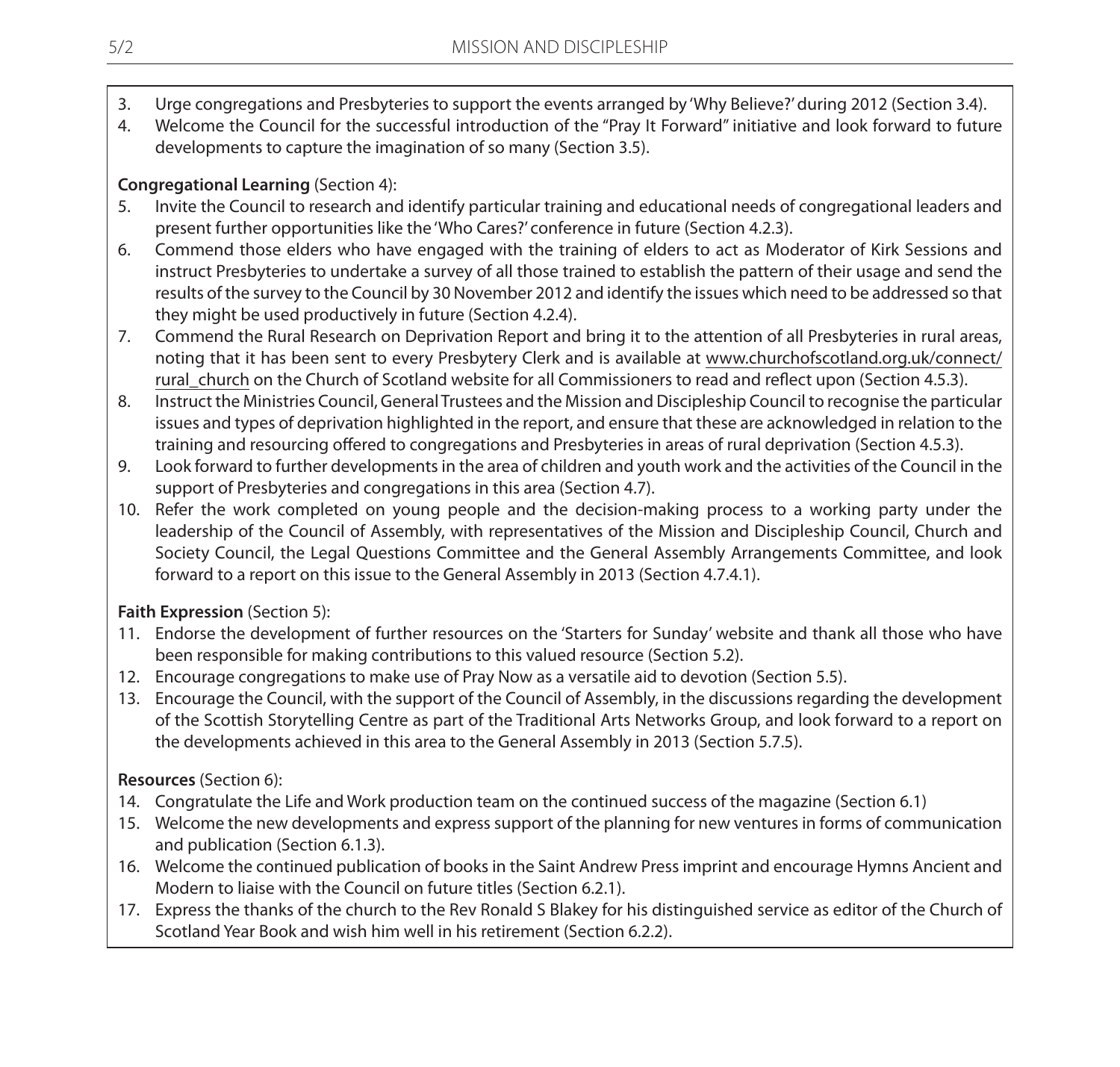3. Urge congregations and Presbyteries to support the events arranged by 'Why Believe?' during 2012 (Section 3.4).
4. Welcome the Council for the successful introduction of the "Pray It Forward" initiative and look forward to future developments to capture the imagination of so many (Section 3.5).

**Congregational Learning** (Section 4):

5. Invite the Council to research and identify particular training and educational needs of congregational leaders and present further opportunities like the 'Who Cares?' conference in future (Section 4.2.3).
6. Commend those elders who have engaged with the training of elders to act as Moderator of Kirk Sessions and instruct Presbyteries to undertake a survey of all those trained to establish the pattern of their usage and send the results of the survey to the Council by 30 November 2012 and identify the issues which need to be addressed so that they might be used productively in future (Section 4.2.4).
7. Commend the Rural Research on Deprivation Report and bring it to the attention of all Presbyteries in rural areas, noting that it has been sent to every Presbytery Clerk and is available at www.churchofscotland.org.uk/connect/rural_church on the Church of Scotland website for all Commissioners to read and reflect upon (Section 4.5.3).
8. Instruct the Ministries Council, General Trustees and the Mission and Discipleship Council to recognise the particular issues and types of deprivation highlighted in the report, and ensure that these are acknowledged in relation to the training and resourcing offered to congregations and Presbyteries in areas of rural deprivation (Section 4.5.3).
9. Look forward to further developments in the area of children and youth work and the activities of the Council in the support of Presbyteries and congregations in this area (Section 4.7).
10. Refer the work completed on young people and the decision-making process to a working party under the leadership of the Council of Assembly, with representatives of the Mission and Discipleship Council, Church and Society Council, the Legal Questions Committee and the General Assembly Arrangements Committee, and look forward to a report on this issue to the General Assembly in 2013 (Section 4.7.4.1).

**Faith Expression** (Section 5):

11. Endorse the development of further resources on the 'Starters for Sunday' website and thank all those who have been responsible for making contributions to this valued resource (Section 5.2).
12. Encourage congregations to make use of Pray Now as a versatile aid to devotion (Section 5.5).
13. Encourage the Council, with the support of the Council of Assembly, in the discussions regarding the development of the Scottish Storytelling Centre as part of the Traditional Arts Networks Group, and look forward to a report on the developments achieved in this area to the General Assembly in 2013 (Section 5.7.5).

**Resources** (Section 6):

14. Congratulate the Life and Work production team on the continued success of the magazine (Section 6.1)
15. Welcome the new developments and express support of the planning for new ventures in forms of communication and publication (Section 6.1.3).
16. Welcome the continued publication of books in the Saint Andrew Press imprint and encourage Hymns Ancient and Modern to liaise with the Council on future titles (Section 6.2.1).
17. Express the thanks of the church to the Rev Ronald S Blakey for his distinguished service as editor of the Church of Scotland Year Book and wish him well in his retirement (Section 6.2.2).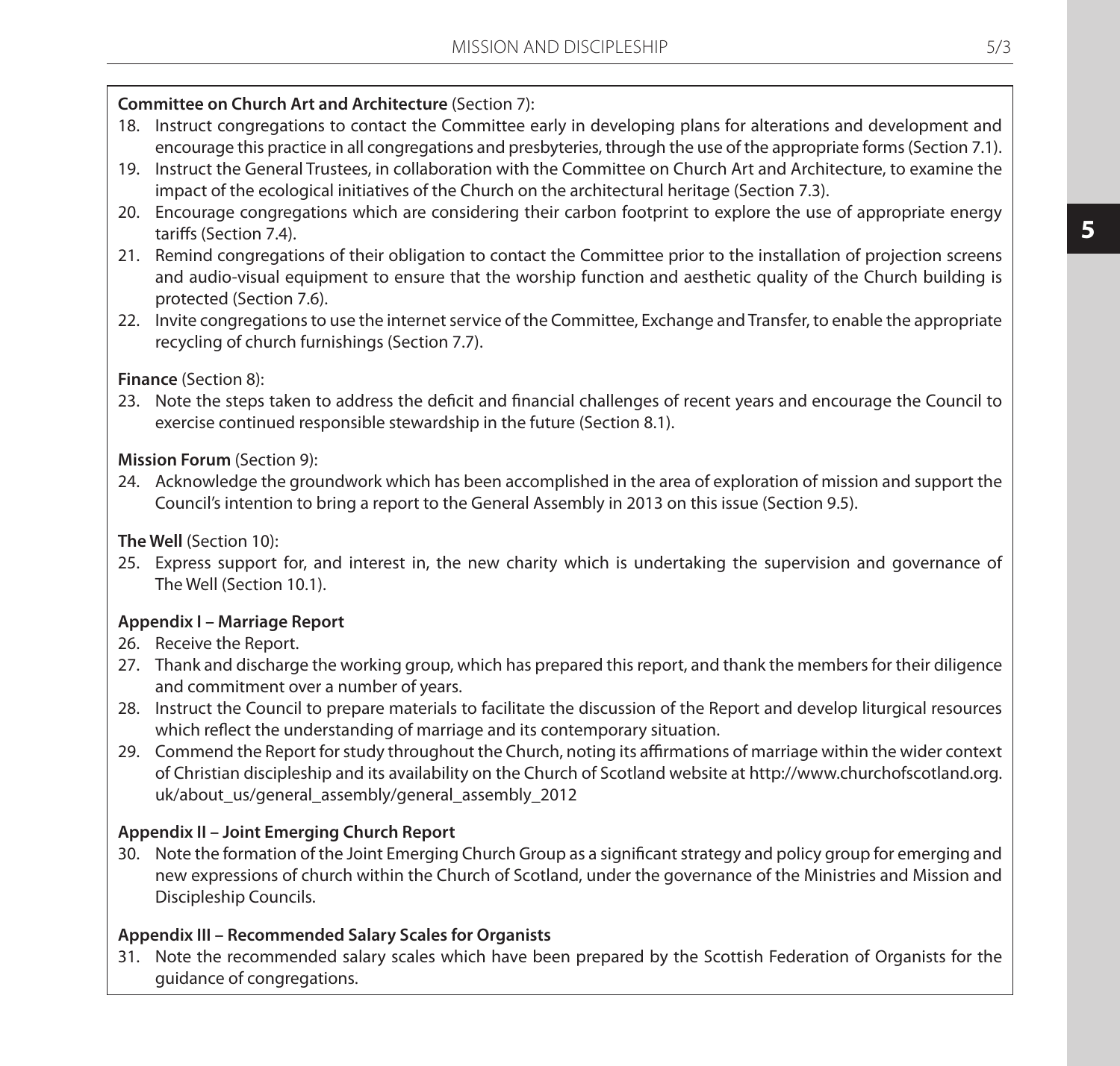**Committee on Church Art and Architecture** (Section 7):

18. Instruct congregations to contact the Committee early in developing plans for alterations and development and encourage this practice in all congregations and presbyteries, through the use of the appropriate forms (Section 7.1).
19. Instruct the General Trustees, in collaboration with the Committee on Church Art and Architecture, to examine the impact of the ecological initiatives of the Church on the architectural heritage (Section 7.3).
20. Encourage congregations which are considering their carbon footprint to explore the use of appropriate energy tariffs (Section 7.4).
21. Remind congregations of their obligation to contact the Committee prior to the installation of projection screens and audio-visual equipment to ensure that the worship function and aesthetic quality of the Church building is protected (Section 7.6).
22. Invite congregations to use the internet service of the Committee, Exchange and Transfer, to enable the appropriate recycling of church furnishings (Section 7.7).

**Finance** (Section 8):

23. Note the steps taken to address the deficit and financial challenges of recent years and encourage the Council to exercise continued responsible stewardship in the future (Section 8.1).

**Mission Forum** (Section 9):

24. Acknowledge the groundwork which has been accomplished in the area of exploration of mission and support the Council's intention to bring a report to the General Assembly in 2013 on this issue (Section 9.5).

**The Well** (Section 10):

25. Express support for, and interest in, the new charity which is undertaking the supervision and governance of The Well (Section 10.1).

**Appendix I – Marriage Report**

26. Receive the Report.
27. Thank and discharge the working group, which has prepared this report, and thank the members for their diligence and commitment over a number of years.
28. Instruct the Council to prepare materials to facilitate the discussion of the Report and develop liturgical resources which reflect the understanding of marriage and its contemporary situation.
29. Commend the Report for study throughout the Church, noting its affirmations of marriage within the wider context of Christian discipleship and its availability on the Church of Scotland website at http://www.churchofscotland.org.uk/about_us/general_assembly/general_assembly_2012

**Appendix II – Joint Emerging Church Report**

30. Note the formation of the Joint Emerging Church Group as a significant strategy and policy group for emerging and new expressions of church within the Church of Scotland, under the governance of the Ministries and Mission and Discipleship Councils.

**Appendix III – Recommended Salary Scales for Organists**

31. Note the recommended salary scales which have been prepared by the Scottish Federation of Organists for the guidance of congregations.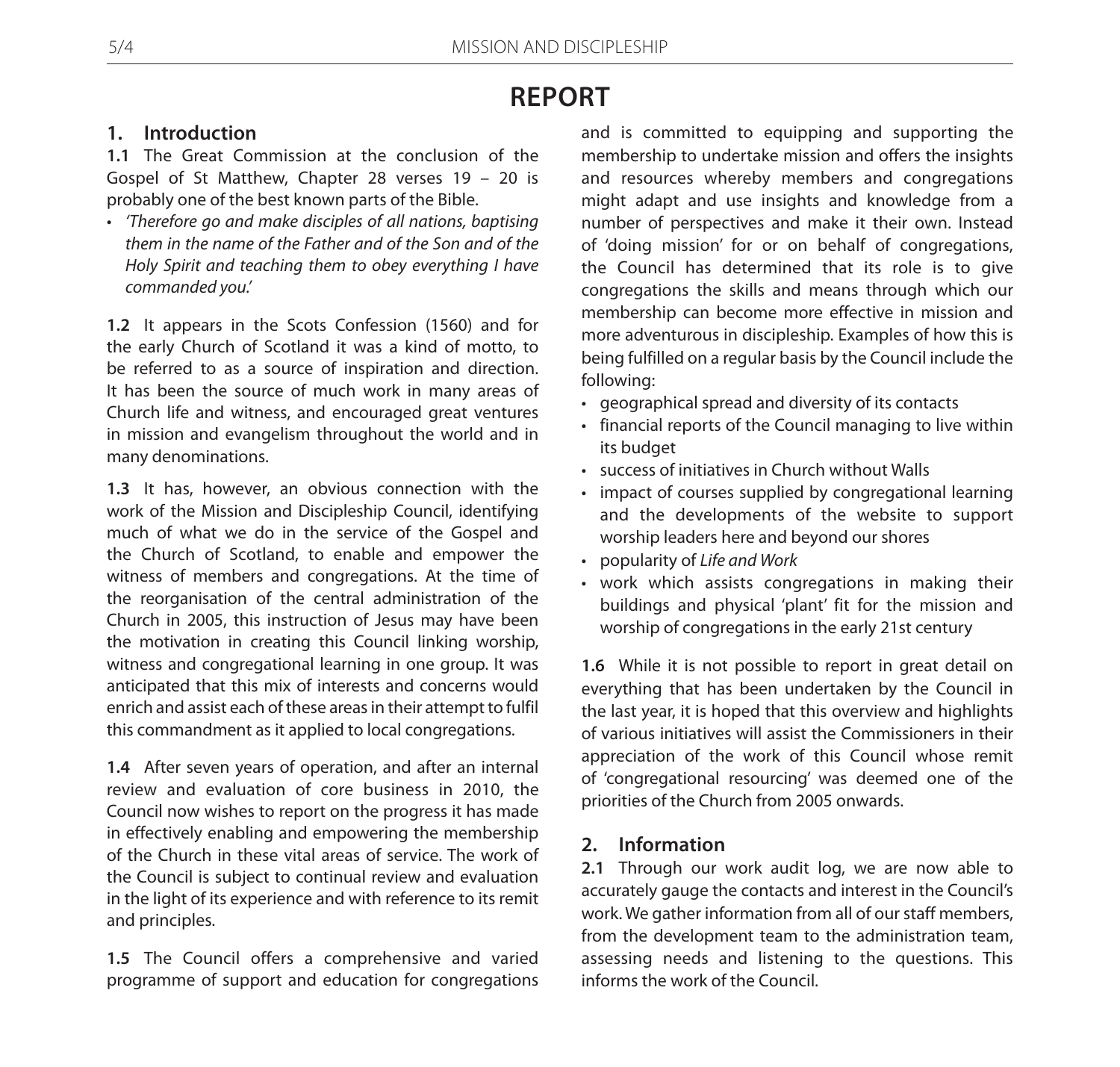# REPORT

## 1. Introduction

**1.1** The Great Commission at the conclusion of the Gospel of St Matthew, Chapter 28 verses 19 – 20 is probably one of the best known parts of the Bible.

- *'Therefore go and make disciples of all nations, baptising them in the name of the Father and of the Son and of the Holy Spirit and teaching them to obey everything I have commanded you.'*

**1.2** It appears in the Scots Confession (1560) and for the early Church of Scotland it was a kind of motto, to be referred to as a source of inspiration and direction. It has been the source of much work in many areas of Church life and witness, and encouraged great ventures in mission and evangelism throughout the world and in many denominations.

**1.3** It has, however, an obvious connection with the work of the Mission and Discipleship Council, identifying much of what we do in the service of the Gospel and the Church of Scotland, to enable and empower the witness of members and congregations. At the time of the reorganisation of the central administration of the Church in 2005, this instruction of Jesus may have been the motivation in creating this Council linking worship, witness and congregational learning in one group. It was anticipated that this mix of interests and concerns would enrich and assist each of these areas in their attempt to fulfil this commandment as it applied to local congregations.

**1.4** After seven years of operation, and after an internal review and evaluation of core business in 2010, the Council now wishes to report on the progress it has made in effectively enabling and empowering the membership of the Church in these vital areas of service. The work of the Council is subject to continual review and evaluation in the light of its experience and with reference to its remit and principles.

**1.5** The Council offers a comprehensive and varied programme of support and education for congregations and is committed to equipping and supporting the membership to undertake mission and offers the insights and resources whereby members and congregations might adapt and use insights and knowledge from a number of perspectives and make it their own. Instead of 'doing mission' for or on behalf of congregations, the Council has determined that its role is to give congregations the skills and means through which our membership can become more effective in mission and more adventurous in discipleship. Examples of how this is being fulfilled on a regular basis by the Council include the following:

- geographical spread and diversity of its contacts
- financial reports of the Council managing to live within its budget
- success of initiatives in Church without Walls
- impact of courses supplied by congregational learning and the developments of the website to support worship leaders here and beyond our shores
- popularity of *Life and Work*
- work which assists congregations in making their buildings and physical 'plant' fit for the mission and worship of congregations in the early 21st century

**1.6** While it is not possible to report in great detail on everything that has been undertaken by the Council in the last year, it is hoped that this overview and highlights of various initiatives will assist the Commissioners in their appreciation of the work of this Council whose remit of 'congregational resourcing' was deemed one of the priorities of the Church from 2005 onwards.

## 2. Information

**2.1** Through our work audit log, we are now able to accurately gauge the contacts and interest in the Council's work. We gather information from all of our staff members, from the development team to the administration team, assessing needs and listening to the questions. This informs the work of the Council.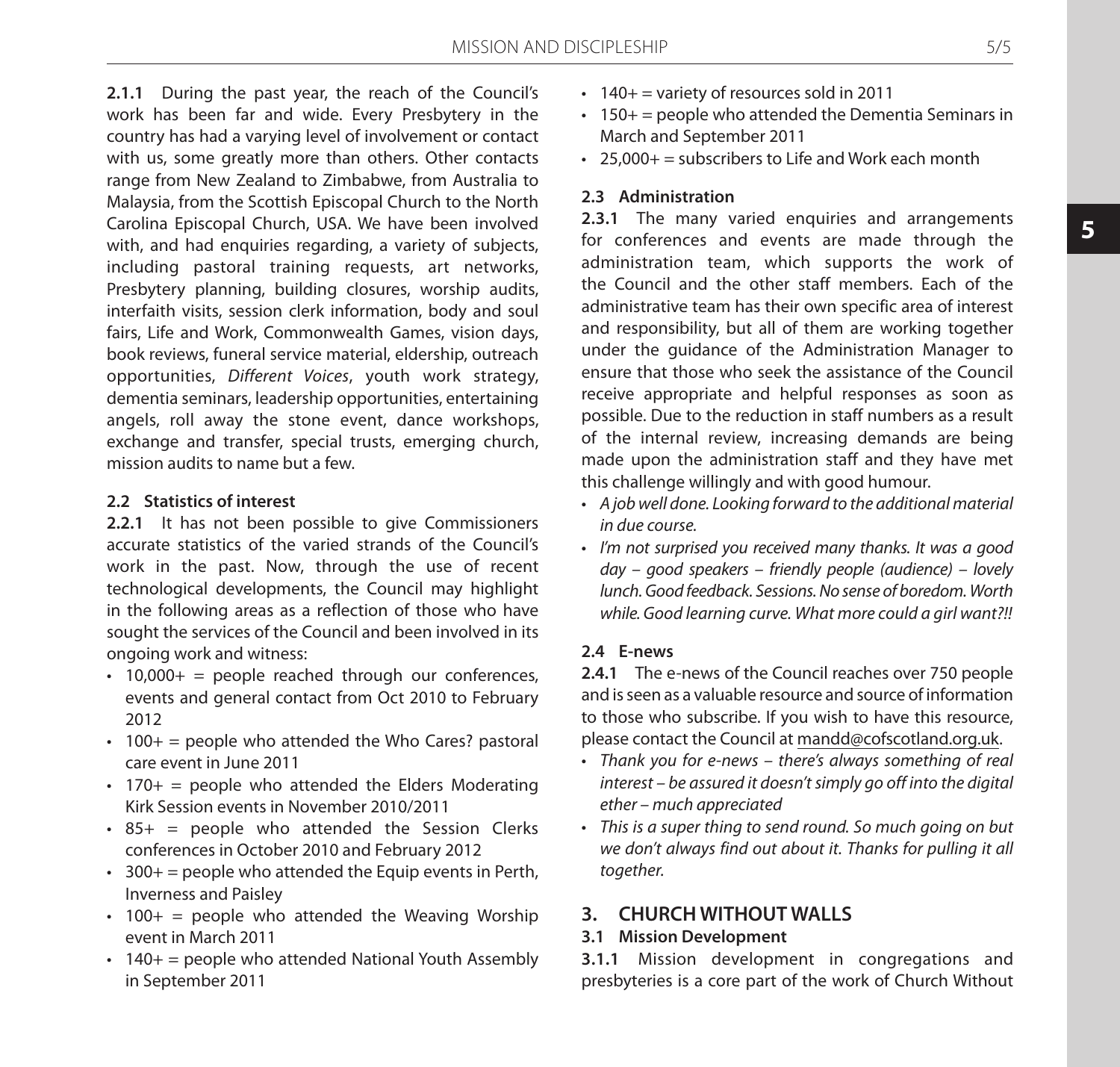**2.1.1** During the past year, the reach of the Council's work has been far and wide. Every Presbytery in the country has had a varying level of involvement or contact with us, some greatly more than others. Other contacts range from New Zealand to Zimbabwe, from Australia to Malaysia, from the Scottish Episcopal Church to the North Carolina Episcopal Church, USA. We have been involved with, and had enquiries regarding, a variety of subjects, including pastoral training requests, art networks, Presbytery planning, building closures, worship audits, interfaith visits, session clerk information, body and soul fairs, Life and Work, Commonwealth Games, vision days, book reviews, funeral service material, eldership, outreach opportunities, *Different Voices*, youth work strategy, dementia seminars, leadership opportunities, entertaining angels, roll away the stone event, dance workshops, exchange and transfer, special trusts, emerging church, mission audits to name but a few.

### 2.2 Statistics of interest

**2.2.1** It has not been possible to give Commissioners accurate statistics of the varied strands of the Council's work in the past. Now, through the use of recent technological developments, the Council may highlight in the following areas as a reflection of those who have sought the services of the Council and been involved in its ongoing work and witness:

- 10,000+ = people reached through our conferences, events and general contact from Oct 2010 to February 2012
- 100+ = people who attended the Who Cares? pastoral care event in June 2011
- 170+ = people who attended the Elders Moderating Kirk Session events in November 2010/2011
- 85+ = people who attended the Session Clerks conferences in October 2010 and February 2012
- 300+ = people who attended the Equip events in Perth, Inverness and Paisley
- 100+ = people who attended the Weaving Worship event in March 2011
- 140+ = people who attended National Youth Assembly in September 2011
- 140+ = variety of resources sold in 2011
- 150+ = people who attended the Dementia Seminars in March and September 2011
- 25,000+ = subscribers to Life and Work each month

### 2.3 Administration

**2.3.1** The many varied enquiries and arrangements for conferences and events are made through the administration team, which supports the work of the Council and the other staff members. Each of the administrative team has their own specific area of interest and responsibility, but all of them are working together under the guidance of the Administration Manager to ensure that those who seek the assistance of the Council receive appropriate and helpful responses as soon as possible. Due to the reduction in staff numbers as a result of the internal review, increasing demands are being made upon the administration staff and they have met this challenge willingly and with good humour.

- *A job well done. Looking forward to the additional material in due course.*
- *I'm not surprised you received many thanks. It was a good day – good speakers – friendly people (audience) – lovely lunch. Good feedback. Sessions. No sense of boredom. Worth while. Good learning curve. What more could a girl want?!!*

### 2.4 E-news

**2.4.1** The e-news of the Council reaches over 750 people and is seen as a valuable resource and source of information to those who subscribe. If you wish to have this resource, please contact the Council at mandd@cofscotland.org.uk.

- *Thank you for e-news – there's always something of real interest – be assured it doesn't simply go off into the digital ether – much appreciated*
- *This is a super thing to send round. So much going on but we don't always find out about it. Thanks for pulling it all together.*

## 3. CHURCH WITHOUT WALLS

### 3.1 Mission Development

**3.1.1** Mission development in congregations and presbyteries is a core part of the work of Church Without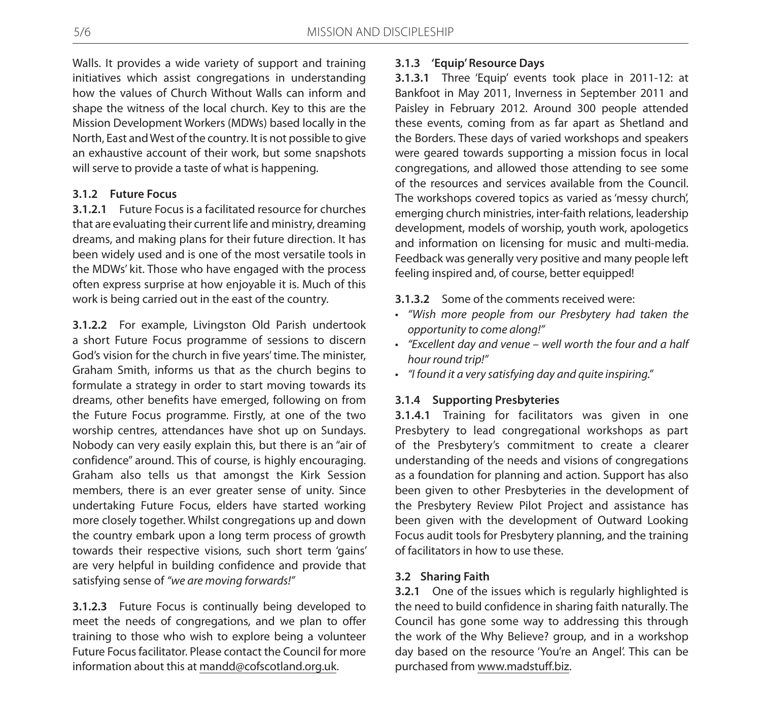Walls. It provides a wide variety of support and training initiatives which assist congregations in understanding how the values of Church Without Walls can inform and shape the witness of the local church. Key to this are the Mission Development Workers (MDWs) based locally in the North, East and West of the country. It is not possible to give an exhaustive account of their work, but some snapshots will serve to provide a taste of what is happening.

### 3.1.2 Future Focus

**3.1.2.1** Future Focus is a facilitated resource for churches that are evaluating their current life and ministry, dreaming dreams, and making plans for their future direction. It has been widely used and is one of the most versatile tools in the MDWs' kit. Those who have engaged with the process often express surprise at how enjoyable it is. Much of this work is being carried out in the east of the country.

**3.1.2.2** For example, Livingston Old Parish undertook a short Future Focus programme of sessions to discern God's vision for the church in five years' time. The minister, Graham Smith, informs us that as the church begins to formulate a strategy in order to start moving towards its dreams, other benefits have emerged, following on from the Future Focus programme. Firstly, at one of the two worship centres, attendances have shot up on Sundays. Nobody can very easily explain this, but there is an "air of confidence" around. This of course, is highly encouraging. Graham also tells us that amongst the Kirk Session members, there is an ever greater sense of unity. Since undertaking Future Focus, elders have started working more closely together. Whilst congregations up and down the country embark upon a long term process of growth towards their respective visions, such short term 'gains' are very helpful in building confidence and provide that satisfying sense of *"we are moving forwards!"*

**3.1.2.3** Future Focus is continually being developed to meet the needs of congregations, and we plan to offer training to those who wish to explore being a volunteer Future Focus facilitator. Please contact the Council for more information about this at mandd@cofscotland.org.uk.

### 3.1.3 'Equip' Resource Days

**3.1.3.1** Three 'Equip' events took place in 2011-12: at Bankfoot in May 2011, Inverness in September 2011 and Paisley in February 2012. Around 300 people attended these events, coming from as far apart as Shetland and the Borders. These days of varied workshops and speakers were geared towards supporting a mission focus in local congregations, and allowed those attending to see some of the resources and services available from the Council. The workshops covered topics as varied as 'messy church', emerging church ministries, inter-faith relations, leadership development, models of worship, youth work, apologetics and information on licensing for music and multi-media. Feedback was generally very positive and many people left feeling inspired and, of course, better equipped!

**3.1.3.2** Some of the comments received were:

- *"Wish more people from our Presbytery had taken the opportunity to come along!"*
- *"Excellent day and venue – well worth the four and a half hour round trip!"*
- *"I found it a very satisfying day and quite inspiring."*

### 3.1.4 Supporting Presbyteries

**3.1.4.1** Training for facilitators was given in one Presbytery to lead congregational workshops as part of the Presbytery's commitment to create a clearer understanding of the needs and visions of congregations as a foundation for planning and action. Support has also been given to other Presbyteries in the development of the Presbytery Review Pilot Project and assistance has been given with the development of Outward Looking Focus audit tools for Presbytery planning, and the training of facilitators in how to use these.

### 3.2 Sharing Faith

**3.2.1** One of the issues which is regularly highlighted is the need to build confidence in sharing faith naturally. The Council has gone some way to addressing this through the work of the Why Believe? group, and in a workshop day based on the resource 'You're an Angel'. This can be purchased from www.madstuff.biz.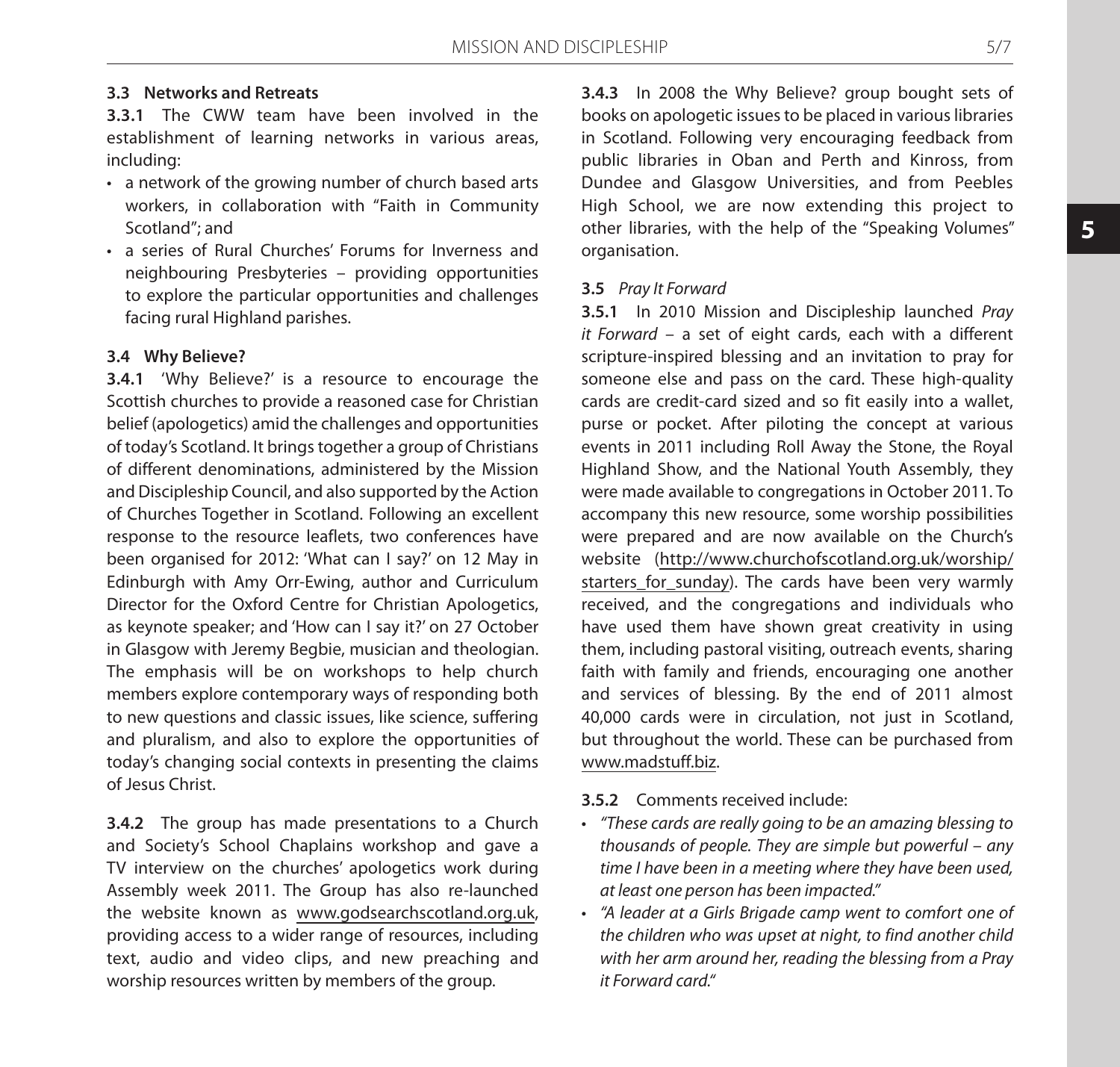### 3.3 Networks and Retreats

**3.3.1** The CWW team have been involved in the establishment of learning networks in various areas, including:

- a network of the growing number of church based arts workers, in collaboration with "Faith in Community Scotland"; and
- a series of Rural Churches' Forums for Inverness and neighbouring Presbyteries – providing opportunities to explore the particular opportunities and challenges facing rural Highland parishes.

### 3.4 Why Believe?

**3.4.1** 'Why Believe?' is a resource to encourage the Scottish churches to provide a reasoned case for Christian belief (apologetics) amid the challenges and opportunities of today's Scotland. It brings together a group of Christians of different denominations, administered by the Mission and Discipleship Council, and also supported by the Action of Churches Together in Scotland. Following an excellent response to the resource leaflets, two conferences have been organised for 2012: 'What can I say?' on 12 May in Edinburgh with Amy Orr-Ewing, author and Curriculum Director for the Oxford Centre for Christian Apologetics, as keynote speaker; and 'How can I say it?' on 27 October in Glasgow with Jeremy Begbie, musician and theologian. The emphasis will be on workshops to help church members explore contemporary ways of responding both to new questions and classic issues, like science, suffering and pluralism, and also to explore the opportunities of today's changing social contexts in presenting the claims of Jesus Christ.

**3.4.2** The group has made presentations to a Church and Society's School Chaplains workshop and gave a TV interview on the churches' apologetics work during Assembly week 2011. The Group has also re-launched the website known as www.godsearchscotland.org.uk, providing access to a wider range of resources, including text, audio and video clips, and new preaching and worship resources written by members of the group.

**3.4.3** In 2008 the Why Believe? group bought sets of books on apologetic issues to be placed in various libraries in Scotland. Following very encouraging feedback from public libraries in Oban and Perth and Kinross, from Dundee and Glasgow Universities, and from Peebles High School, we are now extending this project to other libraries, with the help of the "Speaking Volumes" organisation.

### 3.5 *Pray It Forward*

**3.5.1** In 2010 Mission and Discipleship launched *Pray it Forward* – a set of eight cards, each with a different scripture-inspired blessing and an invitation to pray for someone else and pass on the card. These high-quality cards are credit-card sized and so fit easily into a wallet, purse or pocket. After piloting the concept at various events in 2011 including Roll Away the Stone, the Royal Highland Show, and the National Youth Assembly, they were made available to congregations in October 2011. To accompany this new resource, some worship possibilities were prepared and are now available on the Church's website (http://www.churchofscotland.org.uk/worship/starters_for_sunday). The cards have been very warmly received, and the congregations and individuals who have used them have shown great creativity in using them, including pastoral visiting, outreach events, sharing faith with family and friends, encouraging one another and services of blessing. By the end of 2011 almost 40,000 cards were in circulation, not just in Scotland, but throughout the world. These can be purchased from www.madstuff.biz.

**3.5.2** Comments received include:

- *"These cards are really going to be an amazing blessing to thousands of people. They are simple but powerful – any time I have been in a meeting where they have been used, at least one person has been impacted."*
- *"A leader at a Girls Brigade camp went to comfort one of the children who was upset at night, to find another child with her arm around her, reading the blessing from a Pray it Forward card."*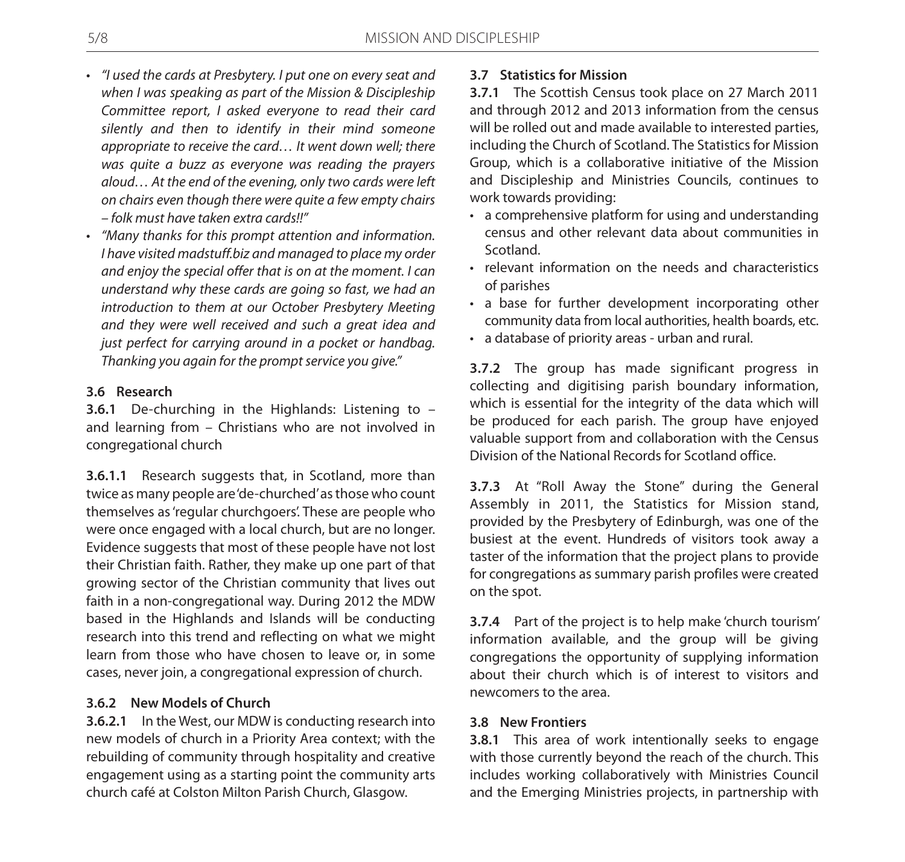- *"I used the cards at Presbytery. I put one on every seat and when I was speaking as part of the Mission & Discipleship Committee report, I asked everyone to read their card silently and then to identify in their mind someone appropriate to receive the card… It went down well; there was quite a buzz as everyone was reading the prayers aloud… At the end of the evening, only two cards were left on chairs even though there were quite a few empty chairs – folk must have taken extra cards!!"*
- *"Many thanks for this prompt attention and information. I have visited madstuff.biz and managed to place my order and enjoy the special offer that is on at the moment. I can understand why these cards are going so fast, we had an introduction to them at our October Presbytery Meeting and they were well received and such a great idea and just perfect for carrying around in a pocket or handbag. Thanking you again for the prompt service you give."*

### 3.6 Research

**3.6.1** De-churching in the Highlands: Listening to – and learning from – Christians who are not involved in congregational church

**3.6.1.1** Research suggests that, in Scotland, more than twice as many people are 'de-churched' as those who count themselves as 'regular churchgoers'. These are people who were once engaged with a local church, but are no longer. Evidence suggests that most of these people have not lost their Christian faith. Rather, they make up one part of that growing sector of the Christian community that lives out faith in a non-congregational way. During 2012 the MDW based in the Highlands and Islands will be conducting research into this trend and reflecting on what we might learn from those who have chosen to leave or, in some cases, never join, a congregational expression of church.

### 3.6.2 New Models of Church

**3.6.2.1** In the West, our MDW is conducting research into new models of church in a Priority Area context; with the rebuilding of community through hospitality and creative engagement using as a starting point the community arts church café at Colston Milton Parish Church, Glasgow.

### 3.7 Statistics for Mission

**3.7.1** The Scottish Census took place on 27 March 2011 and through 2012 and 2013 information from the census will be rolled out and made available to interested parties, including the Church of Scotland. The Statistics for Mission Group, which is a collaborative initiative of the Mission and Discipleship and Ministries Councils, continues to work towards providing:

- a comprehensive platform for using and understanding census and other relevant data about communities in Scotland.
- relevant information on the needs and characteristics of parishes
- a base for further development incorporating other community data from local authorities, health boards, etc.
- a database of priority areas - urban and rural.

**3.7.2** The group has made significant progress in collecting and digitising parish boundary information, which is essential for the integrity of the data which will be produced for each parish. The group have enjoyed valuable support from and collaboration with the Census Division of the National Records for Scotland office.

**3.7.3** At "Roll Away the Stone" during the General Assembly in 2011, the Statistics for Mission stand, provided by the Presbytery of Edinburgh, was one of the busiest at the event. Hundreds of visitors took away a taster of the information that the project plans to provide for congregations as summary parish profiles were created on the spot.

**3.7.4** Part of the project is to help make 'church tourism' information available, and the group will be giving congregations the opportunity of supplying information about their church which is of interest to visitors and newcomers to the area.

### 3.8 New Frontiers

**3.8.1** This area of work intentionally seeks to engage with those currently beyond the reach of the church. This includes working collaboratively with Ministries Council and the Emerging Ministries projects, in partnership with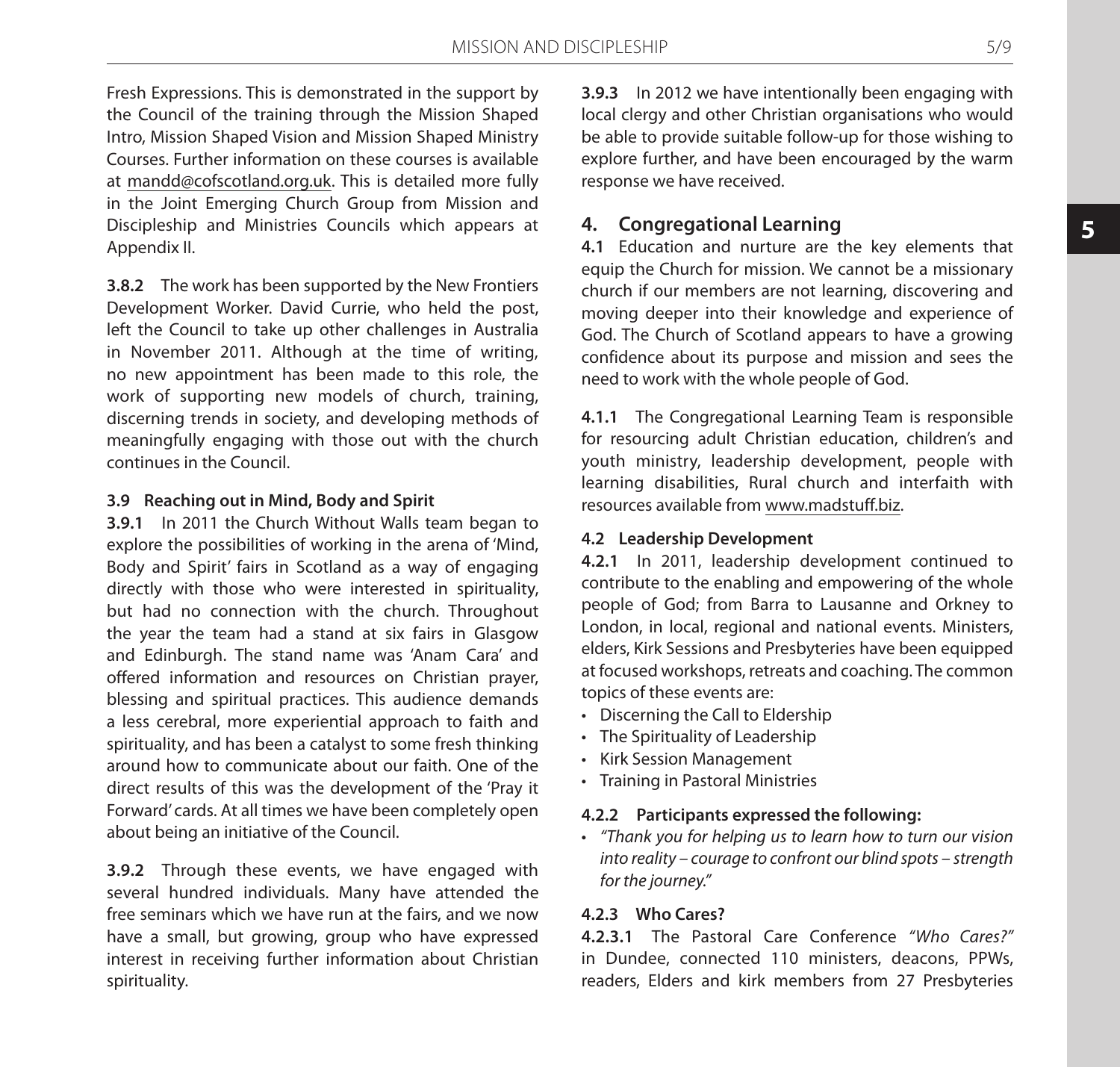Fresh Expressions. This is demonstrated in the support by the Council of the training through the Mission Shaped Intro, Mission Shaped Vision and Mission Shaped Ministry Courses. Further information on these courses is available at mandd@cofscotland.org.uk. This is detailed more fully in the Joint Emerging Church Group from Mission and Discipleship and Ministries Councils which appears at Appendix II.

**3.8.2** The work has been supported by the New Frontiers Development Worker. David Currie, who held the post, left the Council to take up other challenges in Australia in November 2011. Although at the time of writing, no new appointment has been made to this role, the work of supporting new models of church, training, discerning trends in society, and developing methods of meaningfully engaging with those out with the church continues in the Council.

#### 3.9 Reaching out in Mind, Body and Spirit

**3.9.1** In 2011 the Church Without Walls team began to explore the possibilities of working in the arena of 'Mind, Body and Spirit' fairs in Scotland as a way of engaging directly with those who were interested in spirituality, but had no connection with the church. Throughout the year the team had a stand at six fairs in Glasgow and Edinburgh. The stand name was 'Anam Cara' and offered information and resources on Christian prayer, blessing and spiritual practices. This audience demands a less cerebral, more experiential approach to faith and spirituality, and has been a catalyst to some fresh thinking around how to communicate about our faith. One of the direct results of this was the development of the 'Pray it Forward' cards. At all times we have been completely open about being an initiative of the Council.

**3.9.2** Through these events, we have engaged with several hundred individuals. Many have attended the free seminars which we have run at the fairs, and we now have a small, but growing, group who have expressed interest in receiving further information about Christian spirituality.

**3.9.3** In 2012 we have intentionally been engaging with local clergy and other Christian organisations who would be able to provide suitable follow-up for those wishing to explore further, and have been encouraged by the warm response we have received.

## 4. Congregational Learning

**4.1** Education and nurture are the key elements that equip the Church for mission. We cannot be a missionary church if our members are not learning, discovering and moving deeper into their knowledge and experience of God. The Church of Scotland appears to have a growing confidence about its purpose and mission and sees the need to work with the whole people of God.

**4.1.1** The Congregational Learning Team is responsible for resourcing adult Christian education, children's and youth ministry, leadership development, people with learning disabilities, Rural church and interfaith with resources available from www.madstuff.biz.

#### 4.2 Leadership Development

**4.2.1** In 2011, leadership development continued to contribute to the enabling and empowering of the whole people of God; from Barra to Lausanne and Orkney to London, in local, regional and national events. Ministers, elders, Kirk Sessions and Presbyteries have been equipped at focused workshops, retreats and coaching. The common topics of these events are:

- Discerning the Call to Eldership
- The Spirituality of Leadership
- Kirk Session Management
- Training in Pastoral Ministries

#### 4.2.2 Participants expressed the following:

- *"Thank you for helping us to learn how to turn our vision into reality – courage to confront our blind spots – strength for the journey."*

#### 4.2.3 Who Cares?

**4.2.3.1** The Pastoral Care Conference *"Who Cares?"* in Dundee, connected 110 ministers, deacons, PPWs, readers, Elders and kirk members from 27 Presbyteries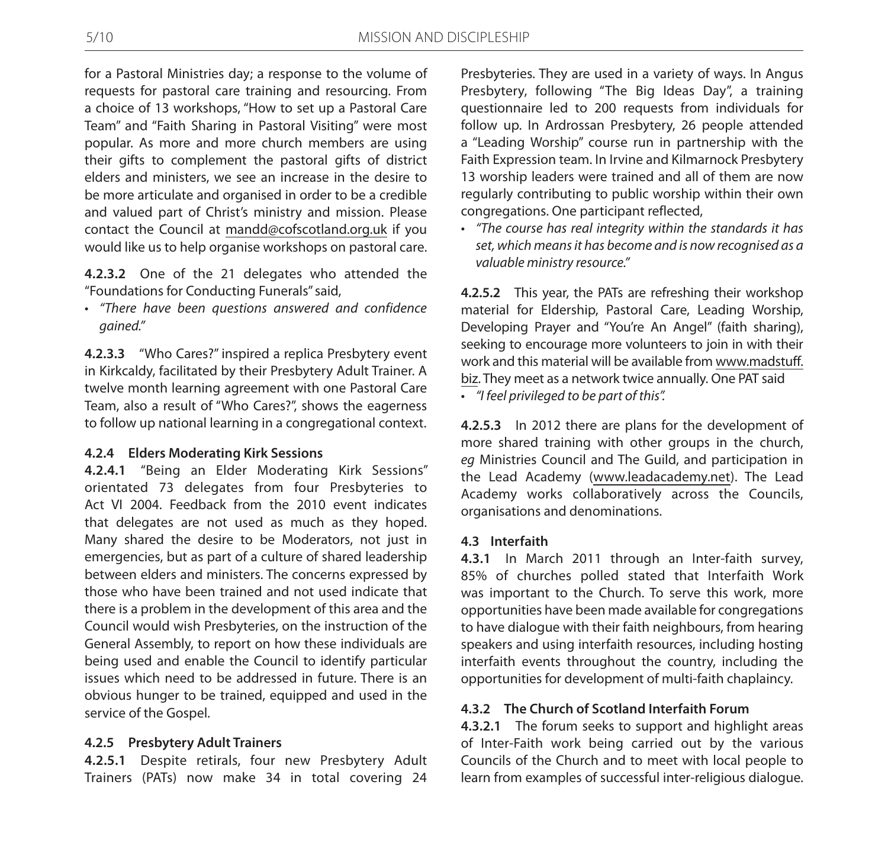for a Pastoral Ministries day; a response to the volume of requests for pastoral care training and resourcing. From a choice of 13 workshops, "How to set up a Pastoral Care Team" and "Faith Sharing in Pastoral Visiting" were most popular. As more and more church members are using their gifts to complement the pastoral gifts of district elders and ministers, we see an increase in the desire to be more articulate and organised in order to be a credible and valued part of Christ's ministry and mission. Please contact the Council at mandd@cofscotland.org.uk if you would like us to help organise workshops on pastoral care.

**4.2.3.2** One of the 21 delegates who attended the "Foundations for Conducting Funerals" said,

- *"There have been questions answered and confidence gained."*

**4.2.3.3** "Who Cares?" inspired a replica Presbytery event in Kirkcaldy, facilitated by their Presbytery Adult Trainer. A twelve month learning agreement with one Pastoral Care Team, also a result of "Who Cares?", shows the eagerness to follow up national learning in a congregational context.

**4.2.4 Elders Moderating Kirk Sessions**

**4.2.4.1** "Being an Elder Moderating Kirk Sessions" orientated 73 delegates from four Presbyteries to Act VI 2004. Feedback from the 2010 event indicates that delegates are not used as much as they hoped. Many shared the desire to be Moderators, not just in emergencies, but as part of a culture of shared leadership between elders and ministers. The concerns expressed by those who have been trained and not used indicate that there is a problem in the development of this area and the Council would wish Presbyteries, on the instruction of the General Assembly, to report on how these individuals are being used and enable the Council to identify particular issues which need to be addressed in future. There is an obvious hunger to be trained, equipped and used in the service of the Gospel.

**4.2.5 Presbytery Adult Trainers**

**4.2.5.1** Despite retirals, four new Presbytery Adult Trainers (PATs) now make 34 in total covering 24 Presbyteries. They are used in a variety of ways. In Angus Presbytery, following "The Big Ideas Day", a training questionnaire led to 200 requests from individuals for follow up. In Ardrossan Presbytery, 26 people attended a "Leading Worship" course run in partnership with the Faith Expression team. In Irvine and Kilmarnock Presbytery 13 worship leaders were trained and all of them are now regularly contributing to public worship within their own congregations. One participant reflected,

- *"The course has real integrity within the standards it has set, which means it has become and is now recognised as a valuable ministry resource."*

**4.2.5.2** This year, the PATs are refreshing their workshop material for Eldership, Pastoral Care, Leading Worship, Developing Prayer and "You're An Angel" (faith sharing), seeking to encourage more volunteers to join in with their work and this material will be available from www.madstuff.biz. They meet as a network twice annually. One PAT said

- *"I feel privileged to be part of this".*

**4.2.5.3** In 2012 there are plans for the development of more shared training with other groups in the church, *eg* Ministries Council and The Guild, and participation in the Lead Academy (www.leadacademy.net). The Lead Academy works collaboratively across the Councils, organisations and denominations.

**4.3 Interfaith**

**4.3.1** In March 2011 through an Inter-faith survey, 85% of churches polled stated that Interfaith Work was important to the Church. To serve this work, more opportunities have been made available for congregations to have dialogue with their faith neighbours, from hearing speakers and using interfaith resources, including hosting interfaith events throughout the country, including the opportunities for development of multi-faith chaplaincy.

**4.3.2 The Church of Scotland Interfaith Forum**

**4.3.2.1** The forum seeks to support and highlight areas of Inter-Faith work being carried out by the various Councils of the Church and to meet with local people to learn from examples of successful inter-religious dialogue.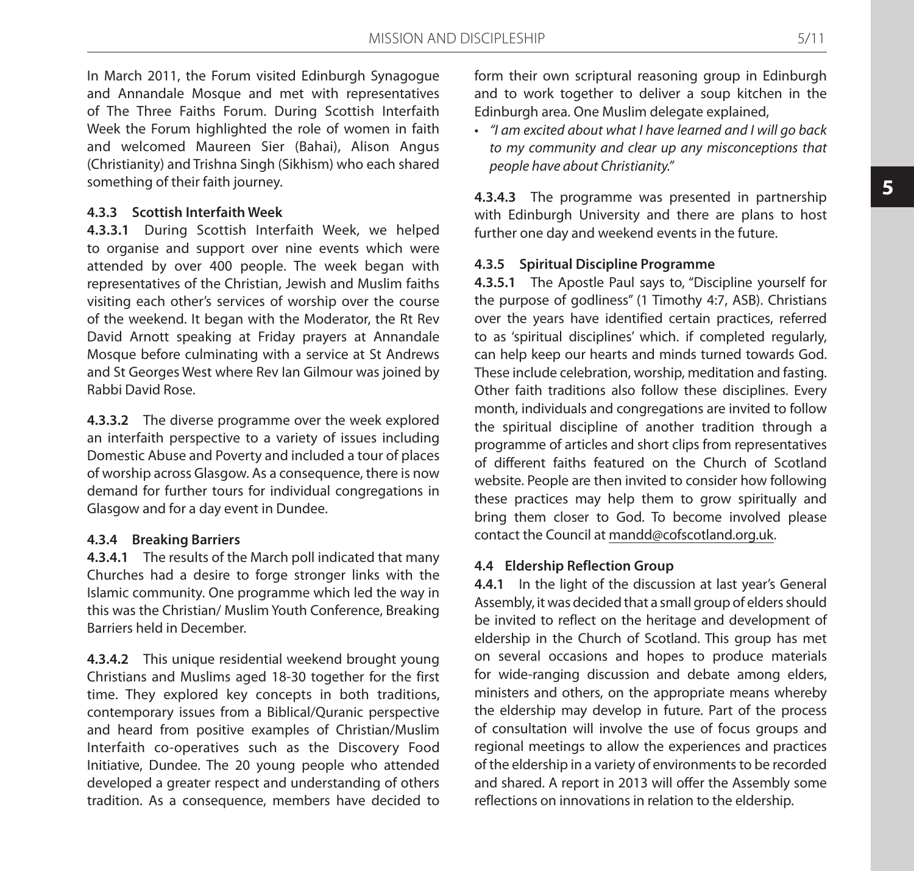In March 2011, the Forum visited Edinburgh Synagogue and Annandale Mosque and met with representatives of The Three Faiths Forum. During Scottish Interfaith Week the Forum highlighted the role of women in faith and welcomed Maureen Sier (Bahai), Alison Angus (Christianity) and Trishna Singh (Sikhism) who each shared something of their faith journey.

#### 4.3.3 Scottish Interfaith Week

**4.3.3.1** During Scottish Interfaith Week, we helped to organise and support over nine events which were attended by over 400 people. The week began with representatives of the Christian, Jewish and Muslim faiths visiting each other's services of worship over the course of the weekend. It began with the Moderator, the Rt Rev David Arnott speaking at Friday prayers at Annandale Mosque before culminating with a service at St Andrews and St Georges West where Rev Ian Gilmour was joined by Rabbi David Rose.

**4.3.3.2** The diverse programme over the week explored an interfaith perspective to a variety of issues including Domestic Abuse and Poverty and included a tour of places of worship across Glasgow. As a consequence, there is now demand for further tours for individual congregations in Glasgow and for a day event in Dundee.

#### 4.3.4 Breaking Barriers

**4.3.4.1** The results of the March poll indicated that many Churches had a desire to forge stronger links with the Islamic community. One programme which led the way in this was the Christian/ Muslim Youth Conference, Breaking Barriers held in December.

**4.3.4.2** This unique residential weekend brought young Christians and Muslims aged 18-30 together for the first time. They explored key concepts in both traditions, contemporary issues from a Biblical/Quranic perspective and heard from positive examples of Christian/Muslim Interfaith co-operatives such as the Discovery Food Initiative, Dundee. The 20 young people who attended developed a greater respect and understanding of others tradition. As a consequence, members have decided to form their own scriptural reasoning group in Edinburgh and to work together to deliver a soup kitchen in the Edinburgh area. One Muslim delegate explained,

- *"I am excited about what I have learned and I will go back to my community and clear up any misconceptions that people have about Christianity."*

**4.3.4.3** The programme was presented in partnership with Edinburgh University and there are plans to host further one day and weekend events in the future.

#### 4.3.5 Spiritual Discipline Programme

**4.3.5.1** The Apostle Paul says to, "Discipline yourself for the purpose of godliness" (1 Timothy 4:7, ASB). Christians over the years have identified certain practices, referred to as 'spiritual disciplines' which. if completed regularly, can help keep our hearts and minds turned towards God. These include celebration, worship, meditation and fasting. Other faith traditions also follow these disciplines. Every month, individuals and congregations are invited to follow the spiritual discipline of another tradition through a programme of articles and short clips from representatives of different faiths featured on the Church of Scotland website. People are then invited to consider how following these practices may help them to grow spiritually and bring them closer to God. To become involved please contact the Council at mandd@cofscotland.org.uk.

### 4.4 Eldership Reflection Group

**4.4.1** In the light of the discussion at last year's General Assembly, it was decided that a small group of elders should be invited to reflect on the heritage and development of eldership in the Church of Scotland. This group has met on several occasions and hopes to produce materials for wide-ranging discussion and debate among elders, ministers and others, on the appropriate means whereby the eldership may develop in future. Part of the process of consultation will involve the use of focus groups and regional meetings to allow the experiences and practices of the eldership in a variety of environments to be recorded and shared. A report in 2013 will offer the Assembly some reflections on innovations in relation to the eldership.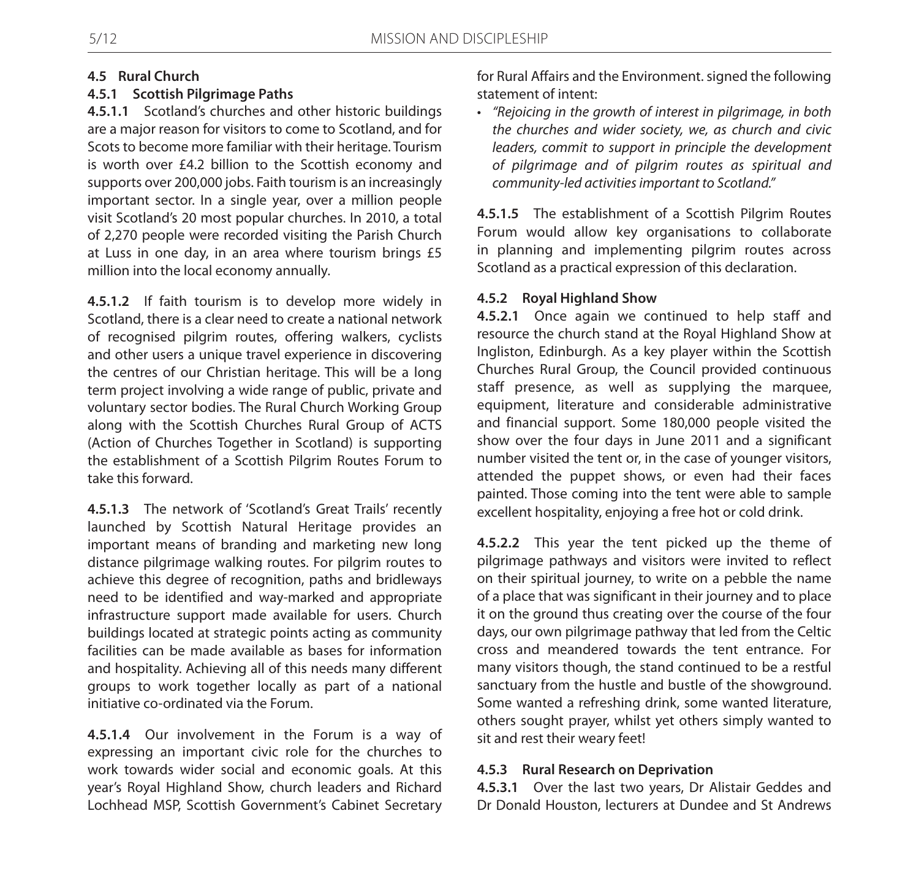### 4.5 Rural Church

#### 4.5.1 Scottish Pilgrimage Paths

**4.5.1.1** Scotland's churches and other historic buildings are a major reason for visitors to come to Scotland, and for Scots to become more familiar with their heritage. Tourism is worth over £4.2 billion to the Scottish economy and supports over 200,000 jobs. Faith tourism is an increasingly important sector. In a single year, over a million people visit Scotland's 20 most popular churches. In 2010, a total of 2,270 people were recorded visiting the Parish Church at Luss in one day, in an area where tourism brings £5 million into the local economy annually.

**4.5.1.2** If faith tourism is to develop more widely in Scotland, there is a clear need to create a national network of recognised pilgrim routes, offering walkers, cyclists and other users a unique travel experience in discovering the centres of our Christian heritage. This will be a long term project involving a wide range of public, private and voluntary sector bodies. The Rural Church Working Group along with the Scottish Churches Rural Group of ACTS (Action of Churches Together in Scotland) is supporting the establishment of a Scottish Pilgrim Routes Forum to take this forward.

**4.5.1.3** The network of 'Scotland's Great Trails' recently launched by Scottish Natural Heritage provides an important means of branding and marketing new long distance pilgrimage walking routes. For pilgrim routes to achieve this degree of recognition, paths and bridleways need to be identified and way-marked and appropriate infrastructure support made available for users. Church buildings located at strategic points acting as community facilities can be made available as bases for information and hospitality. Achieving all of this needs many different groups to work together locally as part of a national initiative co-ordinated via the Forum.

**4.5.1.4** Our involvement in the Forum is a way of expressing an important civic role for the churches to work towards wider social and economic goals. At this year's Royal Highland Show, church leaders and Richard Lochhead MSP, Scottish Government's Cabinet Secretary for Rural Affairs and the Environment. signed the following statement of intent:

- *"Rejoicing in the growth of interest in pilgrimage, in both the churches and wider society, we, as church and civic leaders, commit to support in principle the development of pilgrimage and of pilgrim routes as spiritual and community-led activities important to Scotland."*

**4.5.1.5** The establishment of a Scottish Pilgrim Routes Forum would allow key organisations to collaborate in planning and implementing pilgrim routes across Scotland as a practical expression of this declaration.

#### 4.5.2 Royal Highland Show

**4.5.2.1** Once again we continued to help staff and resource the church stand at the Royal Highland Show at Ingliston, Edinburgh. As a key player within the Scottish Churches Rural Group, the Council provided continuous staff presence, as well as supplying the marquee, equipment, literature and considerable administrative and financial support. Some 180,000 people visited the show over the four days in June 2011 and a significant number visited the tent or, in the case of younger visitors, attended the puppet shows, or even had their faces painted. Those coming into the tent were able to sample excellent hospitality, enjoying a free hot or cold drink.

**4.5.2.2** This year the tent picked up the theme of pilgrimage pathways and visitors were invited to reflect on their spiritual journey, to write on a pebble the name of a place that was significant in their journey and to place it on the ground thus creating over the course of the four days, our own pilgrimage pathway that led from the Celtic cross and meandered towards the tent entrance. For many visitors though, the stand continued to be a restful sanctuary from the hustle and bustle of the showground. Some wanted a refreshing drink, some wanted literature, others sought prayer, whilst yet others simply wanted to sit and rest their weary feet!

#### 4.5.3 Rural Research on Deprivation

**4.5.3.1** Over the last two years, Dr Alistair Geddes and Dr Donald Houston, lecturers at Dundee and St Andrews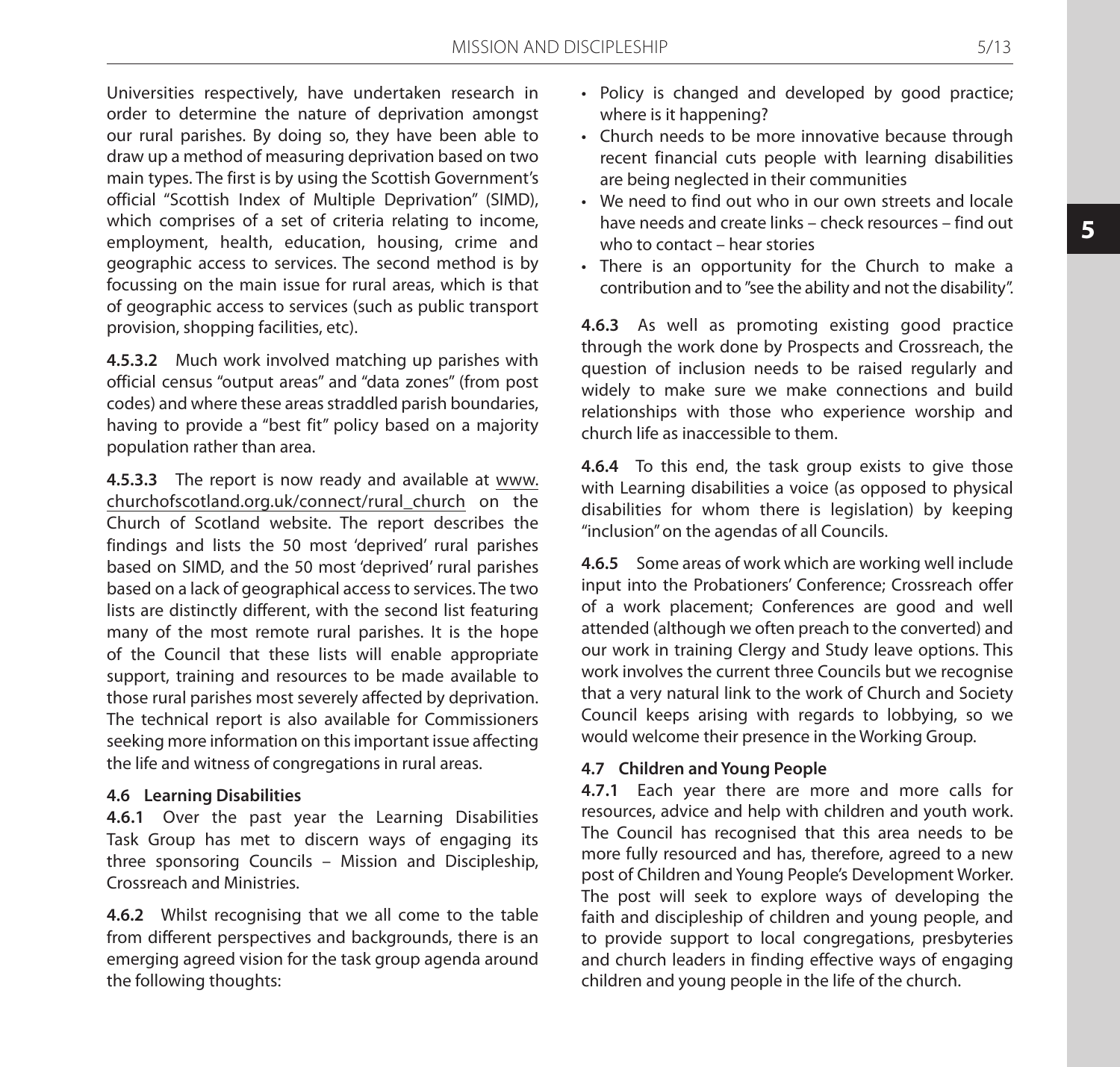Universities respectively, have undertaken research in order to determine the nature of deprivation amongst our rural parishes. By doing so, they have been able to draw up a method of measuring deprivation based on two main types. The first is by using the Scottish Government's official "Scottish Index of Multiple Deprivation" (SIMD), which comprises of a set of criteria relating to income, employment, health, education, housing, crime and geographic access to services. The second method is by focussing on the main issue for rural areas, which is that of geographic access to services (such as public transport provision, shopping facilities, etc).

**4.5.3.2** Much work involved matching up parishes with official census "output areas" and "data zones" (from post codes) and where these areas straddled parish boundaries, having to provide a "best fit" policy based on a majority population rather than area.

**4.5.3.3** The report is now ready and available at www.churchofscotland.org.uk/connect/rural_church on the Church of Scotland website. The report describes the findings and lists the 50 most 'deprived' rural parishes based on SIMD, and the 50 most 'deprived' rural parishes based on a lack of geographical access to services. The two lists are distinctly different, with the second list featuring many of the most remote rural parishes. It is the hope of the Council that these lists will enable appropriate support, training and resources to be made available to those rural parishes most severely affected by deprivation. The technical report is also available for Commissioners seeking more information on this important issue affecting the life and witness of congregations in rural areas.

### 4.6 Learning Disabilities

**4.6.1** Over the past year the Learning Disabilities Task Group has met to discern ways of engaging its three sponsoring Councils – Mission and Discipleship, Crossreach and Ministries.

**4.6.2** Whilst recognising that we all come to the table from different perspectives and backgrounds, there is an emerging agreed vision for the task group agenda around the following thoughts:

- Policy is changed and developed by good practice; where is it happening?
- Church needs to be more innovative because through recent financial cuts people with learning disabilities are being neglected in their communities
- We need to find out who in our own streets and locale have needs and create links – check resources – find out who to contact – hear stories
- There is an opportunity for the Church to make a contribution and to "see the ability and not the disability".

**4.6.3** As well as promoting existing good practice through the work done by Prospects and Crossreach, the question of inclusion needs to be raised regularly and widely to make sure we make connections and build relationships with those who experience worship and church life as inaccessible to them.

**4.6.4** To this end, the task group exists to give those with Learning disabilities a voice (as opposed to physical disabilities for whom there is legislation) by keeping "inclusion" on the agendas of all Councils.

**4.6.5** Some areas of work which are working well include input into the Probationers' Conference; Crossreach offer of a work placement; Conferences are good and well attended (although we often preach to the converted) and our work in training Clergy and Study leave options. This work involves the current three Councils but we recognise that a very natural link to the work of Church and Society Council keeps arising with regards to lobbying, so we would welcome their presence in the Working Group.

### 4.7 Children and Young People

**4.7.1** Each year there are more and more calls for resources, advice and help with children and youth work. The Council has recognised that this area needs to be more fully resourced and has, therefore, agreed to a new post of Children and Young People's Development Worker. The post will seek to explore ways of developing the faith and discipleship of children and young people, and to provide support to local congregations, presbyteries and church leaders in finding effective ways of engaging children and young people in the life of the church.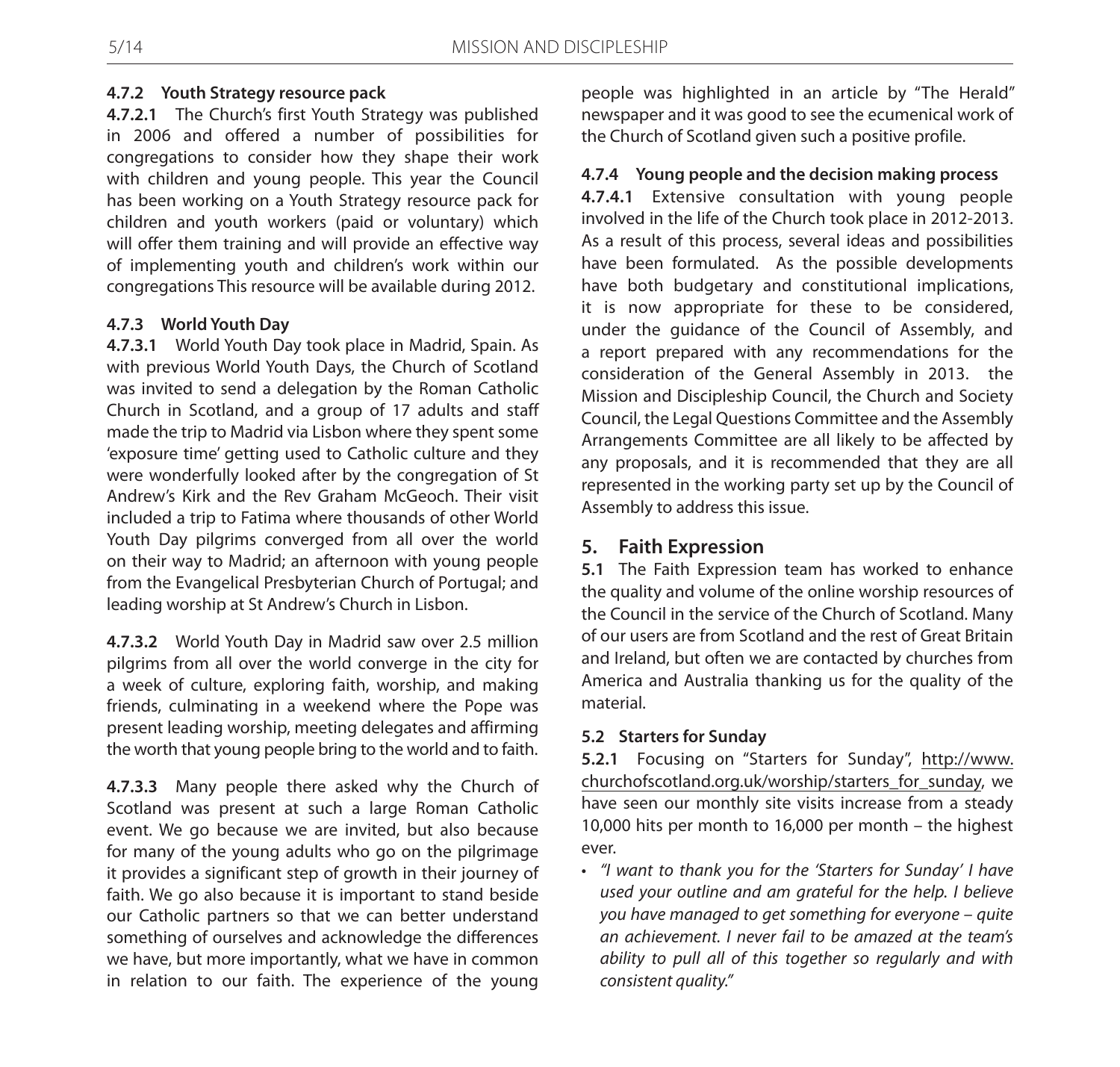#### 4.7.2 Youth Strategy resource pack

**4.7.2.1** The Church's first Youth Strategy was published in 2006 and offered a number of possibilities for congregations to consider how they shape their work with children and young people. This year the Council has been working on a Youth Strategy resource pack for children and youth workers (paid or voluntary) which will offer them training and will provide an effective way of implementing youth and children's work within our congregations This resource will be available during 2012.

#### 4.7.3 World Youth Day

**4.7.3.1** World Youth Day took place in Madrid, Spain. As with previous World Youth Days, the Church of Scotland was invited to send a delegation by the Roman Catholic Church in Scotland, and a group of 17 adults and staff made the trip to Madrid via Lisbon where they spent some 'exposure time' getting used to Catholic culture and they were wonderfully looked after by the congregation of St Andrew's Kirk and the Rev Graham McGeoch. Their visit included a trip to Fatima where thousands of other World Youth Day pilgrims converged from all over the world on their way to Madrid; an afternoon with young people from the Evangelical Presbyterian Church of Portugal; and leading worship at St Andrew's Church in Lisbon.

**4.7.3.2** World Youth Day in Madrid saw over 2.5 million pilgrims from all over the world converge in the city for a week of culture, exploring faith, worship, and making friends, culminating in a weekend where the Pope was present leading worship, meeting delegates and affirming the worth that young people bring to the world and to faith.

**4.7.3.3** Many people there asked why the Church of Scotland was present at such a large Roman Catholic event. We go because we are invited, but also because for many of the young adults who go on the pilgrimage it provides a significant step of growth in their journey of faith. We go also because it is important to stand beside our Catholic partners so that we can better understand something of ourselves and acknowledge the differences we have, but more importantly, what we have in common in relation to our faith. The experience of the young people was highlighted in an article by "The Herald" newspaper and it was good to see the ecumenical work of the Church of Scotland given such a positive profile.

#### 4.7.4 Young people and the decision making process

**4.7.4.1** Extensive consultation with young people involved in the life of the Church took place in 2012-2013. As a result of this process, several ideas and possibilities have been formulated. As the possible developments have both budgetary and constitutional implications, it is now appropriate for these to be considered, under the guidance of the Council of Assembly, and a report prepared with any recommendations for the consideration of the General Assembly in 2013. the Mission and Discipleship Council, the Church and Society Council, the Legal Questions Committee and the Assembly Arrangements Committee are all likely to be affected by any proposals, and it is recommended that they are all represented in the working party set up by the Council of Assembly to address this issue.

## 5. Faith Expression

**5.1** The Faith Expression team has worked to enhance the quality and volume of the online worship resources of the Council in the service of the Church of Scotland. Many of our users are from Scotland and the rest of Great Britain and Ireland, but often we are contacted by churches from America and Australia thanking us for the quality of the material.

#### 5.2 Starters for Sunday

**5.2.1** Focusing on "Starters for Sunday", http://www.churchofscotland.org.uk/worship/starters_for_sunday, we have seen our monthly site visits increase from a steady 10,000 hits per month to 16,000 per month – the highest ever.

- *"I want to thank you for the 'Starters for Sunday' I have used your outline and am grateful for the help. I believe you have managed to get something for everyone – quite an achievement. I never fail to be amazed at the team's ability to pull all of this together so regularly and with consistent quality."*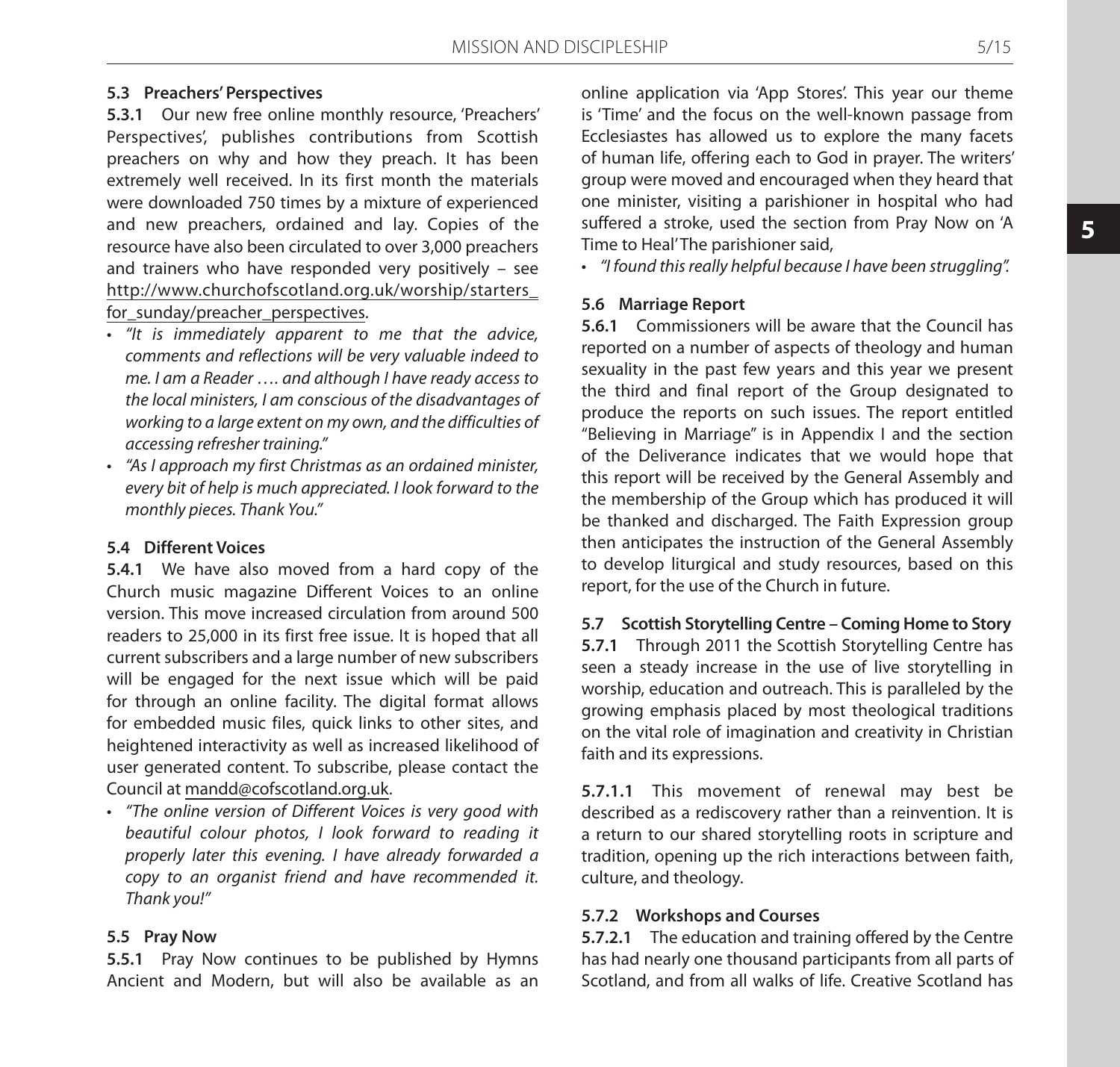### 5.3 Preachers' Perspectives

**5.3.1** Our new free online monthly resource, 'Preachers' Perspectives', publishes contributions from Scottish preachers on why and how they preach. It has been extremely well received. In its first month the materials were downloaded 750 times by a mixture of experienced and new preachers, ordained and lay. Copies of the resource have also been circulated to over 3,000 preachers and trainers who have responded very positively – see http://www.churchofscotland.org.uk/worship/starters_for_sunday/preacher_perspectives.

- *"It is immediately apparent to me that the advice, comments and reflections will be very valuable indeed to me. I am a Reader …. and although I have ready access to the local ministers, I am conscious of the disadvantages of working to a large extent on my own, and the difficulties of accessing refresher training."*
- *"As I approach my first Christmas as an ordained minister, every bit of help is much appreciated. I look forward to the monthly pieces. Thank You."*

### 5.4 Different Voices

**5.4.1** We have also moved from a hard copy of the Church music magazine Different Voices to an online version. This move increased circulation from around 500 readers to 25,000 in its first free issue. It is hoped that all current subscribers and a large number of new subscribers will be engaged for the next issue which will be paid for through an online facility. The digital format allows for embedded music files, quick links to other sites, and heightened interactivity as well as increased likelihood of user generated content. To subscribe, please contact the Council at mandd@cofscotland.org.uk.

- *"The online version of Different Voices is very good with beautiful colour photos, I look forward to reading it properly later this evening. I have already forwarded a copy to an organist friend and have recommended it. Thank you!"*

### 5.5 Pray Now

**5.5.1** Pray Now continues to be published by Hymns Ancient and Modern, but will also be available as an online application via 'App Stores'. This year our theme is 'Time' and the focus on the well-known passage from Ecclesiastes has allowed us to explore the many facets of human life, offering each to God in prayer. The writers' group were moved and encouraged when they heard that one minister, visiting a parishioner in hospital who had suffered a stroke, used the section from Pray Now on 'A Time to Heal' The parishioner said,

- *"I found this really helpful because I have been struggling".*

### 5.6 Marriage Report

**5.6.1** Commissioners will be aware that the Council has reported on a number of aspects of theology and human sexuality in the past few years and this year we present the third and final report of the Group designated to produce the reports on such issues. The report entitled "Believing in Marriage" is in Appendix I and the section of the Deliverance indicates that we would hope that this report will be received by the General Assembly and the membership of the Group which has produced it will be thanked and discharged. The Faith Expression group then anticipates the instruction of the General Assembly to develop liturgical and study resources, based on this report, for the use of the Church in future.

### 5.7 Scottish Storytelling Centre – Coming Home to Story

**5.7.1** Through 2011 the Scottish Storytelling Centre has seen a steady increase in the use of live storytelling in worship, education and outreach. This is paralleled by the growing emphasis placed by most theological traditions on the vital role of imagination and creativity in Christian faith and its expressions.

**5.7.1.1** This movement of renewal may best be described as a rediscovery rather than a reinvention. It is a return to our shared storytelling roots in scripture and tradition, opening up the rich interactions between faith, culture, and theology.

#### 5.7.2 Workshops and Courses

**5.7.2.1** The education and training offered by the Centre has had nearly one thousand participants from all parts of Scotland, and from all walks of life. Creative Scotland has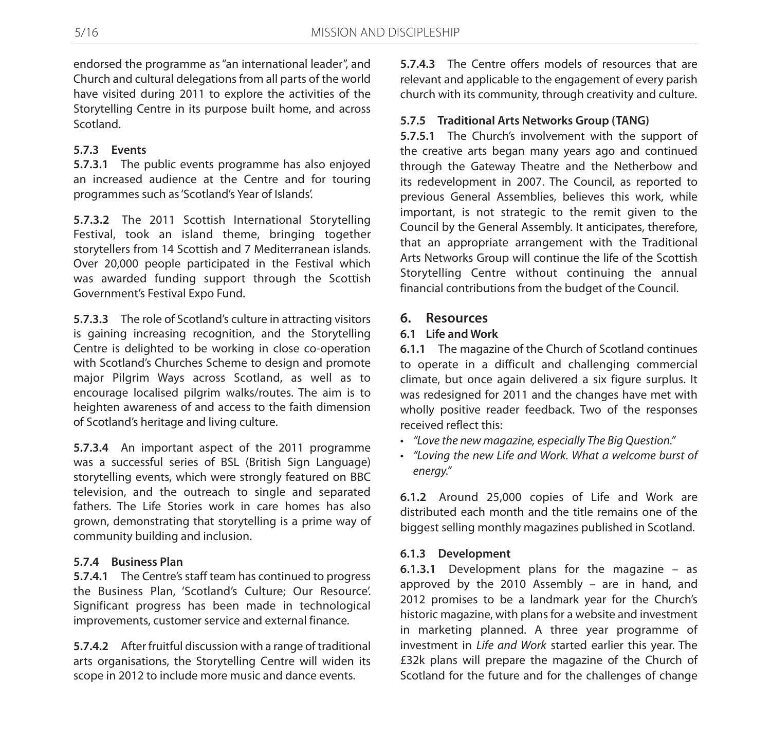endorsed the programme as "an international leader", and Church and cultural delegations from all parts of the world have visited during 2011 to explore the activities of the Storytelling Centre in its purpose built home, and across Scotland.

#### 5.7.3 Events

**5.7.3.1** The public events programme has also enjoyed an increased audience at the Centre and for touring programmes such as 'Scotland's Year of Islands'.

**5.7.3.2** The 2011 Scottish International Storytelling Festival, took an island theme, bringing together storytellers from 14 Scottish and 7 Mediterranean islands. Over 20,000 people participated in the Festival which was awarded funding support through the Scottish Government's Festival Expo Fund.

**5.7.3.3** The role of Scotland's culture in attracting visitors is gaining increasing recognition, and the Storytelling Centre is delighted to be working in close co-operation with Scotland's Churches Scheme to design and promote major Pilgrim Ways across Scotland, as well as to encourage localised pilgrim walks/routes. The aim is to heighten awareness of and access to the faith dimension of Scotland's heritage and living culture.

**5.7.3.4** An important aspect of the 2011 programme was a successful series of BSL (British Sign Language) storytelling events, which were strongly featured on BBC television, and the outreach to single and separated fathers. The Life Stories work in care homes has also grown, demonstrating that storytelling is a prime way of community building and inclusion.

#### 5.7.4 Business Plan

**5.7.4.1** The Centre's staff team has continued to progress the Business Plan, 'Scotland's Culture; Our Resource'. Significant progress has been made in technological improvements, customer service and external finance.

**5.7.4.2** After fruitful discussion with a range of traditional arts organisations, the Storytelling Centre will widen its scope in 2012 to include more music and dance events.

**5.7.4.3** The Centre offers models of resources that are relevant and applicable to the engagement of every parish church with its community, through creativity and culture.

#### 5.7.5 Traditional Arts Networks Group (TANG)

**5.7.5.1** The Church's involvement with the support of the creative arts began many years ago and continued through the Gateway Theatre and the Netherbow and its redevelopment in 2007. The Council, as reported to previous General Assemblies, believes this work, while important, is not strategic to the remit given to the Council by the General Assembly. It anticipates, therefore, that an appropriate arrangement with the Traditional Arts Networks Group will continue the life of the Scottish Storytelling Centre without continuing the annual financial contributions from the budget of the Council.

## 6. Resources

### 6.1 Life and Work

**6.1.1** The magazine of the Church of Scotland continues to operate in a difficult and challenging commercial climate, but once again delivered a six figure surplus. It was redesigned for 2011 and the changes have met with wholly positive reader feedback. Two of the responses received reflect this:

- *"Love the new magazine, especially The Big Question."*
- *"Loving the new Life and Work. What a welcome burst of energy."*

**6.1.2** Around 25,000 copies of Life and Work are distributed each month and the title remains one of the biggest selling monthly magazines published in Scotland.

#### 6.1.3 Development

**6.1.3.1** Development plans for the magazine – as approved by the 2010 Assembly – are in hand, and 2012 promises to be a landmark year for the Church's historic magazine, with plans for a website and investment in marketing planned. A three year programme of investment in *Life and Work* started earlier this year. The £32k plans will prepare the magazine of the Church of Scotland for the future and for the challenges of change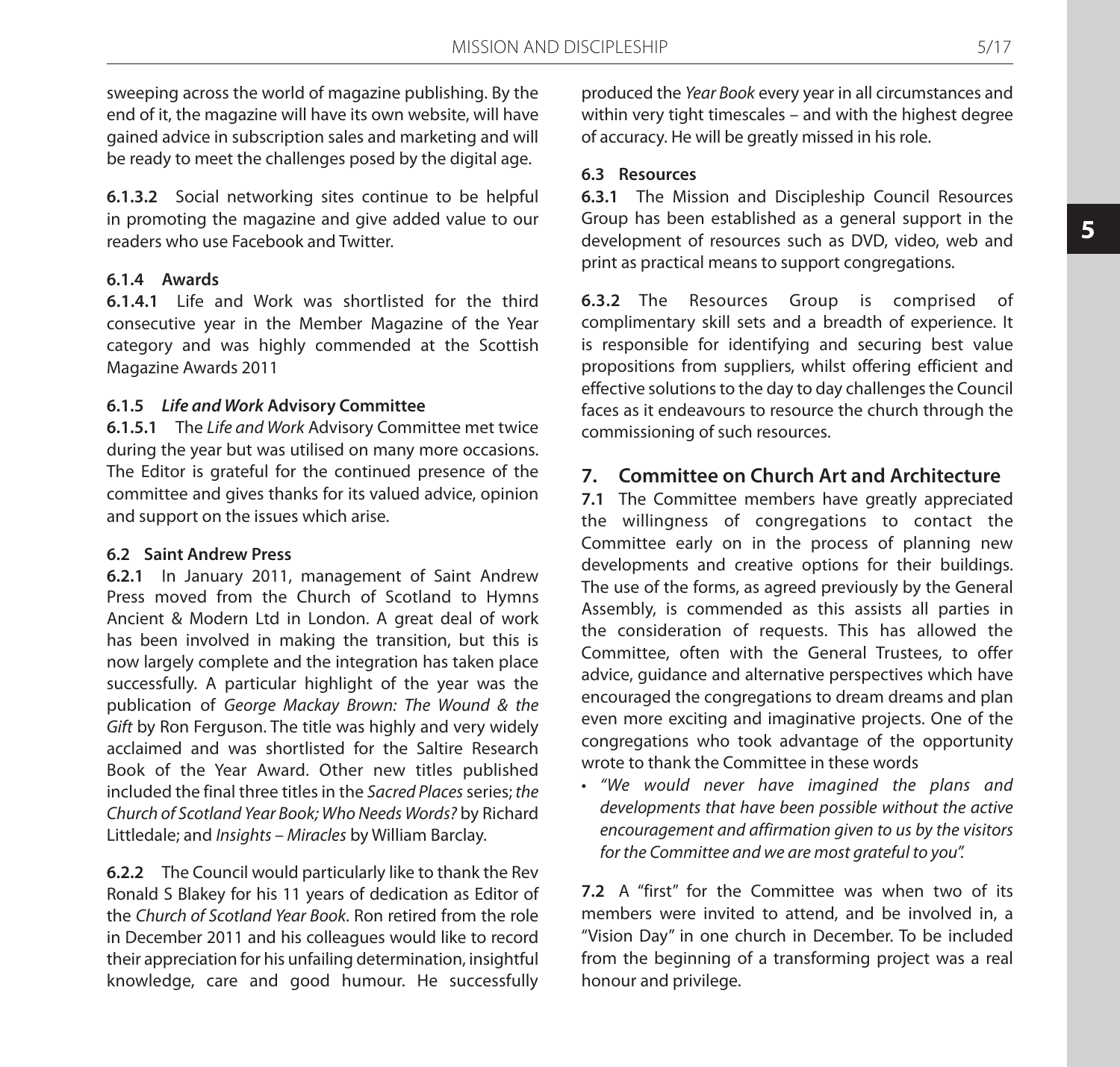sweeping across the world of magazine publishing. By the end of it, the magazine will have its own website, will have gained advice in subscription sales and marketing and will be ready to meet the challenges posed by the digital age.

**6.1.3.2** Social networking sites continue to be helpful in promoting the magazine and give added value to our readers who use Facebook and Twitter.

#### 6.1.4 Awards

**6.1.4.1** Life and Work was shortlisted for the third consecutive year in the Member Magazine of the Year category and was highly commended at the Scottish Magazine Awards 2011

#### 6.1.5 *Life and Work* Advisory Committee

**6.1.5.1** The *Life and Work* Advisory Committee met twice during the year but was utilised on many more occasions. The Editor is grateful for the continued presence of the committee and gives thanks for its valued advice, opinion and support on the issues which arise.

### 6.2 Saint Andrew Press

**6.2.1** In January 2011, management of Saint Andrew Press moved from the Church of Scotland to Hymns Ancient & Modern Ltd in London. A great deal of work has been involved in making the transition, but this is now largely complete and the integration has taken place successfully. A particular highlight of the year was the publication of *George Mackay Brown: The Wound & the Gift* by Ron Ferguson. The title was highly and very widely acclaimed and was shortlisted for the Saltire Research Book of the Year Award. Other new titles published included the final three titles in the *Sacred Places* series; *the Church of Scotland Year Book; Who Needs Words?* by Richard Littledale; and *Insights – Miracles* by William Barclay.

**6.2.2** The Council would particularly like to thank the Rev Ronald S Blakey for his 11 years of dedication as Editor of the *Church of Scotland Year Book*. Ron retired from the role in December 2011 and his colleagues would like to record their appreciation for his unfailing determination, insightful knowledge, care and good humour. He successfully produced the *Year Book* every year in all circumstances and within very tight timescales – and with the highest degree of accuracy. He will be greatly missed in his role.

### 6.3 Resources

**6.3.1** The Mission and Discipleship Council Resources Group has been established as a general support in the development of resources such as DVD, video, web and print as practical means to support congregations.

**6.3.2** The Resources Group is comprised of complimentary skill sets and a breadth of experience. It is responsible for identifying and securing best value propositions from suppliers, whilst offering efficient and effective solutions to the day to day challenges the Council faces as it endeavours to resource the church through the commissioning of such resources.

## 7. Committee on Church Art and Architecture

**7.1** The Committee members have greatly appreciated the willingness of congregations to contact the Committee early on in the process of planning new developments and creative options for their buildings. The use of the forms, as agreed previously by the General Assembly, is commended as this assists all parties in the consideration of requests. This has allowed the Committee, often with the General Trustees, to offer advice, guidance and alternative perspectives which have encouraged the congregations to dream dreams and plan even more exciting and imaginative projects. One of the congregations who took advantage of the opportunity wrote to thank the Committee in these words

- *"We would never have imagined the plans and developments that have been possible without the active encouragement and affirmation given to us by the visitors for the Committee and we are most grateful to you".*

**7.2** A "first" for the Committee was when two of its members were invited to attend, and be involved in, a "Vision Day" in one church in December. To be included from the beginning of a transforming project was a real honour and privilege.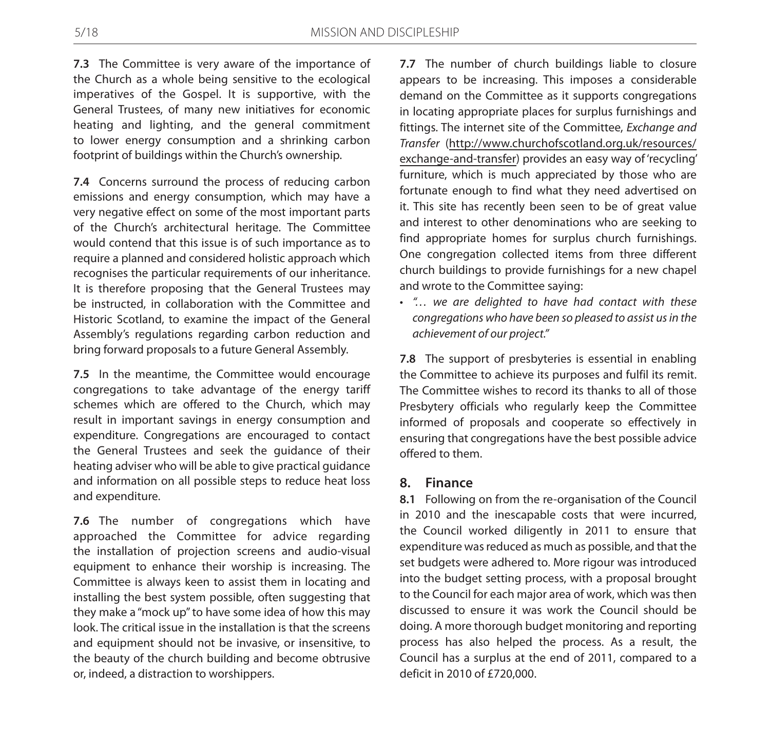**7.3** The Committee is very aware of the importance of the Church as a whole being sensitive to the ecological imperatives of the Gospel. It is supportive, with the General Trustees, of many new initiatives for economic heating and lighting, and the general commitment to lower energy consumption and a shrinking carbon footprint of buildings within the Church's ownership.

**7.4** Concerns surround the process of reducing carbon emissions and energy consumption, which may have a very negative effect on some of the most important parts of the Church's architectural heritage. The Committee would contend that this issue is of such importance as to require a planned and considered holistic approach which recognises the particular requirements of our inheritance. It is therefore proposing that the General Trustees may be instructed, in collaboration with the Committee and Historic Scotland, to examine the impact of the General Assembly's regulations regarding carbon reduction and bring forward proposals to a future General Assembly.

**7.5** In the meantime, the Committee would encourage congregations to take advantage of the energy tariff schemes which are offered to the Church, which may result in important savings in energy consumption and expenditure. Congregations are encouraged to contact the General Trustees and seek the guidance of their heating adviser who will be able to give practical guidance and information on all possible steps to reduce heat loss and expenditure.

**7.6** The number of congregations which have approached the Committee for advice regarding the installation of projection screens and audio-visual equipment to enhance their worship is increasing. The Committee is always keen to assist them in locating and installing the best system possible, often suggesting that they make a "mock up" to have some idea of how this may look. The critical issue in the installation is that the screens and equipment should not be invasive, or insensitive, to the beauty of the church building and become obtrusive or, indeed, a distraction to worshippers.

**7.7** The number of church buildings liable to closure appears to be increasing. This imposes a considerable demand on the Committee as it supports congregations in locating appropriate places for surplus furnishings and fittings. The internet site of the Committee, *Exchange and Transfer* (http://www.churchofscotland.org.uk/resources/exchange-and-transfer) provides an easy way of 'recycling' furniture, which is much appreciated by those who are fortunate enough to find what they need advertised on it. This site has recently been seen to be of great value and interest to other denominations who are seeking to find appropriate homes for surplus church furnishings. One congregation collected items from three different church buildings to provide furnishings for a new chapel and wrote to the Committee saying:

- *"… we are delighted to have had contact with these congregations who have been so pleased to assist us in the achievement of our project."*

**7.8** The support of presbyteries is essential in enabling the Committee to achieve its purposes and fulfil its remit. The Committee wishes to record its thanks to all of those Presbytery officials who regularly keep the Committee informed of proposals and cooperate so effectively in ensuring that congregations have the best possible advice offered to them.

## 8. Finance

**8.1** Following on from the re-organisation of the Council in 2010 and the inescapable costs that were incurred, the Council worked diligently in 2011 to ensure that expenditure was reduced as much as possible, and that the set budgets were adhered to. More rigour was introduced into the budget setting process, with a proposal brought to the Council for each major area of work, which was then discussed to ensure it was work the Council should be doing. A more thorough budget monitoring and reporting process has also helped the process. As a result, the Council has a surplus at the end of 2011, compared to a deficit in 2010 of £720,000.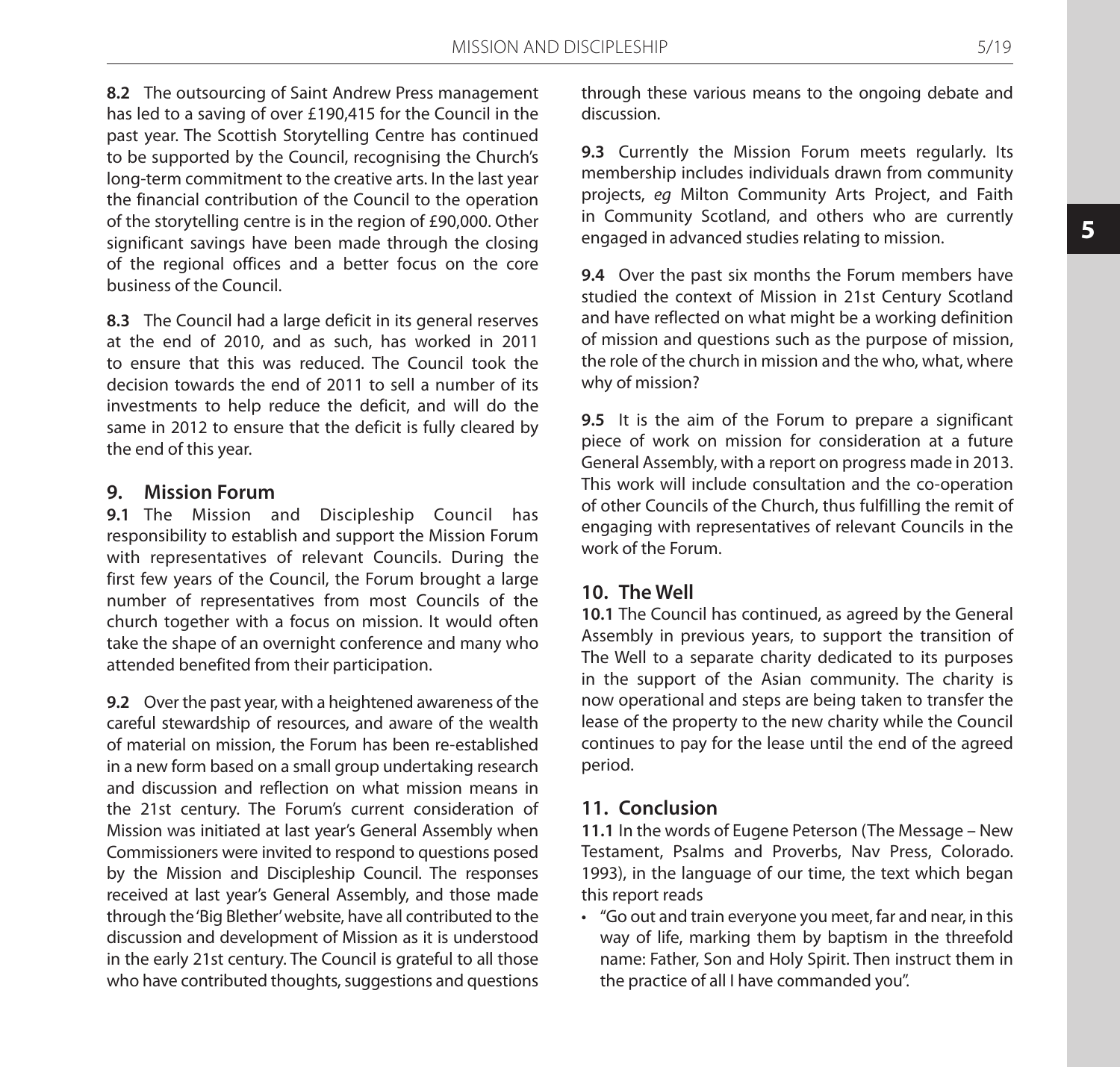**8.2** The outsourcing of Saint Andrew Press management has led to a saving of over £190,415 for the Council in the past year. The Scottish Storytelling Centre has continued to be supported by the Council, recognising the Church's long-term commitment to the creative arts. In the last year the financial contribution of the Council to the operation of the storytelling centre is in the region of £90,000. Other significant savings have been made through the closing of the regional offices and a better focus on the core business of the Council.

**8.3** The Council had a large deficit in its general reserves at the end of 2010, and as such, has worked in 2011 to ensure that this was reduced. The Council took the decision towards the end of 2011 to sell a number of its investments to help reduce the deficit, and will do the same in 2012 to ensure that the deficit is fully cleared by the end of this year.

## 9. Mission Forum

**9.1** The Mission and Discipleship Council has responsibility to establish and support the Mission Forum with representatives of relevant Councils. During the first few years of the Council, the Forum brought a large number of representatives from most Councils of the church together with a focus on mission. It would often take the shape of an overnight conference and many who attended benefited from their participation.

**9.2** Over the past year, with a heightened awareness of the careful stewardship of resources, and aware of the wealth of material on mission, the Forum has been re-established in a new form based on a small group undertaking research and discussion and reflection on what mission means in the 21st century. The Forum's current consideration of Mission was initiated at last year's General Assembly when Commissioners were invited to respond to questions posed by the Mission and Discipleship Council. The responses received at last year's General Assembly, and those made through the 'Big Blether' website, have all contributed to the discussion and development of Mission as it is understood in the early 21st century. The Council is grateful to all those who have contributed thoughts, suggestions and questions through these various means to the ongoing debate and discussion.

**9.3** Currently the Mission Forum meets regularly. Its membership includes individuals drawn from community projects, *eg* Milton Community Arts Project, and Faith in Community Scotland, and others who are currently engaged in advanced studies relating to mission.

**9.4** Over the past six months the Forum members have studied the context of Mission in 21st Century Scotland and have reflected on what might be a working definition of mission and questions such as the purpose of mission, the role of the church in mission and the who, what, where why of mission?

**9.5** It is the aim of the Forum to prepare a significant piece of work on mission for consideration at a future General Assembly, with a report on progress made in 2013. This work will include consultation and the co-operation of other Councils of the Church, thus fulfilling the remit of engaging with representatives of relevant Councils in the work of the Forum.

## 10. The Well

**10.1** The Council has continued, as agreed by the General Assembly in previous years, to support the transition of The Well to a separate charity dedicated to its purposes in the support of the Asian community. The charity is now operational and steps are being taken to transfer the lease of the property to the new charity while the Council continues to pay for the lease until the end of the agreed period.

## 11. Conclusion

**11.1** In the words of Eugene Peterson (The Message – New Testament, Psalms and Proverbs, Nav Press, Colorado. 1993), in the language of our time, the text which began this report reads

- "Go out and train everyone you meet, far and near, in this way of life, marking them by baptism in the threefold name: Father, Son and Holy Spirit. Then instruct them in the practice of all I have commanded you".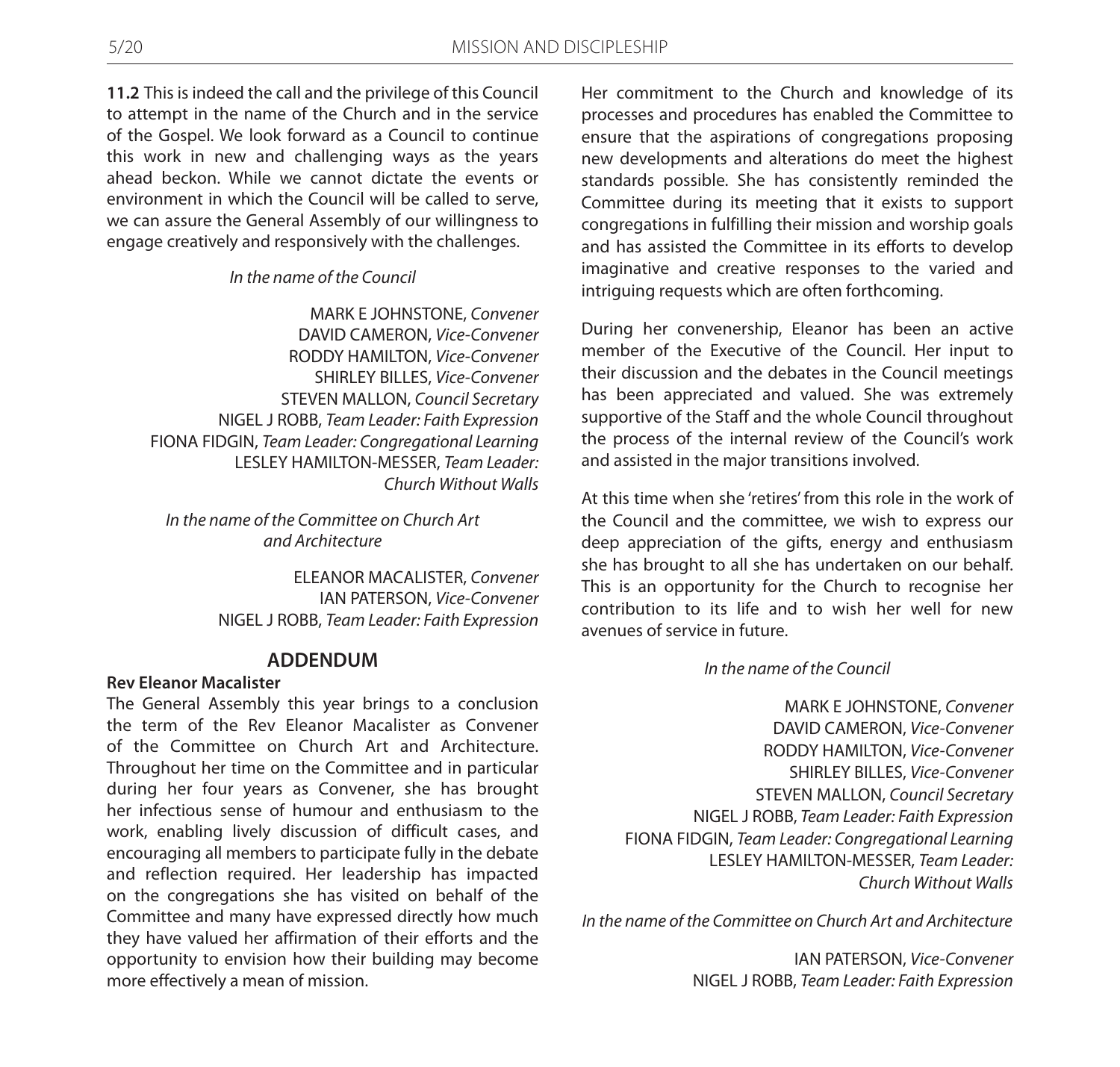**11.2** This is indeed the call and the privilege of this Council to attempt in the name of the Church and in the service of the Gospel. We look forward as a Council to continue this work in new and challenging ways as the years ahead beckon. While we cannot dictate the events or environment in which the Council will be called to serve, we can assure the General Assembly of our willingness to engage creatively and responsively with the challenges.

*In the name of the Council*

MARK E JOHNSTONE, *Convener*
DAVID CAMERON, *Vice-Convener*
RODDY HAMILTON, *Vice-Convener*
SHIRLEY BILLES, *Vice-Convener*
STEVEN MALLON, *Council Secretary*
NIGEL J ROBB, *Team Leader: Faith Expression*
FIONA FIDGIN, *Team Leader: Congregational Learning*
LESLEY HAMILTON-MESSER, *Team Leader: Church Without Walls*

*In the name of the Committee on Church Art and Architecture*

ELEANOR MACALISTER, *Convener*
IAN PATERSON, *Vice-Convener*
NIGEL J ROBB, *Team Leader: Faith Expression*

## ADDENDUM

**Rev Eleanor Macalister**

The General Assembly this year brings to a conclusion the term of the Rev Eleanor Macalister as Convener of the Committee on Church Art and Architecture. Throughout her time on the Committee and in particular during her four years as Convener, she has brought her infectious sense of humour and enthusiasm to the work, enabling lively discussion of difficult cases, and encouraging all members to participate fully in the debate and reflection required. Her leadership has impacted on the congregations she has visited on behalf of the Committee and many have expressed directly how much they have valued her affirmation of their efforts and the opportunity to envision how their building may become more effectively a mean of mission.

Her commitment to the Church and knowledge of its processes and procedures has enabled the Committee to ensure that the aspirations of congregations proposing new developments and alterations do meet the highest standards possible. She has consistently reminded the Committee during its meeting that it exists to support congregations in fulfilling their mission and worship goals and has assisted the Committee in its efforts to develop imaginative and creative responses to the varied and intriguing requests which are often forthcoming.

During her convenership, Eleanor has been an active member of the Executive of the Council. Her input to their discussion and the debates in the Council meetings has been appreciated and valued. She was extremely supportive of the Staff and the whole Council throughout the process of the internal review of the Council's work and assisted in the major transitions involved.

At this time when she 'retires' from this role in the work of the Council and the committee, we wish to express our deep appreciation of the gifts, energy and enthusiasm she has brought to all she has undertaken on our behalf. This is an opportunity for the Church to recognise her contribution to its life and to wish her well for new avenues of service in future.

*In the name of the Council*

MARK E JOHNSTONE, *Convener*
DAVID CAMERON, *Vice-Convener*
RODDY HAMILTON, *Vice-Convener*
SHIRLEY BILLES, *Vice-Convener*
STEVEN MALLON, *Council Secretary*
NIGEL J ROBB, *Team Leader: Faith Expression*
FIONA FIDGIN, *Team Leader: Congregational Learning*
LESLEY HAMILTON-MESSER, *Team Leader: Church Without Walls*

*In the name of the Committee on Church Art and Architecture*

IAN PATERSON, *Vice-Convener*
NIGEL J ROBB, *Team Leader: Faith Expression*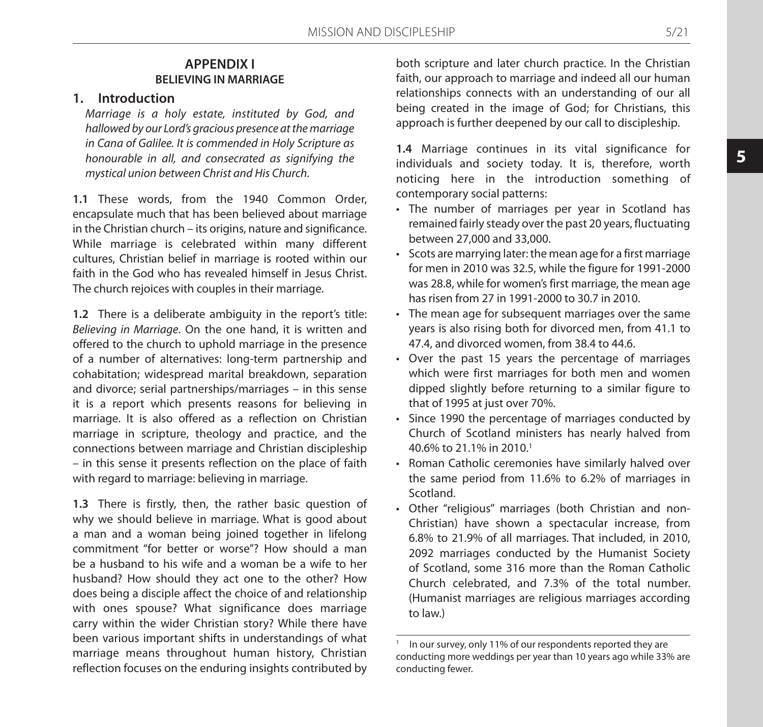## APPENDIX I
### BELIEVING IN MARRIAGE

### 1. Introduction

*Marriage is a holy estate, instituted by God, and hallowed by our Lord's gracious presence at the marriage in Cana of Galilee. It is commended in Holy Scripture as honourable in all, and consecrated as signifying the mystical union between Christ and His Church.*

**1.1** These words, from the 1940 Common Order, encapsulate much that has been believed about marriage in the Christian church – its origins, nature and significance. While marriage is celebrated within many different cultures, Christian belief in marriage is rooted within our faith in the God who has revealed himself in Jesus Christ. The church rejoices with couples in their marriage.

**1.2** There is a deliberate ambiguity in the report's title: *Believing in Marriage*. On the one hand, it is written and offered to the church to uphold marriage in the presence of a number of alternatives: long-term partnership and cohabitation; widespread marital breakdown, separation and divorce; serial partnerships/marriages – in this sense it is a report which presents reasons for believing in marriage. It is also offered as a reflection on Christian marriage in scripture, theology and practice, and the connections between marriage and Christian discipleship – in this sense it presents reflection on the place of faith with regard to marriage: believing in marriage.

**1.3** There is firstly, then, the rather basic question of why we should believe in marriage. What is good about a man and a woman being joined together in lifelong commitment "for better or worse"? How should a man be a husband to his wife and a woman be a wife to her husband? How should they act one to the other? How does being a disciple affect the choice of and relationship with ones spouse? What significance does marriage carry within the wider Christian story? While there have been various important shifts in understandings of what marriage means throughout human history, Christian reflection focuses on the enduring insights contributed by both scripture and later church practice. In the Christian faith, our approach to marriage and indeed all our human relationships connects with an understanding of our all being created in the image of God; for Christians, this approach is further deepened by our call to discipleship.

**1.4** Marriage continues in its vital significance for individuals and society today. It is, therefore, worth noticing here in the introduction something of contemporary social patterns:

- The number of marriages per year in Scotland has remained fairly steady over the past 20 years, fluctuating between 27,000 and 33,000.
- Scots are marrying later: the mean age for a first marriage for men in 2010 was 32.5, while the figure for 1991-2000 was 28.8, while for women's first marriage, the mean age has risen from 27 in 1991-2000 to 30.7 in 2010.
- The mean age for subsequent marriages over the same years is also rising both for divorced men, from 41.1 to 47.4, and divorced women, from 38.4 to 44.6.
- Over the past 15 years the percentage of marriages which were first marriages for both men and women dipped slightly before returning to a similar figure to that of 1995 at just over 70%.
- Since 1990 the percentage of marriages conducted by Church of Scotland ministers has nearly halved from 40.6% to 21.1% in 2010.[1]
- Roman Catholic ceremonies have similarly halved over the same period from 11.6% to 6.2% of marriages in Scotland.
- Other "religious" marriages (both Christian and non-Christian) have shown a spectacular increase, from 6.8% to 21.9% of all marriages. That included, in 2010, 2092 marriages conducted by the Humanist Society of Scotland, some 316 more than the Roman Catholic Church celebrated, and 7.3% of the total number. (Humanist marriages are religious marriages according to law.)

[1] In our survey, only 11% of our respondents reported they are conducting more weddings per year than 10 years ago while 33% are conducting fewer.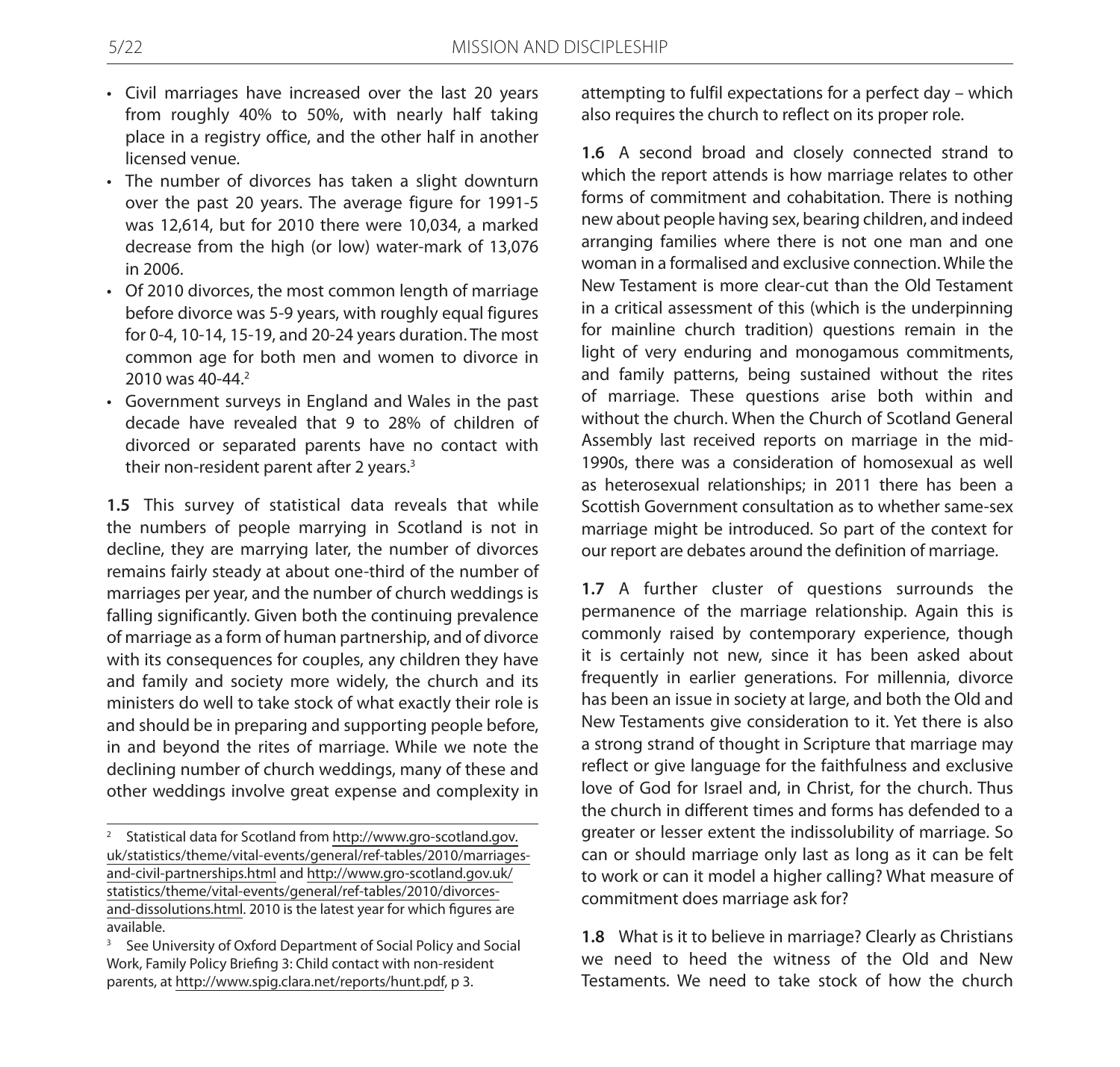- Civil marriages have increased over the last 20 years from roughly 40% to 50%, with nearly half taking place in a registry office, and the other half in another licensed venue.
- The number of divorces has taken a slight downturn over the past 20 years. The average figure for 1991-5 was 12,614, but for 2010 there were 10,034, a marked decrease from the high (or low) water-mark of 13,076 in 2006.
- Of 2010 divorces, the most common length of marriage before divorce was 5-9 years, with roughly equal figures for 0-4, 10-14, 15-19, and 20-24 years duration. The most common age for both men and women to divorce in 2010 was 40-44.[2]
- Government surveys in England and Wales in the past decade have revealed that 9 to 28% of children of divorced or separated parents have no contact with their non-resident parent after 2 years.[3]

**1.5** This survey of statistical data reveals that while the numbers of people marrying in Scotland is not in decline, they are marrying later, the number of divorces remains fairly steady at about one-third of the number of marriages per year, and the number of church weddings is falling significantly. Given both the continuing prevalence of marriage as a form of human partnership, and of divorce with its consequences for couples, any children they have and family and society more widely, the church and its ministers do well to take stock of what exactly their role is and should be in preparing and supporting people before, in and beyond the rites of marriage. While we note the declining number of church weddings, many of these and other weddings involve great expense and complexity in attempting to fulfil expectations for a perfect day – which also requires the church to reflect on its proper role.

**1.6** A second broad and closely connected strand to which the report attends is how marriage relates to other forms of commitment and cohabitation. There is nothing new about people having sex, bearing children, and indeed arranging families where there is not one man and one woman in a formalised and exclusive connection. While the New Testament is more clear-cut than the Old Testament in a critical assessment of this (which is the underpinning for mainline church tradition) questions remain in the light of very enduring and monogamous commitments, and family patterns, being sustained without the rites of marriage. These questions arise both within and without the church. When the Church of Scotland General Assembly last received reports on marriage in the mid-1990s, there was a consideration of homosexual as well as heterosexual relationships; in 2011 there has been a Scottish Government consultation as to whether same-sex marriage might be introduced. So part of the context for our report are debates around the definition of marriage.

**1.7** A further cluster of questions surrounds the permanence of the marriage relationship. Again this is commonly raised by contemporary experience, though it is certainly not new, since it has been asked about frequently in earlier generations. For millennia, divorce has been an issue in society at large, and both the Old and New Testaments give consideration to it. Yet there is also a strong strand of thought in Scripture that marriage may reflect or give language for the faithfulness and exclusive love of God for Israel and, in Christ, for the church. Thus the church in different times and forms has defended to a greater or lesser extent the indissolubility of marriage. So can or should marriage only last as long as it can be felt to work or can it model a higher calling? What measure of commitment does marriage ask for?

**1.8** What is it to believe in marriage? Clearly as Christians we need to heed the witness of the Old and New Testaments. We need to take stock of how the church

---

[2] Statistical data for Scotland from http://www.gro-scotland.gov.uk/statistics/theme/vital-events/general/ref-tables/2010/marriages-and-civil-partnerships.html and http://www.gro-scotland.gov.uk/statistics/theme/vital-events/general/ref-tables/2010/divorces-and-dissolutions.html. 2010 is the latest year for which figures are available.

[3] See University of Oxford Department of Social Policy and Social Work, Family Policy Briefing 3: Child contact with non-resident parents, at http://www.spig.clara.net/reports/hunt.pdf, p 3.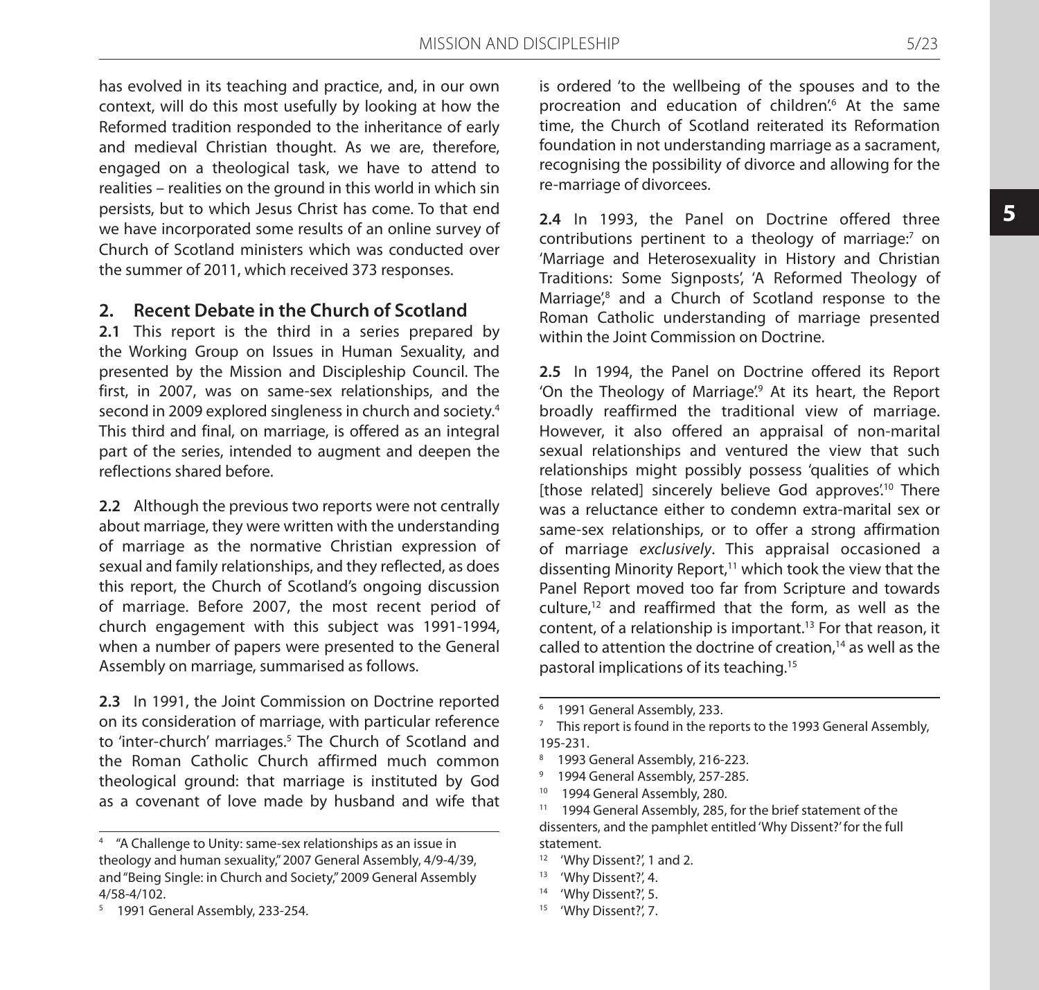has evolved in its teaching and practice, and, in our own context, will do this most usefully by looking at how the Reformed tradition responded to the inheritance of early and medieval Christian thought. As we are, therefore, engaged on a theological task, we have to attend to realities – realities on the ground in this world in which sin persists, but to which Jesus Christ has come. To that end we have incorporated some results of an online survey of Church of Scotland ministers which was conducted over the summer of 2011, which received 373 responses.

## 2. Recent Debate in the Church of Scotland

**2.1** This report is the third in a series prepared by the Working Group on Issues in Human Sexuality, and presented by the Mission and Discipleship Council. The first, in 2007, was on same-sex relationships, and the second in 2009 explored singleness in church and society.[4] This third and final, on marriage, is offered as an integral part of the series, intended to augment and deepen the reflections shared before.

**2.2** Although the previous two reports were not centrally about marriage, they were written with the understanding of marriage as the normative Christian expression of sexual and family relationships, and they reflected, as does this report, the Church of Scotland's ongoing discussion of marriage. Before 2007, the most recent period of church engagement with this subject was 1991-1994, when a number of papers were presented to the General Assembly on marriage, summarised as follows.

**2.3** In 1991, the Joint Commission on Doctrine reported on its consideration of marriage, with particular reference to 'inter-church' marriages.[5] The Church of Scotland and the Roman Catholic Church affirmed much common theological ground: that marriage is instituted by God as a covenant of love made by husband and wife that is ordered 'to the wellbeing of the spouses and to the procreation and education of children'.[6] At the same time, the Church of Scotland reiterated its Reformation foundation in not understanding marriage as a sacrament, recognising the possibility of divorce and allowing for the re-marriage of divorcees.

**2.4** In 1993, the Panel on Doctrine offered three contributions pertinent to a theology of marriage:[7] on 'Marriage and Heterosexuality in History and Christian Traditions: Some Signposts', 'A Reformed Theology of Marriage',[8] and a Church of Scotland response to the Roman Catholic understanding of marriage presented within the Joint Commission on Doctrine.

**2.5** In 1994, the Panel on Doctrine offered its Report 'On the Theology of Marriage'.[9] At its heart, the Report broadly reaffirmed the traditional view of marriage. However, it also offered an appraisal of non-marital sexual relationships and ventured the view that such relationships might possibly possess 'qualities of which [those related] sincerely believe God approves'.[10] There was a reluctance either to condemn extra-marital sex or same-sex relationships, or to offer a strong affirmation of marriage *exclusively*. This appraisal occasioned a dissenting Minority Report,[11] which took the view that the Panel Report moved too far from Scripture and towards culture,[12] and reaffirmed that the form, as well as the content, of a relationship is important.[13] For that reason, it called to attention the doctrine of creation,[14] as well as the pastoral implications of its teaching.[15]

---

[4] "A Challenge to Unity: same-sex relationships as an issue in theology and human sexuality," 2007 General Assembly, 4/9-4/39, and "Being Single: in Church and Society," 2009 General Assembly 4/58-4/102.

[5] 1991 General Assembly, 233-254.

[6] 1991 General Assembly, 233.

[7] This report is found in the reports to the 1993 General Assembly, 195-231.

[8] 1993 General Assembly, 216-223.

[9] 1994 General Assembly, 257-285.

[10] 1994 General Assembly, 280.

[11] 1994 General Assembly, 285, for the brief statement of the dissenters, and the pamphlet entitled 'Why Dissent?' for the full statement.

[12] 'Why Dissent?', 1 and 2.

[13] 'Why Dissent?', 4.

[14] 'Why Dissent?', 5.

[15] 'Why Dissent?', 7.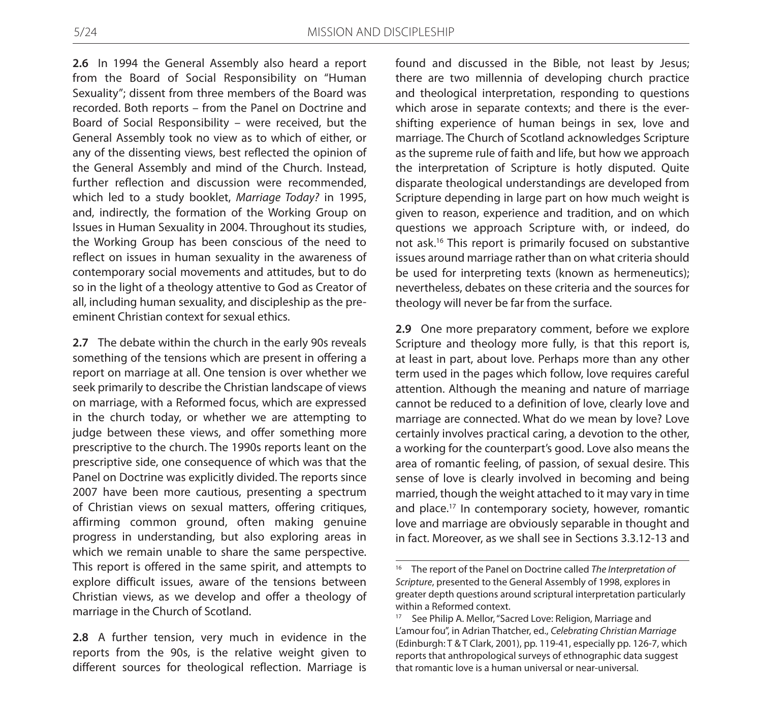**2.6** In 1994 the General Assembly also heard a report from the Board of Social Responsibility on "Human Sexuality"; dissent from three members of the Board was recorded. Both reports – from the Panel on Doctrine and Board of Social Responsibility – were received, but the General Assembly took no view as to which of either, or any of the dissenting views, best reflected the opinion of the General Assembly and mind of the Church. Instead, further reflection and discussion were recommended, which led to a study booklet, *Marriage Today?* in 1995, and, indirectly, the formation of the Working Group on Issues in Human Sexuality in 2004. Throughout its studies, the Working Group has been conscious of the need to reflect on issues in human sexuality in the awareness of contemporary social movements and attitudes, but to do so in the light of a theology attentive to God as Creator of all, including human sexuality, and discipleship as the pre-eminent Christian context for sexual ethics.

**2.7** The debate within the church in the early 90s reveals something of the tensions which are present in offering a report on marriage at all. One tension is over whether we seek primarily to describe the Christian landscape of views on marriage, with a Reformed focus, which are expressed in the church today, or whether we are attempting to judge between these views, and offer something more prescriptive to the church. The 1990s reports leant on the prescriptive side, one consequence of which was that the Panel on Doctrine was explicitly divided. The reports since 2007 have been more cautious, presenting a spectrum of Christian views on sexual matters, offering critiques, affirming common ground, often making genuine progress in understanding, but also exploring areas in which we remain unable to share the same perspective. This report is offered in the same spirit, and attempts to explore difficult issues, aware of the tensions between Christian views, as we develop and offer a theology of marriage in the Church of Scotland.

**2.8** A further tension, very much in evidence in the reports from the 90s, is the relative weight given to different sources for theological reflection. Marriage is found and discussed in the Bible, not least by Jesus; there are two millennia of developing church practice and theological interpretation, responding to questions which arose in separate contexts; and there is the ever-shifting experience of human beings in sex, love and marriage. The Church of Scotland acknowledges Scripture as the supreme rule of faith and life, but how we approach the interpretation of Scripture is hotly disputed. Quite disparate theological understandings are developed from Scripture depending in large part on how much weight is given to reason, experience and tradition, and on which questions we approach Scripture with, or indeed, do not ask.[16] This report is primarily focused on substantive issues around marriage rather than on what criteria should be used for interpreting texts (known as hermeneutics); nevertheless, debates on these criteria and the sources for theology will never be far from the surface.

**2.9** One more preparatory comment, before we explore Scripture and theology more fully, is that this report is, at least in part, about love. Perhaps more than any other term used in the pages which follow, love requires careful attention. Although the meaning and nature of marriage cannot be reduced to a definition of love, clearly love and marriage are connected. What do we mean by love? Love certainly involves practical caring, a devotion to the other, a working for the counterpart's good. Love also means the area of romantic feeling, of passion, of sexual desire. This sense of love is clearly involved in becoming and being married, though the weight attached to it may vary in time and place.[17] In contemporary society, however, romantic love and marriage are obviously separable in thought and in fact. Moreover, as we shall see in Sections 3.3.12-13 and

---

[16] The report of the Panel on Doctrine called *The Interpretation of Scripture*, presented to the General Assembly of 1998, explores in greater depth questions around scriptural interpretation particularly within a Reformed context.

[17] See Philip A. Mellor, "Sacred Love: Religion, Marriage and L'amour fou", in Adrian Thatcher, ed., *Celebrating Christian Marriage* (Edinburgh: T & T Clark, 2001), pp. 119-41, especially pp. 126-7, which reports that anthropological surveys of ethnographic data suggest that romantic love is a human universal or near-universal.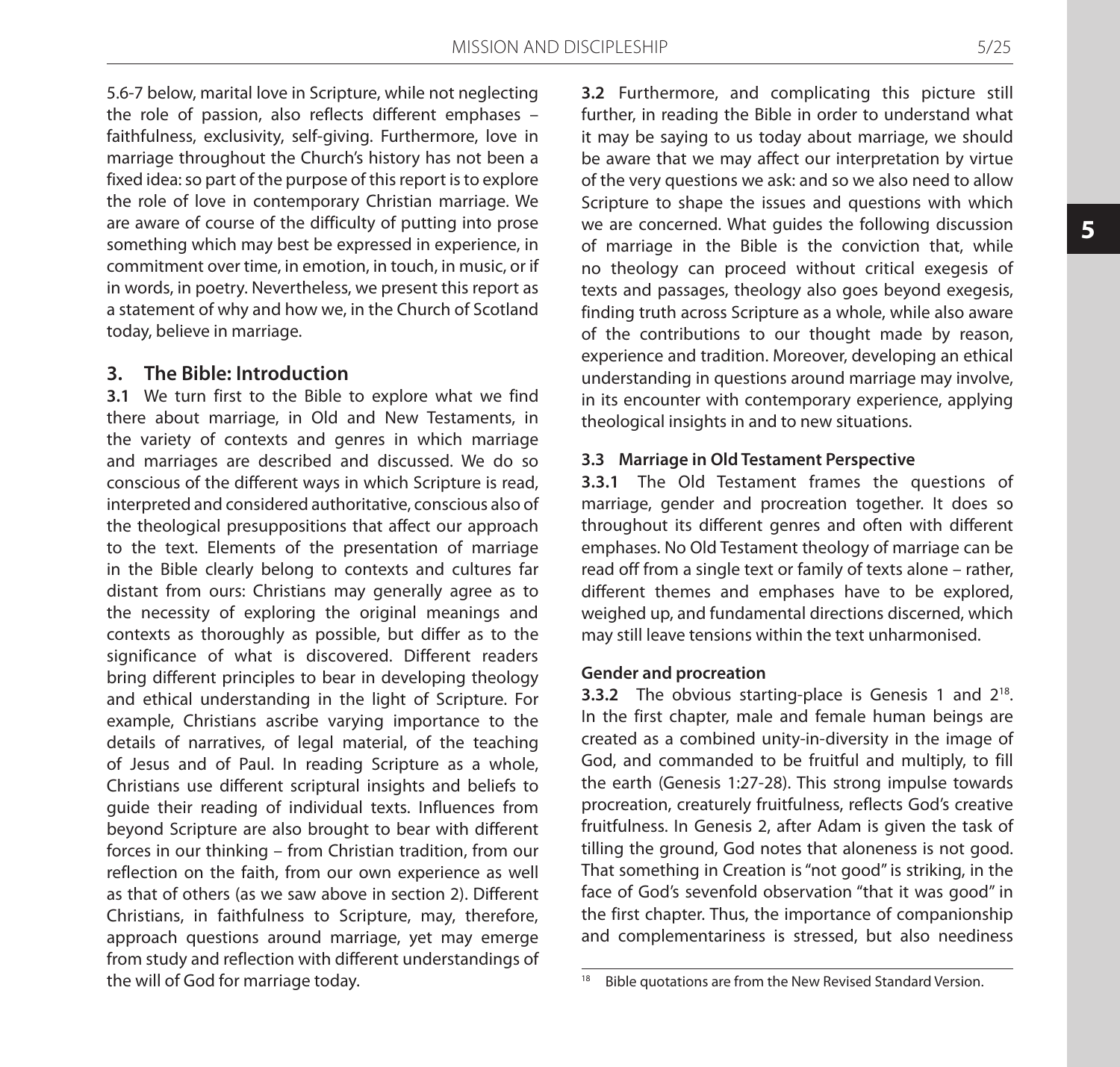5.6-7 below, marital love in Scripture, while not neglecting the role of passion, also reflects different emphases – faithfulness, exclusivity, self-giving. Furthermore, love in marriage throughout the Church's history has not been a fixed idea: so part of the purpose of this report is to explore the role of love in contemporary Christian marriage. We are aware of course of the difficulty of putting into prose something which may best be expressed in experience, in commitment over time, in emotion, in touch, in music, or if in words, in poetry. Nevertheless, we present this report as a statement of why and how we, in the Church of Scotland today, believe in marriage.

## 3. The Bible: Introduction

**3.1** We turn first to the Bible to explore what we find there about marriage, in Old and New Testaments, in the variety of contexts and genres in which marriage and marriages are described and discussed. We do so conscious of the different ways in which Scripture is read, interpreted and considered authoritative, conscious also of the theological presuppositions that affect our approach to the text. Elements of the presentation of marriage in the Bible clearly belong to contexts and cultures far distant from ours: Christians may generally agree as to the necessity of exploring the original meanings and contexts as thoroughly as possible, but differ as to the significance of what is discovered. Different readers bring different principles to bear in developing theology and ethical understanding in the light of Scripture. For example, Christians ascribe varying importance to the details of narratives, of legal material, of the teaching of Jesus and of Paul. In reading Scripture as a whole, Christians use different scriptural insights and beliefs to guide their reading of individual texts. Influences from beyond Scripture are also brought to bear with different forces in our thinking – from Christian tradition, from our reflection on the faith, from our own experience as well as that of others (as we saw above in section 2). Different Christians, in faithfulness to Scripture, may, therefore, approach questions around marriage, yet may emerge from study and reflection with different understandings of the will of God for marriage today.

**3.2** Furthermore, and complicating this picture still further, in reading the Bible in order to understand what it may be saying to us today about marriage, we should be aware that we may affect our interpretation by virtue of the very questions we ask: and so we also need to allow Scripture to shape the issues and questions with which we are concerned. What guides the following discussion of marriage in the Bible is the conviction that, while no theology can proceed without critical exegesis of texts and passages, theology also goes beyond exegesis, finding truth across Scripture as a whole, while also aware of the contributions to our thought made by reason, experience and tradition. Moreover, developing an ethical understanding in questions around marriage may involve, in its encounter with contemporary experience, applying theological insights in and to new situations.

### 3.3 Marriage in Old Testament Perspective

**3.3.1** The Old Testament frames the questions of marriage, gender and procreation together. It does so throughout its different genres and often with different emphases. No Old Testament theology of marriage can be read off from a single text or family of texts alone – rather, different themes and emphases have to be explored, weighed up, and fundamental directions discerned, which may still leave tensions within the text unharmonised.

#### Gender and procreation

**3.3.2** The obvious starting-place is Genesis 1 and 2[18]. In the first chapter, male and female human beings are created as a combined unity-in-diversity in the image of God, and commanded to be fruitful and multiply, to fill the earth (Genesis 1:27-28). This strong impulse towards procreation, creaturely fruitfulness, reflects God's creative fruitfulness. In Genesis 2, after Adam is given the task of tilling the ground, God notes that aloneness is not good. That something in Creation is "not good" is striking, in the face of God's sevenfold observation "that it was good" in the first chapter. Thus, the importance of companionship and complementariness is stressed, but also neediness

---

[18] Bible quotations are from the New Revised Standard Version.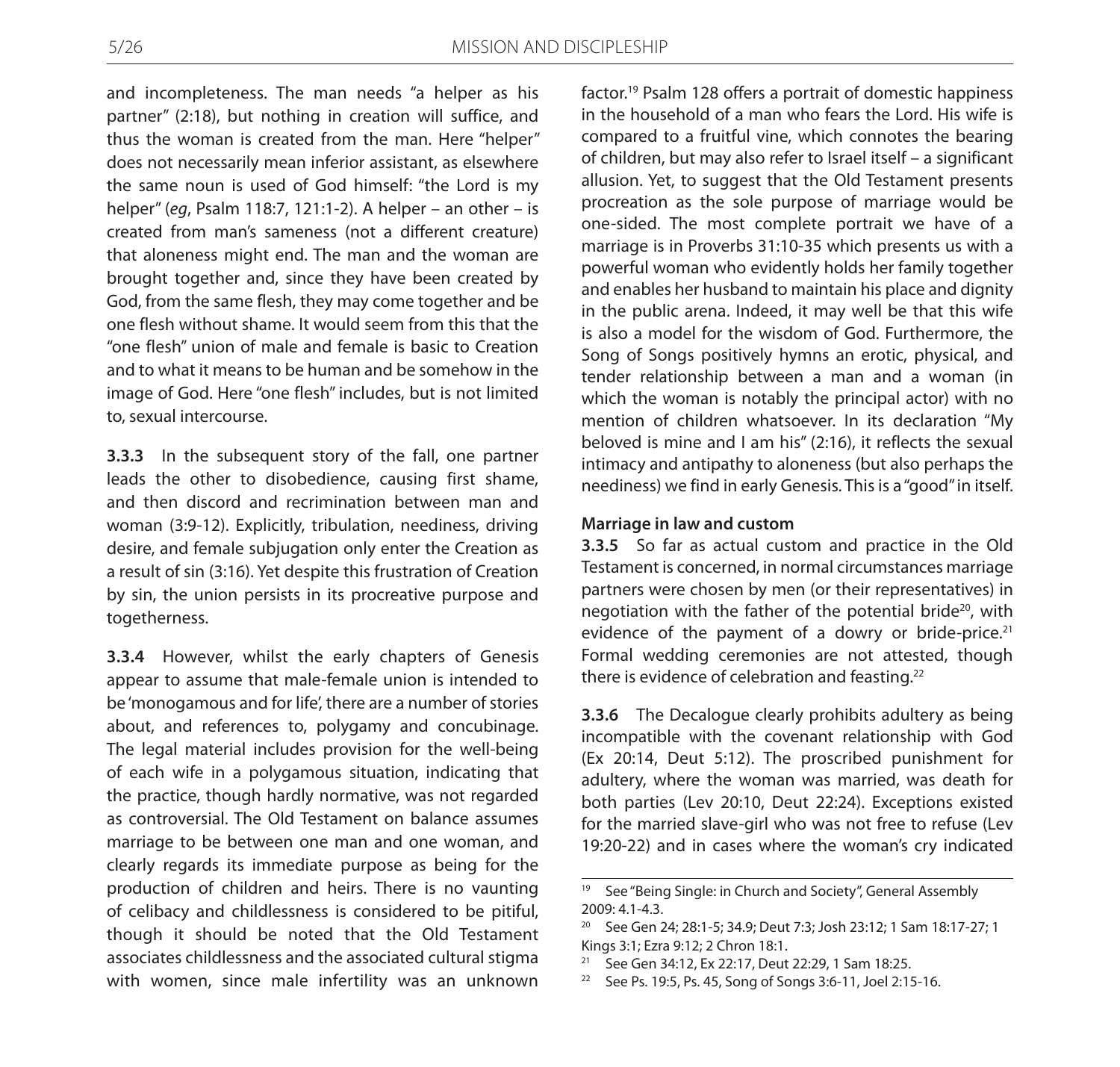and incompleteness. The man needs "a helper as his partner" (2:18), but nothing in creation will suffice, and thus the woman is created from the man. Here "helper" does not necessarily mean inferior assistant, as elsewhere the same noun is used of God himself: "the Lord is my helper" (*eg*, Psalm 118:7, 121:1-2). A helper – an other – is created from man's sameness (not a different creature) that aloneness might end. The man and the woman are brought together and, since they have been created by God, from the same flesh, they may come together and be one flesh without shame. It would seem from this that the "one flesh" union of male and female is basic to Creation and to what it means to be human and be somehow in the image of God. Here "one flesh" includes, but is not limited to, sexual intercourse.

**3.3.3** In the subsequent story of the fall, one partner leads the other to disobedience, causing first shame, and then discord and recrimination between man and woman (3:9-12). Explicitly, tribulation, neediness, driving desire, and female subjugation only enter the Creation as a result of sin (3:16). Yet despite this frustration of Creation by sin, the union persists in its procreative purpose and togetherness.

**3.3.4** However, whilst the early chapters of Genesis appear to assume that male-female union is intended to be 'monogamous and for life', there are a number of stories about, and references to, polygamy and concubinage. The legal material includes provision for the well-being of each wife in a polygamous situation, indicating that the practice, though hardly normative, was not regarded as controversial. The Old Testament on balance assumes marriage to be between one man and one woman, and clearly regards its immediate purpose as being for the production of children and heirs. There is no vaunting of celibacy and childlessness is considered to be pitiful, though it should be noted that the Old Testament associates childlessness and the associated cultural stigma with women, since male infertility was an unknown factor.[19] Psalm 128 offers a portrait of domestic happiness in the household of a man who fears the Lord. His wife is compared to a fruitful vine, which connotes the bearing of children, but may also refer to Israel itself – a significant allusion. Yet, to suggest that the Old Testament presents procreation as the sole purpose of marriage would be one-sided. The most complete portrait we have of a marriage is in Proverbs 31:10-35 which presents us with a powerful woman who evidently holds her family together and enables her husband to maintain his place and dignity in the public arena. Indeed, it may well be that this wife is also a model for the wisdom of God. Furthermore, the Song of Songs positively hymns an erotic, physical, and tender relationship between a man and a woman (in which the woman is notably the principal actor) with no mention of children whatsoever. In its declaration "My beloved is mine and I am his" (2:16), it reflects the sexual intimacy and antipathy to aloneness (but also perhaps the neediness) we find in early Genesis. This is a "good" in itself.

### Marriage in law and custom

**3.3.5** So far as actual custom and practice in the Old Testament is concerned, in normal circumstances marriage partners were chosen by men (or their representatives) in negotiation with the father of the potential bride[20], with evidence of the payment of a dowry or bride-price.[21] Formal wedding ceremonies are not attested, though there is evidence of celebration and feasting.[22]

**3.3.6** The Decalogue clearly prohibits adultery as being incompatible with the covenant relationship with God (Ex 20:14, Deut 5:12). The proscribed punishment for adultery, where the woman was married, was death for both parties (Lev 20:10, Deut 22:24). Exceptions existed for the married slave-girl who was not free to refuse (Lev 19:20-22) and in cases where the woman's cry indicated

---

[19] See "Being Single: in Church and Society", General Assembly 2009: 4.1-4.3.

[20] See Gen 24; 28:1-5; 34.9; Deut 7:3; Josh 23:12; 1 Sam 18:17-27; 1 Kings 3:1; Ezra 9:12; 2 Chron 18:1.

[21] See Gen 34:12, Ex 22:17, Deut 22:29, 1 Sam 18:25.

[22] See Ps. 19:5, Ps. 45, Song of Songs 3:6-11, Joel 2:15-16.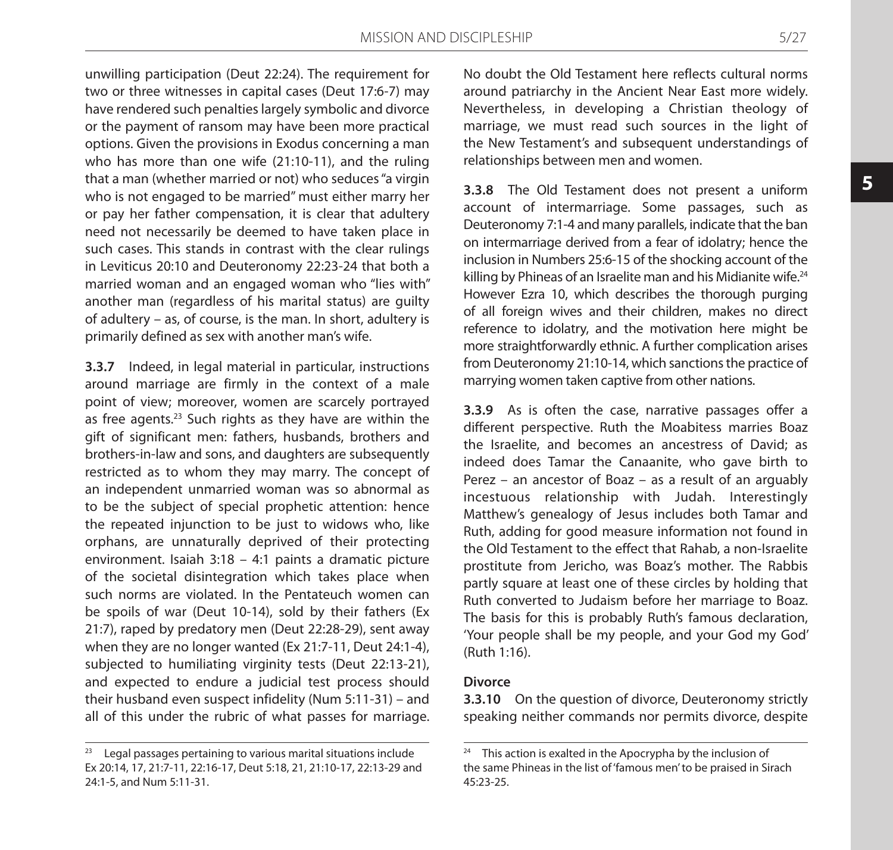unwilling participation (Deut 22:24). The requirement for two or three witnesses in capital cases (Deut 17:6-7) may have rendered such penalties largely symbolic and divorce or the payment of ransom may have been more practical options. Given the provisions in Exodus concerning a man who has more than one wife (21:10-11), and the ruling that a man (whether married or not) who seduces "a virgin who is not engaged to be married" must either marry her or pay her father compensation, it is clear that adultery need not necessarily be deemed to have taken place in such cases. This stands in contrast with the clear rulings in Leviticus 20:10 and Deuteronomy 22:23-24 that both a married woman and an engaged woman who "lies with" another man (regardless of his marital status) are guilty of adultery – as, of course, is the man. In short, adultery is primarily defined as sex with another man's wife.

**3.3.7** Indeed, in legal material in particular, instructions around marriage are firmly in the context of a male point of view; moreover, women are scarcely portrayed as free agents.[23] Such rights as they have are within the gift of significant men: fathers, husbands, brothers and brothers-in-law and sons, and daughters are subsequently restricted as to whom they may marry. The concept of an independent unmarried woman was so abnormal as to be the subject of special prophetic attention: hence the repeated injunction to be just to widows who, like orphans, are unnaturally deprived of their protecting environment. Isaiah 3:18 – 4:1 paints a dramatic picture of the societal disintegration which takes place when such norms are violated. In the Pentateuch women can be spoils of war (Deut 10-14), sold by their fathers (Ex 21:7), raped by predatory men (Deut 22:28-29), sent away when they are no longer wanted (Ex 21:7-11, Deut 24:1-4), subjected to humiliating virginity tests (Deut 22:13-21), and expected to endure a judicial test process should their husband even suspect infidelity (Num 5:11-31) – and all of this under the rubric of what passes for marriage. No doubt the Old Testament here reflects cultural norms around patriarchy in the Ancient Near East more widely. Nevertheless, in developing a Christian theology of marriage, we must read such sources in the light of the New Testament's and subsequent understandings of relationships between men and women.

**3.3.8** The Old Testament does not present a uniform account of intermarriage. Some passages, such as Deuteronomy 7:1-4 and many parallels, indicate that the ban on intermarriage derived from a fear of idolatry; hence the inclusion in Numbers 25:6-15 of the shocking account of the killing by Phineas of an Israelite man and his Midianite wife.[24] However Ezra 10, which describes the thorough purging of all foreign wives and their children, makes no direct reference to idolatry, and the motivation here might be more straightforwardly ethnic. A further complication arises from Deuteronomy 21:10-14, which sanctions the practice of marrying women taken captive from other nations.

**3.3.9** As is often the case, narrative passages offer a different perspective. Ruth the Moabitess marries Boaz the Israelite, and becomes an ancestress of David; as indeed does Tamar the Canaanite, who gave birth to Perez – an ancestor of Boaz – as a result of an arguably incestuous relationship with Judah. Interestingly Matthew's genealogy of Jesus includes both Tamar and Ruth, adding for good measure information not found in the Old Testament to the effect that Rahab, a non-Israelite prostitute from Jericho, was Boaz's mother. The Rabbis partly square at least one of these circles by holding that Ruth converted to Judaism before her marriage to Boaz. The basis for this is probably Ruth's famous declaration, 'Your people shall be my people, and your God my God' (Ruth 1:16).

### Divorce

**3.3.10** On the question of divorce, Deuteronomy strictly speaking neither commands nor permits divorce, despite

---

[23] Legal passages pertaining to various marital situations include Ex 20:14, 17, 21:7-11, 22:16-17, Deut 5:18, 21, 21:10-17, 22:13-29 and 24:1-5, and Num 5:11-31.

[24] This action is exalted in the Apocrypha by the inclusion of the same Phineas in the list of 'famous men' to be praised in Sirach 45:23-25.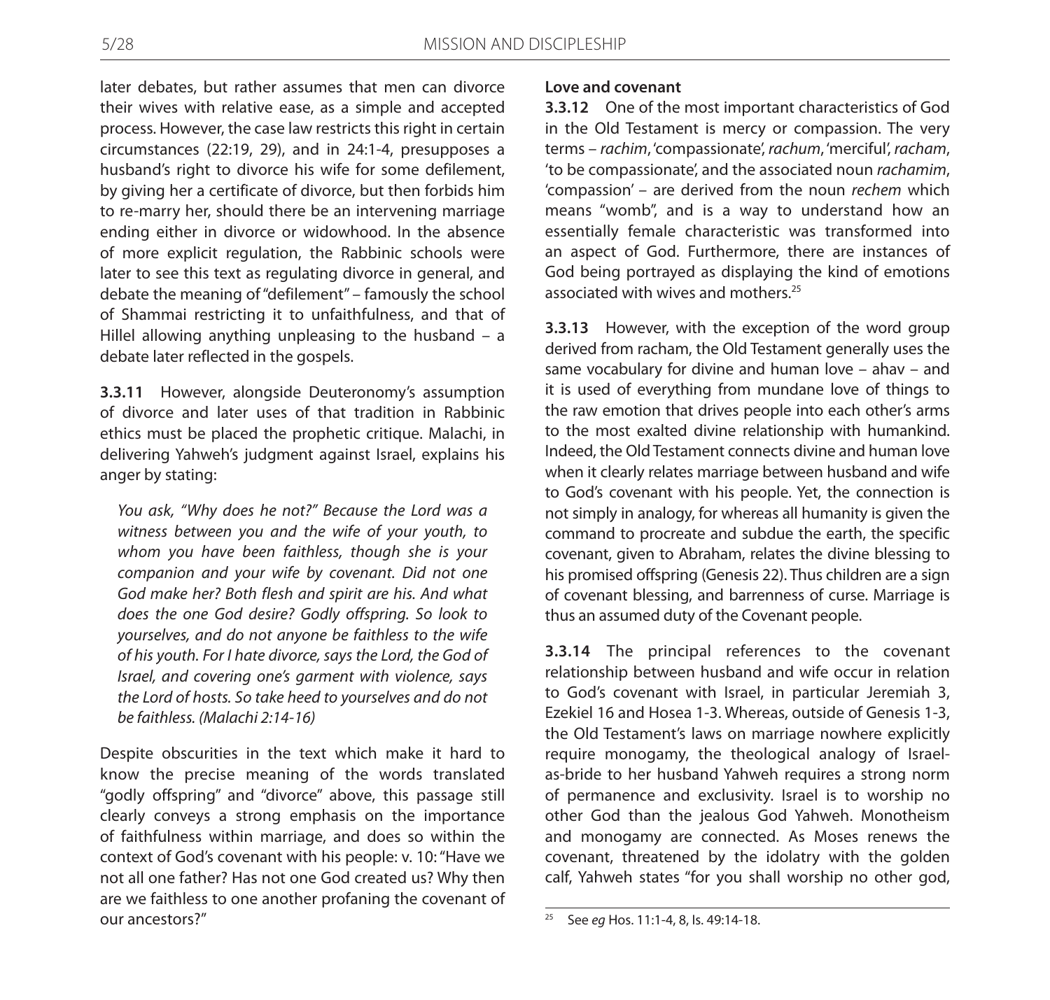later debates, but rather assumes that men can divorce their wives with relative ease, as a simple and accepted process. However, the case law restricts this right in certain circumstances (22:19, 29), and in 24:1-4, presupposes a husband's right to divorce his wife for some defilement, by giving her a certificate of divorce, but then forbids him to re-marry her, should there be an intervening marriage ending either in divorce or widowhood. In the absence of more explicit regulation, the Rabbinic schools were later to see this text as regulating divorce in general, and debate the meaning of "defilement" – famously the school of Shammai restricting it to unfaithfulness, and that of Hillel allowing anything unpleasing to the husband – a debate later reflected in the gospels.

**3.3.11** However, alongside Deuteronomy's assumption of divorce and later uses of that tradition in Rabbinic ethics must be placed the prophetic critique. Malachi, in delivering Yahweh's judgment against Israel, explains his anger by stating:

> *You ask, "Why does he not?" Because the Lord was a witness between you and the wife of your youth, to whom you have been faithless, though she is your companion and your wife by covenant. Did not one God make her? Both flesh and spirit are his. And what does the one God desire? Godly offspring. So look to yourselves, and do not anyone be faithless to the wife of his youth. For I hate divorce, says the Lord, the God of Israel, and covering one's garment with violence, says the Lord of hosts. So take heed to yourselves and do not be faithless. (Malachi 2:14-16)*

Despite obscurities in the text which make it hard to know the precise meaning of the words translated "godly offspring" and "divorce" above, this passage still clearly conveys a strong emphasis on the importance of faithfulness within marriage, and does so within the context of God's covenant with his people: v. 10: "Have we not all one father? Has not one God created us? Why then are we faithless to one another profaning the covenant of our ancestors?"

**Love and covenant**

**3.3.12** One of the most important characteristics of God in the Old Testament is mercy or compassion. The very terms – *rachim*, 'compassionate', *rachum*, 'merciful', *racham*, 'to be compassionate', and the associated noun *rachamim*, 'compassion' – are derived from the noun *rechem* which means "womb", and is a way to understand how an essentially female characteristic was transformed into an aspect of God. Furthermore, there are instances of God being portrayed as displaying the kind of emotions associated with wives and mothers.[25]

**3.3.13** However, with the exception of the word group derived from racham, the Old Testament generally uses the same vocabulary for divine and human love – ahav – and it is used of everything from mundane love of things to the raw emotion that drives people into each other's arms to the most exalted divine relationship with humankind. Indeed, the Old Testament connects divine and human love when it clearly relates marriage between husband and wife to God's covenant with his people. Yet, the connection is not simply in analogy, for whereas all humanity is given the command to procreate and subdue the earth, the specific covenant, given to Abraham, relates the divine blessing to his promised offspring (Genesis 22). Thus children are a sign of covenant blessing, and barrenness of curse. Marriage is thus an assumed duty of the Covenant people.

**3.3.14** The principal references to the covenant relationship between husband and wife occur in relation to God's covenant with Israel, in particular Jeremiah 3, Ezekiel 16 and Hosea 1-3. Whereas, outside of Genesis 1-3, the Old Testament's laws on marriage nowhere explicitly require monogamy, the theological analogy of Israel-as-bride to her husband Yahweh requires a strong norm of permanence and exclusivity. Israel is to worship no other God than the jealous God Yahweh. Monotheism and monogamy are connected. As Moses renews the covenant, threatened by the idolatry with the golden calf, Yahweh states "for you shall worship no other god,

---

[25] See *eg* Hos. 11:1-4, 8, Is. 49:14-18.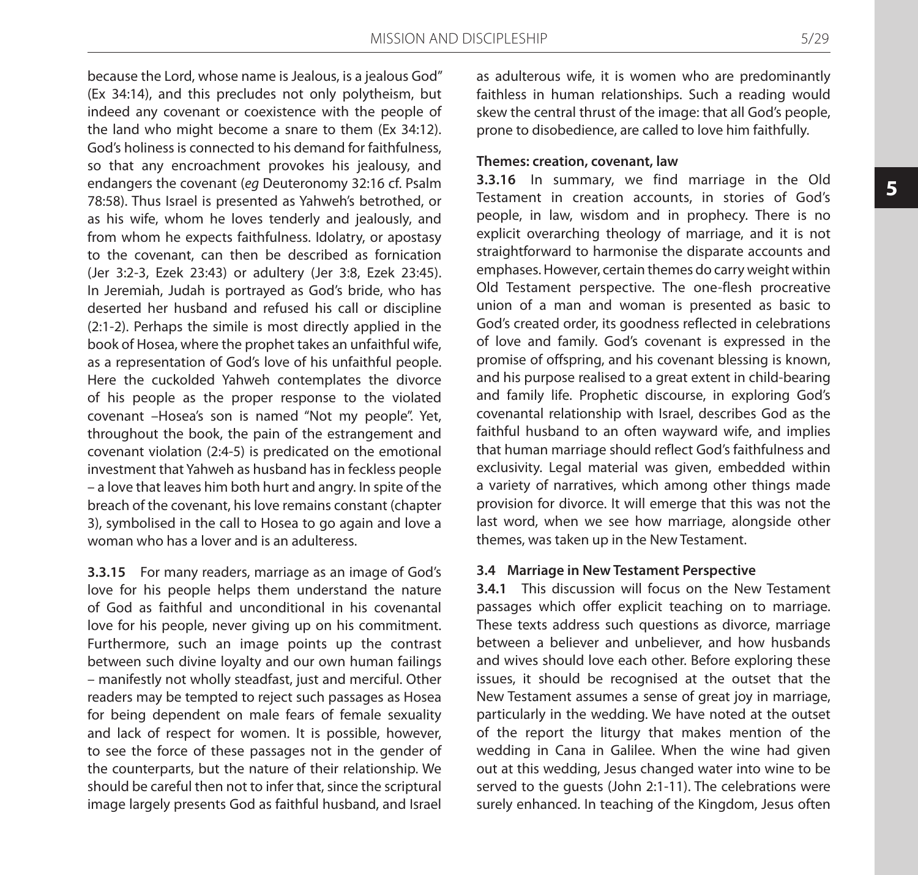because the Lord, whose name is Jealous, is a jealous God" (Ex 34:14), and this precludes not only polytheism, but indeed any covenant or coexistence with the people of the land who might become a snare to them (Ex 34:12). God's holiness is connected to his demand for faithfulness, so that any encroachment provokes his jealousy, and endangers the covenant (*eg* Deuteronomy 32:16 cf. Psalm 78:58). Thus Israel is presented as Yahweh's betrothed, or as his wife, whom he loves tenderly and jealously, and from whom he expects faithfulness. Idolatry, or apostasy to the covenant, can then be described as fornication (Jer 3:2-3, Ezek 23:43) or adultery (Jer 3:8, Ezek 23:45). In Jeremiah, Judah is portrayed as God's bride, who has deserted her husband and refused his call or discipline (2:1-2). Perhaps the simile is most directly applied in the book of Hosea, where the prophet takes an unfaithful wife, as a representation of God's love of his unfaithful people. Here the cuckolded Yahweh contemplates the divorce of his people as the proper response to the violated covenant –Hosea's son is named "Not my people". Yet, throughout the book, the pain of the estrangement and covenant violation (2:4-5) is predicated on the emotional investment that Yahweh as husband has in feckless people – a love that leaves him both hurt and angry. In spite of the breach of the covenant, his love remains constant (chapter 3), symbolised in the call to Hosea to go again and love a woman who has a lover and is an adulteress.

**3.3.15** For many readers, marriage as an image of God's love for his people helps them understand the nature of God as faithful and unconditional in his covenantal love for his people, never giving up on his commitment. Furthermore, such an image points up the contrast between such divine loyalty and our own human failings – manifestly not wholly steadfast, just and merciful. Other readers may be tempted to reject such passages as Hosea for being dependent on male fears of female sexuality and lack of respect for women. It is possible, however, to see the force of these passages not in the gender of the counterparts, but the nature of their relationship. We should be careful then not to infer that, since the scriptural image largely presents God as faithful husband, and Israel as adulterous wife, it is women who are predominantly faithless in human relationships. Such a reading would skew the central thrust of the image: that all God's people, prone to disobedience, are called to love him faithfully.

**Themes: creation, covenant, law**

**3.3.16** In summary, we find marriage in the Old Testament in creation accounts, in stories of God's people, in law, wisdom and in prophecy. There is no explicit overarching theology of marriage, and it is not straightforward to harmonise the disparate accounts and emphases. However, certain themes do carry weight within Old Testament perspective. The one-flesh procreative union of a man and woman is presented as basic to God's created order, its goodness reflected in celebrations of love and family. God's covenant is expressed in the promise of offspring, and his covenant blessing is known, and his purpose realised to a great extent in child-bearing and family life. Prophetic discourse, in exploring God's covenantal relationship with Israel, describes God as the faithful husband to an often wayward wife, and implies that human marriage should reflect God's faithfulness and exclusivity. Legal material was given, embedded within a variety of narratives, which among other things made provision for divorce. It will emerge that this was not the last word, when we see how marriage, alongside other themes, was taken up in the New Testament.

### 3.4 Marriage in New Testament Perspective

**3.4.1** This discussion will focus on the New Testament passages which offer explicit teaching on to marriage. These texts address such questions as divorce, marriage between a believer and unbeliever, and how husbands and wives should love each other. Before exploring these issues, it should be recognised at the outset that the New Testament assumes a sense of great joy in marriage, particularly in the wedding. We have noted at the outset of the report the liturgy that makes mention of the wedding in Cana in Galilee. When the wine had given out at this wedding, Jesus changed water into wine to be served to the guests (John 2:1-11). The celebrations were surely enhanced. In teaching of the Kingdom, Jesus often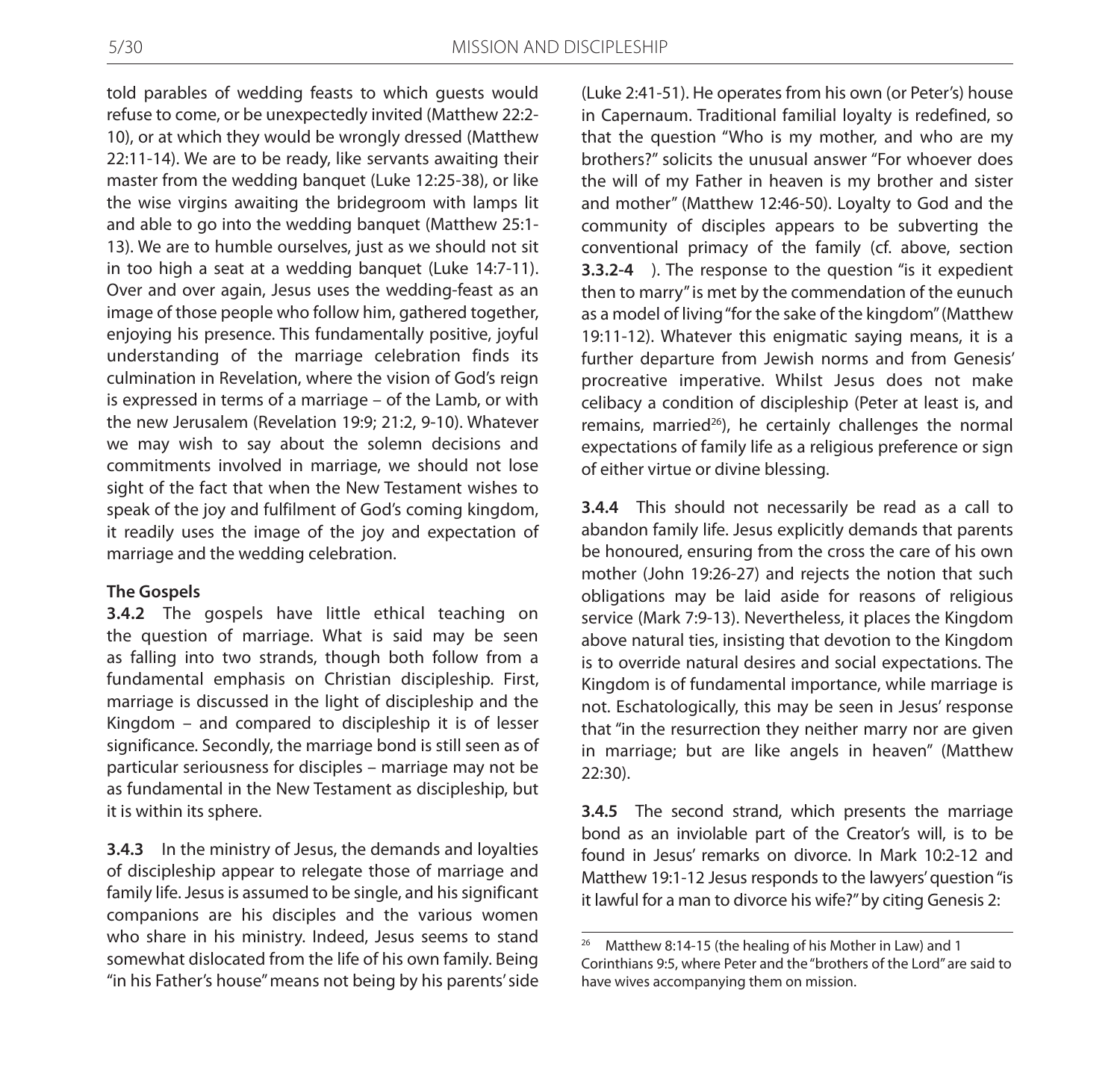told parables of wedding feasts to which guests would refuse to come, or be unexpectedly invited (Matthew 22:2-10), or at which they would be wrongly dressed (Matthew 22:11-14). We are to be ready, like servants awaiting their master from the wedding banquet (Luke 12:25-38), or like the wise virgins awaiting the bridegroom with lamps lit and able to go into the wedding banquet (Matthew 25:1-13). We are to humble ourselves, just as we should not sit in too high a seat at a wedding banquet (Luke 14:7-11). Over and over again, Jesus uses the wedding-feast as an image of those people who follow him, gathered together, enjoying his presence. This fundamentally positive, joyful understanding of the marriage celebration finds its culmination in Revelation, where the vision of God's reign is expressed in terms of a marriage – of the Lamb, or with the new Jerusalem (Revelation 19:9; 21:2, 9-10). Whatever we may wish to say about the solemn decisions and commitments involved in marriage, we should not lose sight of the fact that when the New Testament wishes to speak of the joy and fulfilment of God's coming kingdom, it readily uses the image of the joy and expectation of marriage and the wedding celebration.

**The Gospels**

**3.4.2** The gospels have little ethical teaching on the question of marriage. What is said may be seen as falling into two strands, though both follow from a fundamental emphasis on Christian discipleship. First, marriage is discussed in the light of discipleship and the Kingdom – and compared to discipleship it is of lesser significance. Secondly, the marriage bond is still seen as of particular seriousness for disciples – marriage may not be as fundamental in the New Testament as discipleship, but it is within its sphere.

**3.4.3** In the ministry of Jesus, the demands and loyalties of discipleship appear to relegate those of marriage and family life. Jesus is assumed to be single, and his significant companions are his disciples and the various women who share in his ministry. Indeed, Jesus seems to stand somewhat dislocated from the life of his own family. Being "in his Father's house" means not being by his parents' side (Luke 2:41-51). He operates from his own (or Peter's) house in Capernaum. Traditional familial loyalty is redefined, so that the question "Who is my mother, and who are my brothers?" solicits the unusual answer "For whoever does the will of my Father in heaven is my brother and sister and mother" (Matthew 12:46-50). Loyalty to God and the community of disciples appears to be subverting the conventional primacy of the family (cf. above, section **3.3.2-4** ). The response to the question "is it expedient then to marry" is met by the commendation of the eunuch as a model of living "for the sake of the kingdom" (Matthew 19:11-12). Whatever this enigmatic saying means, it is a further departure from Jewish norms and from Genesis' procreative imperative. Whilst Jesus does not make celibacy a condition of discipleship (Peter at least is, and remains, married[26]), he certainly challenges the normal expectations of family life as a religious preference or sign of either virtue or divine blessing.

**3.4.4** This should not necessarily be read as a call to abandon family life. Jesus explicitly demands that parents be honoured, ensuring from the cross the care of his own mother (John 19:26-27) and rejects the notion that such obligations may be laid aside for reasons of religious service (Mark 7:9-13). Nevertheless, it places the Kingdom above natural ties, insisting that devotion to the Kingdom is to override natural desires and social expectations. The Kingdom is of fundamental importance, while marriage is not. Eschatologically, this may be seen in Jesus' response that "in the resurrection they neither marry nor are given in marriage; but are like angels in heaven" (Matthew 22:30).

**3.4.5** The second strand, which presents the marriage bond as an inviolable part of the Creator's will, is to be found in Jesus' remarks on divorce. In Mark 10:2-12 and Matthew 19:1-12 Jesus responds to the lawyers' question "is it lawful for a man to divorce his wife?" by citing Genesis 2:

---

[26] Matthew 8:14-15 (the healing of his Mother in Law) and 1 Corinthians 9:5, where Peter and the "brothers of the Lord" are said to have wives accompanying them on mission.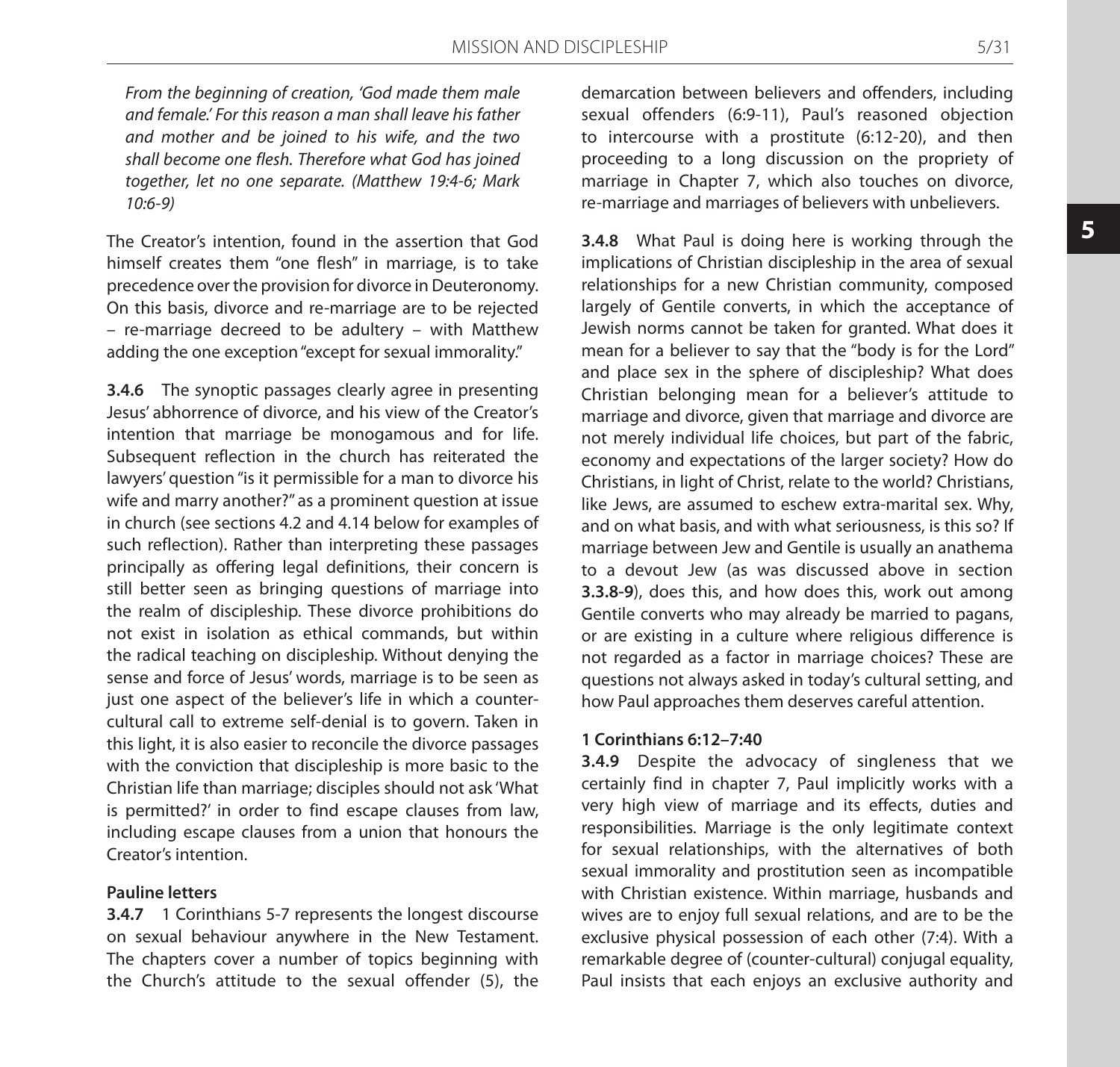*From the beginning of creation, 'God made them male and female.' For this reason a man shall leave his father and mother and be joined to his wife, and the two shall become one flesh. Therefore what God has joined together, let no one separate. (Matthew 19:4-6; Mark 10:6-9)*

The Creator's intention, found in the assertion that God himself creates them "one flesh" in marriage, is to take precedence over the provision for divorce in Deuteronomy. On this basis, divorce and re-marriage are to be rejected – re-marriage decreed to be adultery – with Matthew adding the one exception "except for sexual immorality."

**3.4.6** The synoptic passages clearly agree in presenting Jesus' abhorrence of divorce, and his view of the Creator's intention that marriage be monogamous and for life. Subsequent reflection in the church has reiterated the lawyers' question "is it permissible for a man to divorce his wife and marry another?" as a prominent question at issue in church (see sections 4.2 and 4.14 below for examples of such reflection). Rather than interpreting these passages principally as offering legal definitions, their concern is still better seen as bringing questions of marriage into the realm of discipleship. These divorce prohibitions do not exist in isolation as ethical commands, but within the radical teaching on discipleship. Without denying the sense and force of Jesus' words, marriage is to be seen as just one aspect of the believer's life in which a counter-cultural call to extreme self-denial is to govern. Taken in this light, it is also easier to reconcile the divorce passages with the conviction that discipleship is more basic to the Christian life than marriage; disciples should not ask 'What is permitted?' in order to find escape clauses from law, including escape clauses from a union that honours the Creator's intention.

**Pauline letters**

**3.4.7** 1 Corinthians 5-7 represents the longest discourse on sexual behaviour anywhere in the New Testament. The chapters cover a number of topics beginning with the Church's attitude to the sexual offender (5), the demarcation between believers and offenders, including sexual offenders (6:9-11), Paul's reasoned objection to intercourse with a prostitute (6:12-20), and then proceeding to a long discussion on the propriety of marriage in Chapter 7, which also touches on divorce, re-marriage and marriages of believers with unbelievers.

**3.4.8** What Paul is doing here is working through the implications of Christian discipleship in the area of sexual relationships for a new Christian community, composed largely of Gentile converts, in which the acceptance of Jewish norms cannot be taken for granted. What does it mean for a believer to say that the "body is for the Lord" and place sex in the sphere of discipleship? What does Christian belonging mean for a believer's attitude to marriage and divorce, given that marriage and divorce are not merely individual life choices, but part of the fabric, economy and expectations of the larger society? How do Christians, in light of Christ, relate to the world? Christians, like Jews, are assumed to eschew extra-marital sex. Why, and on what basis, and with what seriousness, is this so? If marriage between Jew and Gentile is usually an anathema to a devout Jew (as was discussed above in section **3.3.8-9**), does this, and how does this, work out among Gentile converts who may already be married to pagans, or are existing in a culture where religious difference is not regarded as a factor in marriage choices? These are questions not always asked in today's cultural setting, and how Paul approaches them deserves careful attention.

**1 Corinthians 6:12–7:40**

**3.4.9** Despite the advocacy of singleness that we certainly find in chapter 7, Paul implicitly works with a very high view of marriage and its effects, duties and responsibilities. Marriage is the only legitimate context for sexual relationships, with the alternatives of both sexual immorality and prostitution seen as incompatible with Christian existence. Within marriage, husbands and wives are to enjoy full sexual relations, and are to be the exclusive physical possession of each other (7:4). With a remarkable degree of (counter-cultural) conjugal equality, Paul insists that each enjoys an exclusive authority and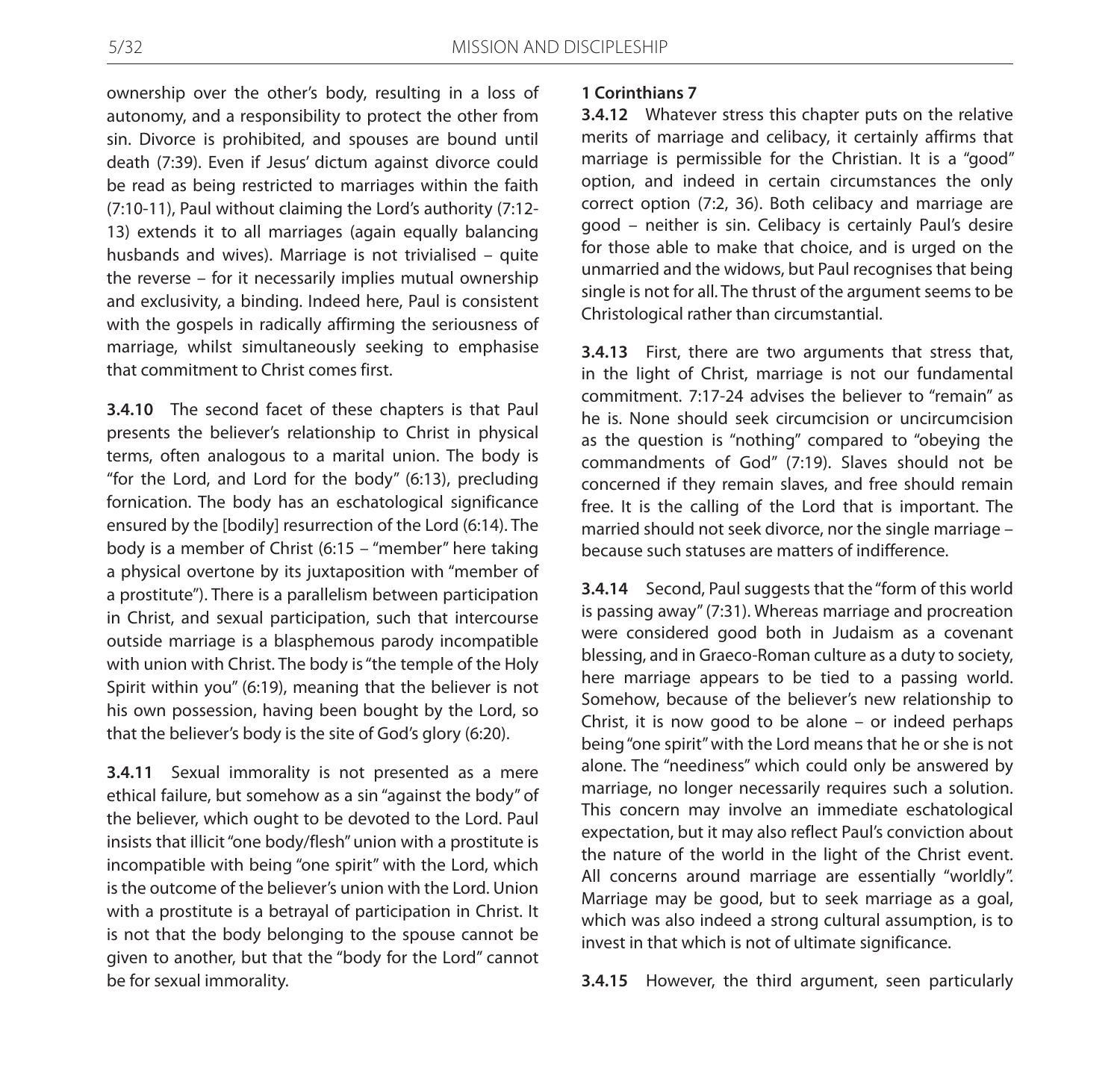ownership over the other's body, resulting in a loss of autonomy, and a responsibility to protect the other from sin. Divorce is prohibited, and spouses are bound until death (7:39). Even if Jesus' dictum against divorce could be read as being restricted to marriages within the faith (7:10-11), Paul without claiming the Lord's authority (7:12-13) extends it to all marriages (again equally balancing husbands and wives). Marriage is not trivialised – quite the reverse – for it necessarily implies mutual ownership and exclusivity, a binding. Indeed here, Paul is consistent with the gospels in radically affirming the seriousness of marriage, whilst simultaneously seeking to emphasise that commitment to Christ comes first.

**3.4.10** The second facet of these chapters is that Paul presents the believer's relationship to Christ in physical terms, often analogous to a marital union. The body is "for the Lord, and Lord for the body" (6:13), precluding fornication. The body has an eschatological significance ensured by the [bodily] resurrection of the Lord (6:14). The body is a member of Christ (6:15 – "member" here taking a physical overtone by its juxtaposition with "member of a prostitute"). There is a parallelism between participation in Christ, and sexual participation, such that intercourse outside marriage is a blasphemous parody incompatible with union with Christ. The body is "the temple of the Holy Spirit within you" (6:19), meaning that the believer is not his own possession, having been bought by the Lord, so that the believer's body is the site of God's glory (6:20).

**3.4.11** Sexual immorality is not presented as a mere ethical failure, but somehow as a sin "against the body" of the believer, which ought to be devoted to the Lord. Paul insists that illicit "one body/flesh" union with a prostitute is incompatible with being "one spirit" with the Lord, which is the outcome of the believer's union with the Lord. Union with a prostitute is a betrayal of participation in Christ. It is not that the body belonging to the spouse cannot be given to another, but that the "body for the Lord" cannot be for sexual immorality.

**1 Corinthians 7**

**3.4.12** Whatever stress this chapter puts on the relative merits of marriage and celibacy, it certainly affirms that marriage is permissible for the Christian. It is a "good" option, and indeed in certain circumstances the only correct option (7:2, 36). Both celibacy and marriage are good – neither is sin. Celibacy is certainly Paul's desire for those able to make that choice, and is urged on the unmarried and the widows, but Paul recognises that being single is not for all. The thrust of the argument seems to be Christological rather than circumstantial.

**3.4.13** First, there are two arguments that stress that, in the light of Christ, marriage is not our fundamental commitment. 7:17-24 advises the believer to "remain" as he is. None should seek circumcision or uncircumcision as the question is "nothing" compared to "obeying the commandments of God" (7:19). Slaves should not be concerned if they remain slaves, and free should remain free. It is the calling of the Lord that is important. The married should not seek divorce, nor the single marriage – because such statuses are matters of indifference.

**3.4.14** Second, Paul suggests that the "form of this world is passing away" (7:31). Whereas marriage and procreation were considered good both in Judaism as a covenant blessing, and in Graeco-Roman culture as a duty to society, here marriage appears to be tied to a passing world. Somehow, because of the believer's new relationship to Christ, it is now good to be alone – or indeed perhaps being "one spirit" with the Lord means that he or she is not alone. The "neediness" which could only be answered by marriage, no longer necessarily requires such a solution. This concern may involve an immediate eschatological expectation, but it may also reflect Paul's conviction about the nature of the world in the light of the Christ event. All concerns around marriage are essentially "worldly". Marriage may be good, but to seek marriage as a goal, which was also indeed a strong cultural assumption, is to invest in that which is not of ultimate significance.

**3.4.15** However, the third argument, seen particularly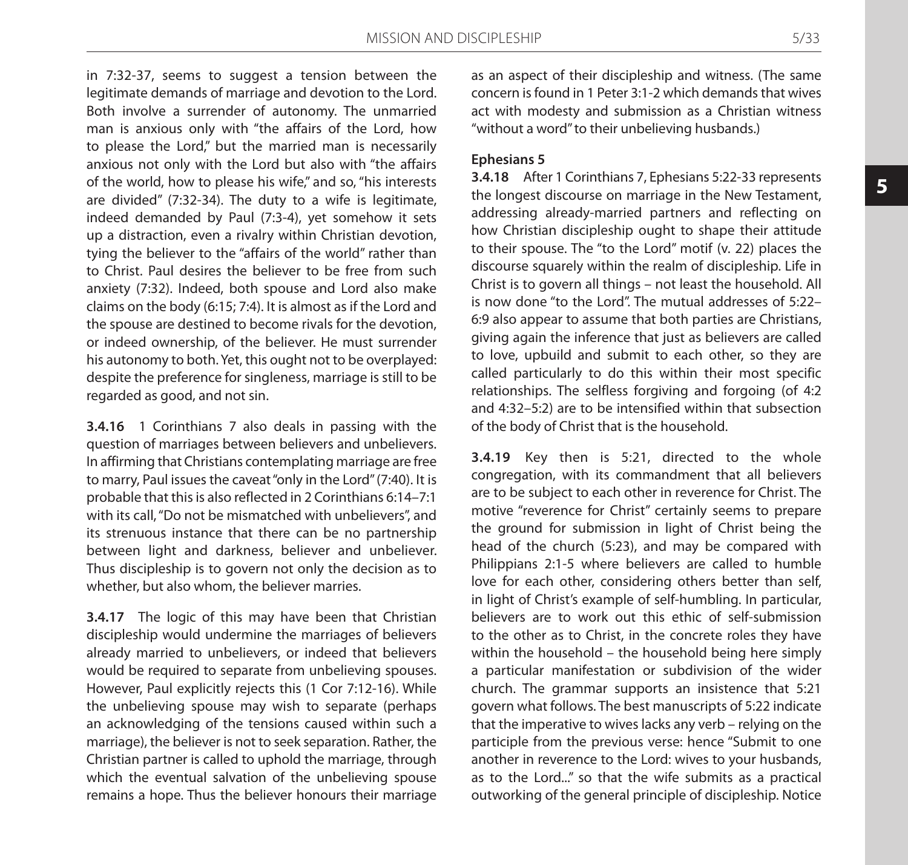in 7:32-37, seems to suggest a tension between the legitimate demands of marriage and devotion to the Lord. Both involve a surrender of autonomy. The unmarried man is anxious only with "the affairs of the Lord, how to please the Lord," but the married man is necessarily anxious not only with the Lord but also with "the affairs of the world, how to please his wife," and so, "his interests are divided" (7:32-34). The duty to a wife is legitimate, indeed demanded by Paul (7:3-4), yet somehow it sets up a distraction, even a rivalry within Christian devotion, tying the believer to the "affairs of the world" rather than to Christ. Paul desires the believer to be free from such anxiety (7:32). Indeed, both spouse and Lord also make claims on the body (6:15; 7:4). It is almost as if the Lord and the spouse are destined to become rivals for the devotion, or indeed ownership, of the believer. He must surrender his autonomy to both. Yet, this ought not to be overplayed: despite the preference for singleness, marriage is still to be regarded as good, and not sin.

**3.4.16** 1 Corinthians 7 also deals in passing with the question of marriages between believers and unbelievers. In affirming that Christians contemplating marriage are free to marry, Paul issues the caveat "only in the Lord" (7:40). It is probable that this is also reflected in 2 Corinthians 6:14–7:1 with its call, "Do not be mismatched with unbelievers", and its strenuous instance that there can be no partnership between light and darkness, believer and unbeliever. Thus discipleship is to govern not only the decision as to whether, but also whom, the believer marries.

**3.4.17** The logic of this may have been that Christian discipleship would undermine the marriages of believers already married to unbelievers, or indeed that believers would be required to separate from unbelieving spouses. However, Paul explicitly rejects this (1 Cor 7:12-16). While the unbelieving spouse may wish to separate (perhaps an acknowledging of the tensions caused within such a marriage), the believer is not to seek separation. Rather, the Christian partner is called to uphold the marriage, through which the eventual salvation of the unbelieving spouse remains a hope. Thus the believer honours their marriage as an aspect of their discipleship and witness. (The same concern is found in 1 Peter 3:1-2 which demands that wives act with modesty and submission as a Christian witness "without a word" to their unbelieving husbands.)

**Ephesians 5**

**3.4.18** After 1 Corinthians 7, Ephesians 5:22-33 represents the longest discourse on marriage in the New Testament, addressing already-married partners and reflecting on how Christian discipleship ought to shape their attitude to their spouse. The "to the Lord" motif (v. 22) places the discourse squarely within the realm of discipleship. Life in Christ is to govern all things – not least the household. All is now done "to the Lord". The mutual addresses of 5:22–6:9 also appear to assume that both parties are Christians, giving again the inference that just as believers are called to love, upbuild and submit to each other, so they are called particularly to do this within their most specific relationships. The selfless forgiving and forgoing (of 4:2 and 4:32–5:2) are to be intensified within that subsection of the body of Christ that is the household.

**3.4.19** Key then is 5:21, directed to the whole congregation, with its commandment that all believers are to be subject to each other in reverence for Christ. The motive "reverence for Christ" certainly seems to prepare the ground for submission in light of Christ being the head of the church (5:23), and may be compared with Philippians 2:1-5 where believers are called to humble love for each other, considering others better than self, in light of Christ's example of self-humbling. In particular, believers are to work out this ethic of self-submission to the other as to Christ, in the concrete roles they have within the household – the household being here simply a particular manifestation or subdivision of the wider church. The grammar supports an insistence that 5:21 govern what follows. The best manuscripts of 5:22 indicate that the imperative to wives lacks any verb – relying on the participle from the previous verse: hence "Submit to one another in reverence to the Lord: wives to your husbands, as to the Lord..." so that the wife submits as a practical outworking of the general principle of discipleship. Notice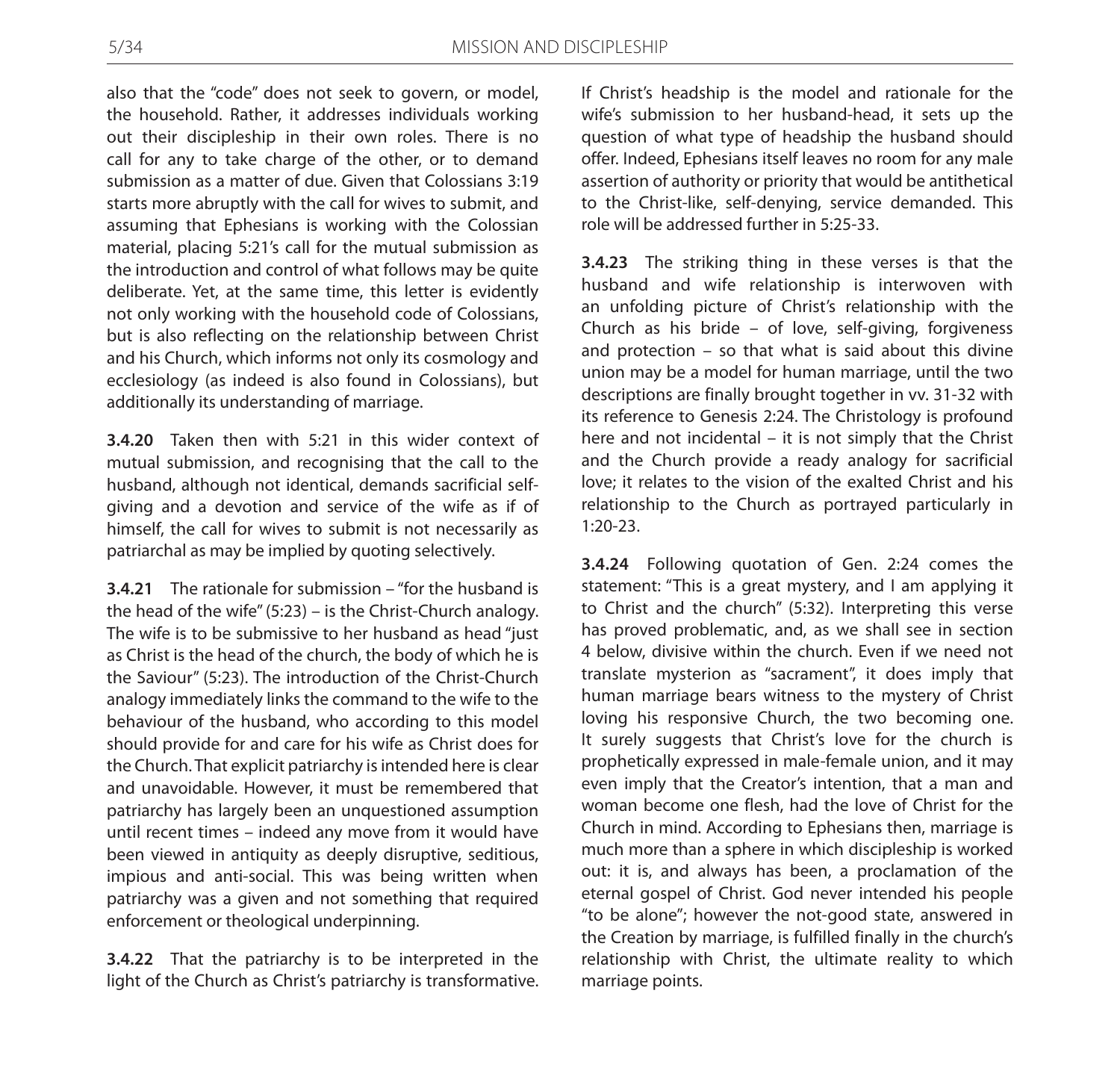also that the "code" does not seek to govern, or model, the household. Rather, it addresses individuals working out their discipleship in their own roles. There is no call for any to take charge of the other, or to demand submission as a matter of due. Given that Colossians 3:19 starts more abruptly with the call for wives to submit, and assuming that Ephesians is working with the Colossian material, placing 5:21's call for the mutual submission as the introduction and control of what follows may be quite deliberate. Yet, at the same time, this letter is evidently not only working with the household code of Colossians, but is also reflecting on the relationship between Christ and his Church, which informs not only its cosmology and ecclesiology (as indeed is also found in Colossians), but additionally its understanding of marriage.

**3.4.20** Taken then with 5:21 in this wider context of mutual submission, and recognising that the call to the husband, although not identical, demands sacrificial self-giving and a devotion and service of the wife as if of himself, the call for wives to submit is not necessarily as patriarchal as may be implied by quoting selectively.

**3.4.21** The rationale for submission – "for the husband is the head of the wife" (5:23) – is the Christ-Church analogy. The wife is to be submissive to her husband as head "just as Christ is the head of the church, the body of which he is the Saviour" (5:23). The introduction of the Christ-Church analogy immediately links the command to the wife to the behaviour of the husband, who according to this model should provide for and care for his wife as Christ does for the Church. That explicit patriarchy is intended here is clear and unavoidable. However, it must be remembered that patriarchy has largely been an unquestioned assumption until recent times – indeed any move from it would have been viewed in antiquity as deeply disruptive, seditious, impious and anti-social. This was being written when patriarchy was a given and not something that required enforcement or theological underpinning.

**3.4.22** That the patriarchy is to be interpreted in the light of the Church as Christ's patriarchy is transformative. If Christ's headship is the model and rationale for the wife's submission to her husband-head, it sets up the question of what type of headship the husband should offer. Indeed, Ephesians itself leaves no room for any male assertion of authority or priority that would be antithetical to the Christ-like, self-denying, service demanded. This role will be addressed further in 5:25-33.

**3.4.23** The striking thing in these verses is that the husband and wife relationship is interwoven with an unfolding picture of Christ's relationship with the Church as his bride – of love, self-giving, forgiveness and protection – so that what is said about this divine union may be a model for human marriage, until the two descriptions are finally brought together in vv. 31-32 with its reference to Genesis 2:24. The Christology is profound here and not incidental – it is not simply that the Christ and the Church provide a ready analogy for sacrificial love; it relates to the vision of the exalted Christ and his relationship to the Church as portrayed particularly in 1:20-23.

**3.4.24** Following quotation of Gen. 2:24 comes the statement: "This is a great mystery, and I am applying it to Christ and the church" (5:32). Interpreting this verse has proved problematic, and, as we shall see in section 4 below, divisive within the church. Even if we need not translate mysterion as "sacrament", it does imply that human marriage bears witness to the mystery of Christ loving his responsive Church, the two becoming one. It surely suggests that Christ's love for the church is prophetically expressed in male-female union, and it may even imply that the Creator's intention, that a man and woman become one flesh, had the love of Christ for the Church in mind. According to Ephesians then, marriage is much more than a sphere in which discipleship is worked out: it is, and always has been, a proclamation of the eternal gospel of Christ. God never intended his people "to be alone"; however the not-good state, answered in the Creation by marriage, is fulfilled finally in the church's relationship with Christ, the ultimate reality to which marriage points.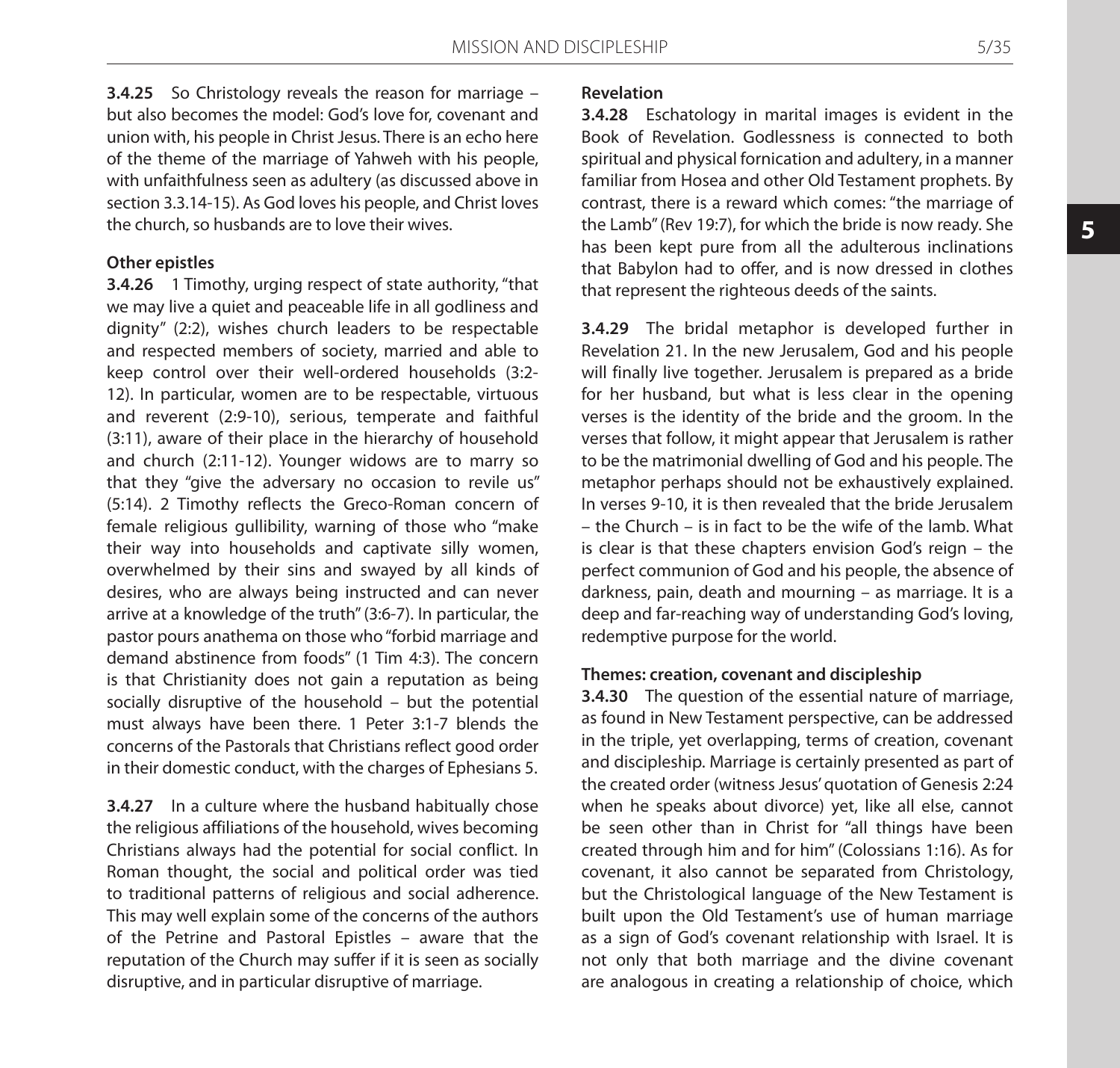**3.4.25** So Christology reveals the reason for marriage – but also becomes the model: God's love for, covenant and union with, his people in Christ Jesus. There is an echo here of the theme of the marriage of Yahweh with his people, with unfaithfulness seen as adultery (as discussed above in section 3.3.14-15). As God loves his people, and Christ loves the church, so husbands are to love their wives.

### Other epistles

**3.4.26** 1 Timothy, urging respect of state authority, "that we may live a quiet and peaceable life in all godliness and dignity" (2:2), wishes church leaders to be respectable and respected members of society, married and able to keep control over their well-ordered households (3:2-12). In particular, women are to be respectable, virtuous and reverent (2:9-10), serious, temperate and faithful (3:11), aware of their place in the hierarchy of household and church (2:11-12). Younger widows are to marry so that they "give the adversary no occasion to revile us" (5:14). 2 Timothy reflects the Greco-Roman concern of female religious gullibility, warning of those who "make their way into households and captivate silly women, overwhelmed by their sins and swayed by all kinds of desires, who are always being instructed and can never arrive at a knowledge of the truth" (3:6-7). In particular, the pastor pours anathema on those who "forbid marriage and demand abstinence from foods" (1 Tim 4:3). The concern is that Christianity does not gain a reputation as being socially disruptive of the household – but the potential must always have been there. 1 Peter 3:1-7 blends the concerns of the Pastorals that Christians reflect good order in their domestic conduct, with the charges of Ephesians 5.

**3.4.27** In a culture where the husband habitually chose the religious affiliations of the household, wives becoming Christians always had the potential for social conflict. In Roman thought, the social and political order was tied to traditional patterns of religious and social adherence. This may well explain some of the concerns of the authors of the Petrine and Pastoral Epistles – aware that the reputation of the Church may suffer if it is seen as socially disruptive, and in particular disruptive of marriage.

### Revelation

**3.4.28** Eschatology in marital images is evident in the Book of Revelation. Godlessness is connected to both spiritual and physical fornication and adultery, in a manner familiar from Hosea and other Old Testament prophets. By contrast, there is a reward which comes: "the marriage of the Lamb" (Rev 19:7), for which the bride is now ready. She has been kept pure from all the adulterous inclinations that Babylon had to offer, and is now dressed in clothes that represent the righteous deeds of the saints.

**3.4.29** The bridal metaphor is developed further in Revelation 21. In the new Jerusalem, God and his people will finally live together. Jerusalem is prepared as a bride for her husband, but what is less clear in the opening verses is the identity of the bride and the groom. In the verses that follow, it might appear that Jerusalem is rather to be the matrimonial dwelling of God and his people. The metaphor perhaps should not be exhaustively explained. In verses 9-10, it is then revealed that the bride Jerusalem – the Church – is in fact to be the wife of the lamb. What is clear is that these chapters envision God's reign – the perfect communion of God and his people, the absence of darkness, pain, death and mourning – as marriage. It is a deep and far-reaching way of understanding God's loving, redemptive purpose for the world.

### Themes: creation, covenant and discipleship

**3.4.30** The question of the essential nature of marriage, as found in New Testament perspective, can be addressed in the triple, yet overlapping, terms of creation, covenant and discipleship. Marriage is certainly presented as part of the created order (witness Jesus' quotation of Genesis 2:24 when he speaks about divorce) yet, like all else, cannot be seen other than in Christ for "all things have been created through him and for him" (Colossians 1:16). As for covenant, it also cannot be separated from Christology, but the Christological language of the New Testament is built upon the Old Testament's use of human marriage as a sign of God's covenant relationship with Israel. It is not only that both marriage and the divine covenant are analogous in creating a relationship of choice, which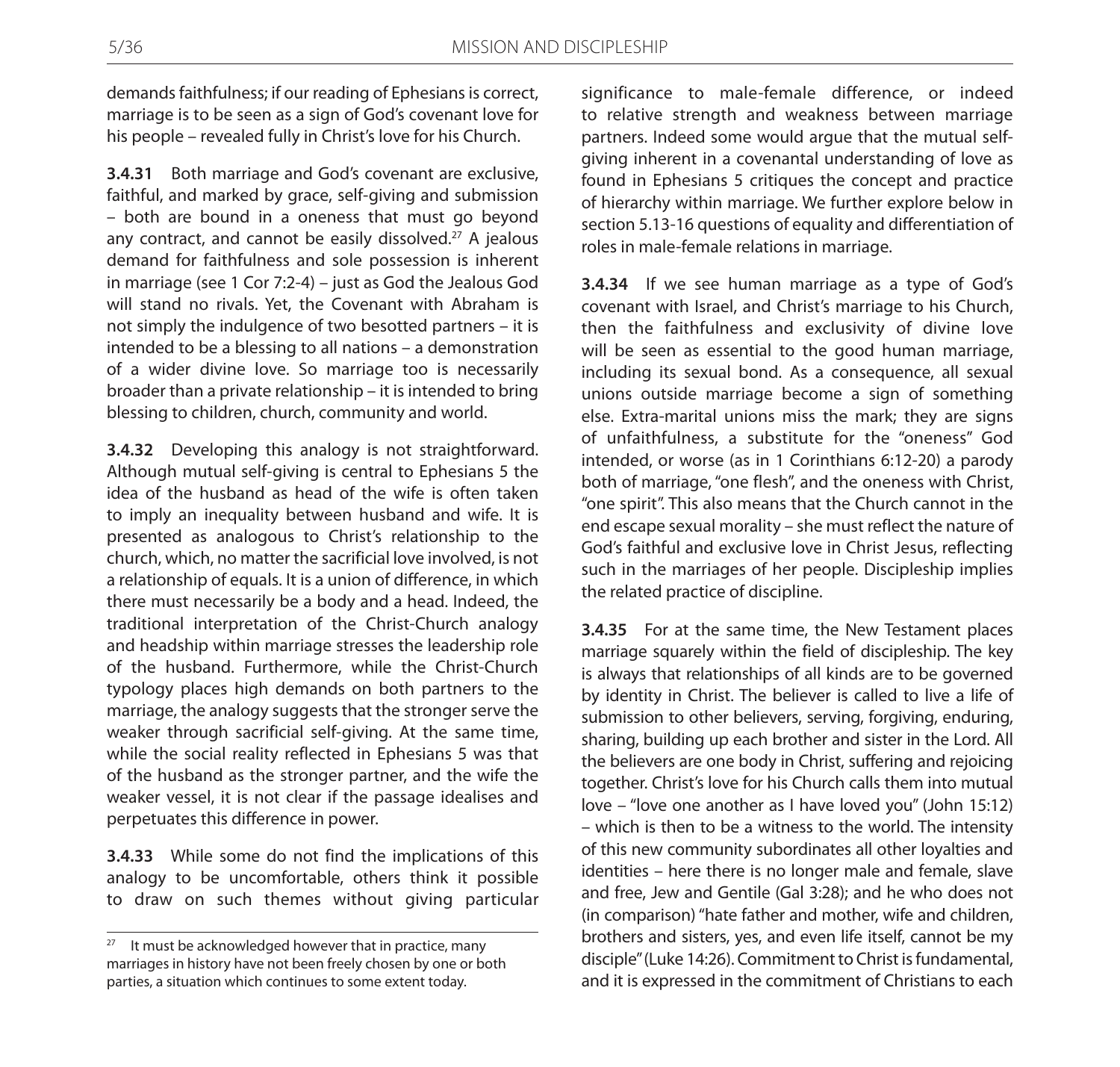demands faithfulness; if our reading of Ephesians is correct, marriage is to be seen as a sign of God's covenant love for his people – revealed fully in Christ's love for his Church.

**3.4.31** Both marriage and God's covenant are exclusive, faithful, and marked by grace, self-giving and submission – both are bound in a oneness that must go beyond any contract, and cannot be easily dissolved.[27] A jealous demand for faithfulness and sole possession is inherent in marriage (see 1 Cor 7:2-4) – just as God the Jealous God will stand no rivals. Yet, the Covenant with Abraham is not simply the indulgence of two besotted partners – it is intended to be a blessing to all nations – a demonstration of a wider divine love. So marriage too is necessarily broader than a private relationship – it is intended to bring blessing to children, church, community and world.

**3.4.32** Developing this analogy is not straightforward. Although mutual self-giving is central to Ephesians 5 the idea of the husband as head of the wife is often taken to imply an inequality between husband and wife. It is presented as analogous to Christ's relationship to the church, which, no matter the sacrificial love involved, is not a relationship of equals. It is a union of difference, in which there must necessarily be a body and a head. Indeed, the traditional interpretation of the Christ-Church analogy and headship within marriage stresses the leadership role of the husband. Furthermore, while the Christ-Church typology places high demands on both partners to the marriage, the analogy suggests that the stronger serve the weaker through sacrificial self-giving. At the same time, while the social reality reflected in Ephesians 5 was that of the husband as the stronger partner, and the wife the weaker vessel, it is not clear if the passage idealises and perpetuates this difference in power.

**3.4.33** While some do not find the implications of this analogy to be uncomfortable, others think it possible to draw on such themes without giving particular significance to male-female difference, or indeed to relative strength and weakness between marriage partners. Indeed some would argue that the mutual self-giving inherent in a covenantal understanding of love as found in Ephesians 5 critiques the concept and practice of hierarchy within marriage. We further explore below in section 5.13-16 questions of equality and differentiation of roles in male-female relations in marriage.

**3.4.34** If we see human marriage as a type of God's covenant with Israel, and Christ's marriage to his Church, then the faithfulness and exclusivity of divine love will be seen as essential to the good human marriage, including its sexual bond. As a consequence, all sexual unions outside marriage become a sign of something else. Extra-marital unions miss the mark; they are signs of unfaithfulness, a substitute for the "oneness" God intended, or worse (as in 1 Corinthians 6:12-20) a parody both of marriage, "one flesh", and the oneness with Christ, "one spirit". This also means that the Church cannot in the end escape sexual morality – she must reflect the nature of God's faithful and exclusive love in Christ Jesus, reflecting such in the marriages of her people. Discipleship implies the related practice of discipline.

**3.4.35** For at the same time, the New Testament places marriage squarely within the field of discipleship. The key is always that relationships of all kinds are to be governed by identity in Christ. The believer is called to live a life of submission to other believers, serving, forgiving, enduring, sharing, building up each brother and sister in the Lord. All the believers are one body in Christ, suffering and rejoicing together. Christ's love for his Church calls them into mutual love – "love one another as I have loved you" (John 15:12) – which is then to be a witness to the world. The intensity of this new community subordinates all other loyalties and identities – here there is no longer male and female, slave and free, Jew and Gentile (Gal 3:28); and he who does not (in comparison) "hate father and mother, wife and children, brothers and sisters, yes, and even life itself, cannot be my disciple" (Luke 14:26). Commitment to Christ is fundamental, and it is expressed in the commitment of Christians to each

---

[27] It must be acknowledged however that in practice, many marriages in history have not been freely chosen by one or both parties, a situation which continues to some extent today.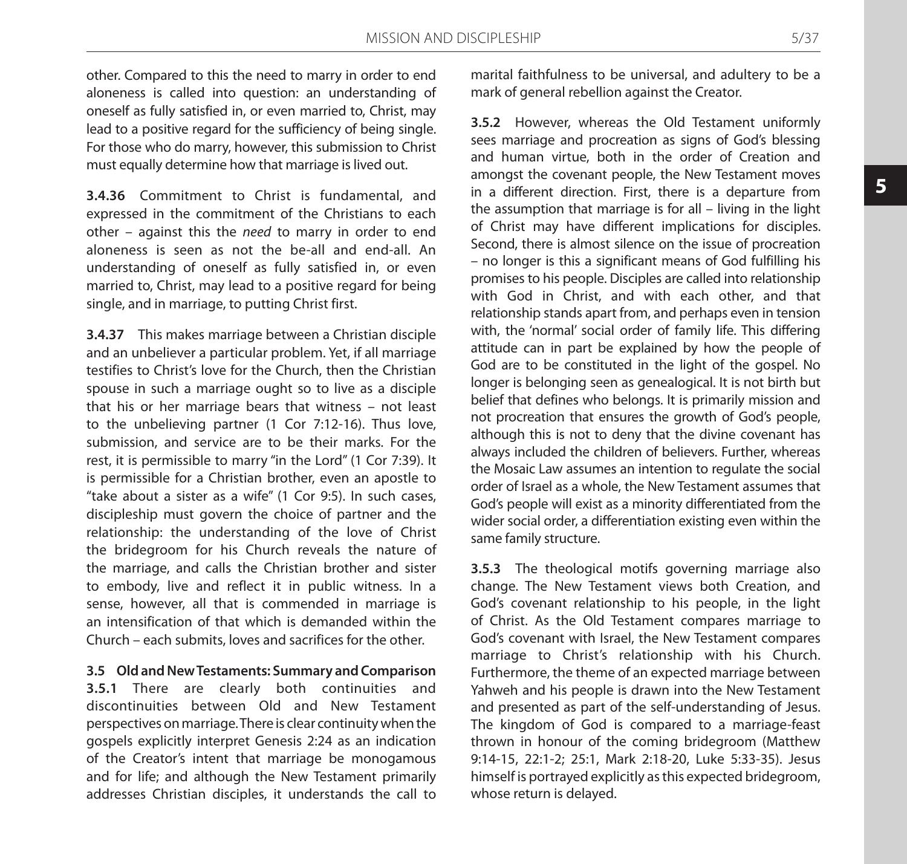other. Compared to this the need to marry in order to end aloneness is called into question: an understanding of oneself as fully satisfied in, or even married to, Christ, may lead to a positive regard for the sufficiency of being single. For those who do marry, however, this submission to Christ must equally determine how that marriage is lived out.

**3.4.36** Commitment to Christ is fundamental, and expressed in the commitment of the Christians to each other – against this the *need* to marry in order to end aloneness is seen as not the be-all and end-all. An understanding of oneself as fully satisfied in, or even married to, Christ, may lead to a positive regard for being single, and in marriage, to putting Christ first.

**3.4.37** This makes marriage between a Christian disciple and an unbeliever a particular problem. Yet, if all marriage testifies to Christ's love for the Church, then the Christian spouse in such a marriage ought so to live as a disciple that his or her marriage bears that witness – not least to the unbelieving partner (1 Cor 7:12-16). Thus love, submission, and service are to be their marks. For the rest, it is permissible to marry "in the Lord" (1 Cor 7:39). It is permissible for a Christian brother, even an apostle to "take about a sister as a wife" (1 Cor 9:5). In such cases, discipleship must govern the choice of partner and the relationship: the understanding of the love of Christ the bridegroom for his Church reveals the nature of the marriage, and calls the Christian brother and sister to embody, live and reflect it in public witness. In a sense, however, all that is commended in marriage is an intensification of that which is demanded within the Church – each submits, loves and sacrifices for the other.

## 3.5 Old and New Testaments: Summary and Comparison

**3.5.1** There are clearly both continuities and discontinuities between Old and New Testament perspectives on marriage. There is clear continuity when the gospels explicitly interpret Genesis 2:24 as an indication of the Creator's intent that marriage be monogamous and for life; and although the New Testament primarily addresses Christian disciples, it understands the call to marital faithfulness to be universal, and adultery to be a mark of general rebellion against the Creator.

**3.5.2** However, whereas the Old Testament uniformly sees marriage and procreation as signs of God's blessing and human virtue, both in the order of Creation and amongst the covenant people, the New Testament moves in a different direction. First, there is a departure from the assumption that marriage is for all – living in the light of Christ may have different implications for disciples. Second, there is almost silence on the issue of procreation – no longer is this a significant means of God fulfilling his promises to his people. Disciples are called into relationship with God in Christ, and with each other, and that relationship stands apart from, and perhaps even in tension with, the 'normal' social order of family life. This differing attitude can in part be explained by how the people of God are to be constituted in the light of the gospel. No longer is belonging seen as genealogical. It is not birth but belief that defines who belongs. It is primarily mission and not procreation that ensures the growth of God's people, although this is not to deny that the divine covenant has always included the children of believers. Further, whereas the Mosaic Law assumes an intention to regulate the social order of Israel as a whole, the New Testament assumes that God's people will exist as a minority differentiated from the wider social order, a differentiation existing even within the same family structure.

**3.5.3** The theological motifs governing marriage also change. The New Testament views both Creation, and God's covenant relationship to his people, in the light of Christ. As the Old Testament compares marriage to God's covenant with Israel, the New Testament compares marriage to Christ's relationship with his Church. Furthermore, the theme of an expected marriage between Yahweh and his people is drawn into the New Testament and presented as part of the self-understanding of Jesus. The kingdom of God is compared to a marriage-feast thrown in honour of the coming bridegroom (Matthew 9:14-15, 22:1-2; 25:1, Mark 2:18-20, Luke 5:33-35). Jesus himself is portrayed explicitly as this expected bridegroom, whose return is delayed.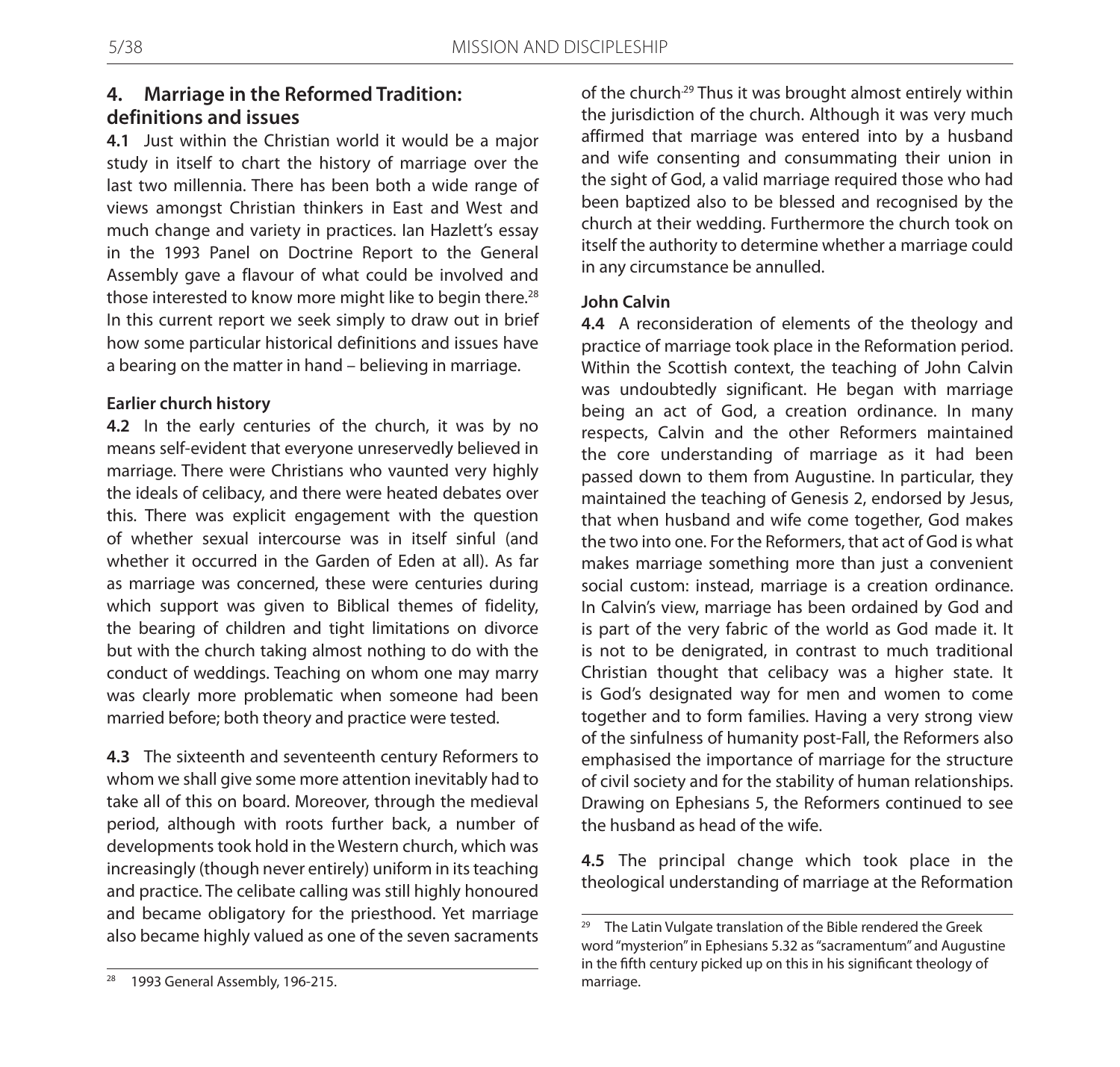## 4. Marriage in the Reformed Tradition: definitions and issues

**4.1** Just within the Christian world it would be a major study in itself to chart the history of marriage over the last two millennia. There has been both a wide range of views amongst Christian thinkers in East and West and much change and variety in practices. Ian Hazlett's essay in the 1993 Panel on Doctrine Report to the General Assembly gave a flavour of what could be involved and those interested to know more might like to begin there.[28] In this current report we seek simply to draw out in brief how some particular historical definitions and issues have a bearing on the matter in hand – believing in marriage.

### Earlier church history

**4.2** In the early centuries of the church, it was by no means self-evident that everyone unreservedly believed in marriage. There were Christians who vaunted very highly the ideals of celibacy, and there were heated debates over this. There was explicit engagement with the question of whether sexual intercourse was in itself sinful (and whether it occurred in the Garden of Eden at all). As far as marriage was concerned, these were centuries during which support was given to Biblical themes of fidelity, the bearing of children and tight limitations on divorce but with the church taking almost nothing to do with the conduct of weddings. Teaching on whom one may marry was clearly more problematic when someone had been married before; both theory and practice were tested.

**4.3** The sixteenth and seventeenth century Reformers to whom we shall give some more attention inevitably had to take all of this on board. Moreover, through the medieval period, although with roots further back, a number of developments took hold in the Western church, which was increasingly (though never entirely) uniform in its teaching and practice. The celibate calling was still highly honoured and became obligatory for the priesthood. Yet marriage also became highly valued as one of the seven sacraments of the church.[29] Thus it was brought almost entirely within the jurisdiction of the church. Although it was very much affirmed that marriage was entered into by a husband and wife consenting and consummating their union in the sight of God, a valid marriage required those who had been baptized also to be blessed and recognised by the church at their wedding. Furthermore the church took on itself the authority to determine whether a marriage could in any circumstance be annulled.

### John Calvin

**4.4** A reconsideration of elements of the theology and practice of marriage took place in the Reformation period. Within the Scottish context, the teaching of John Calvin was undoubtedly significant. He began with marriage being an act of God, a creation ordinance. In many respects, Calvin and the other Reformers maintained the core understanding of marriage as it had been passed down to them from Augustine. In particular, they maintained the teaching of Genesis 2, endorsed by Jesus, that when husband and wife come together, God makes the two into one. For the Reformers, that act of God is what makes marriage something more than just a convenient social custom: instead, marriage is a creation ordinance. In Calvin's view, marriage has been ordained by God and is part of the very fabric of the world as God made it. It is not to be denigrated, in contrast to much traditional Christian thought that celibacy was a higher state. It is God's designated way for men and women to come together and to form families. Having a very strong view of the sinfulness of humanity post-Fall, the Reformers also emphasised the importance of marriage for the structure of civil society and for the stability of human relationships. Drawing on Ephesians 5, the Reformers continued to see the husband as head of the wife.

**4.5** The principal change which took place in the theological understanding of marriage at the Reformation

---

[28] 1993 General Assembly, 196-215.

[29] The Latin Vulgate translation of the Bible rendered the Greek word "mysterion" in Ephesians 5.32 as "sacramentum" and Augustine in the fifth century picked up on this in his significant theology of marriage.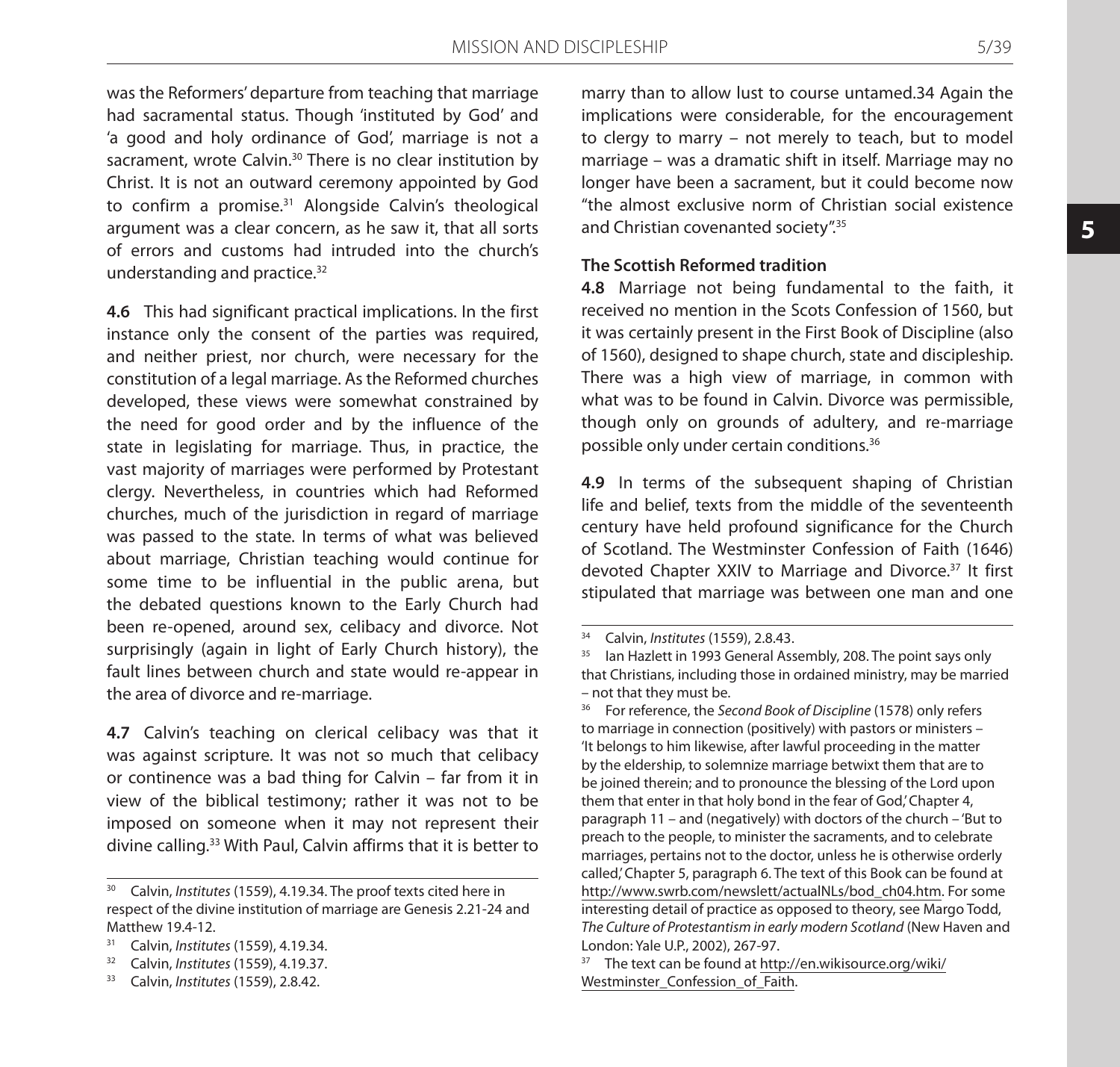was the Reformers' departure from teaching that marriage had sacramental status. Though 'instituted by God' and 'a good and holy ordinance of God', marriage is not a sacrament, wrote Calvin.[30] There is no clear institution by Christ. It is not an outward ceremony appointed by God to confirm a promise.[31] Alongside Calvin's theological argument was a clear concern, as he saw it, that all sorts of errors and customs had intruded into the church's understanding and practice.[32]

**4.6** This had significant practical implications. In the first instance only the consent of the parties was required, and neither priest, nor church, were necessary for the constitution of a legal marriage. As the Reformed churches developed, these views were somewhat constrained by the need for good order and by the influence of the state in legislating for marriage. Thus, in practice, the vast majority of marriages were performed by Protestant clergy. Nevertheless, in countries which had Reformed churches, much of the jurisdiction in regard of marriage was passed to the state. In terms of what was believed about marriage, Christian teaching would continue for some time to be influential in the public arena, but the debated questions known to the Early Church had been re-opened, around sex, celibacy and divorce. Not surprisingly (again in light of Early Church history), the fault lines between church and state would re-appear in the area of divorce and re-marriage.

**4.7** Calvin's teaching on clerical celibacy was that it was against scripture. It was not so much that celibacy or continence was a bad thing for Calvin – far from it in view of the biblical testimony; rather it was not to be imposed on someone when it may not represent their divine calling.[33] With Paul, Calvin affirms that it is better to marry than to allow lust to course untamed.34 Again the implications were considerable, for the encouragement to clergy to marry – not merely to teach, but to model marriage – was a dramatic shift in itself. Marriage may no longer have been a sacrament, but it could become now "the almost exclusive norm of Christian social existence and Christian covenanted society".[35]

### The Scottish Reformed tradition

**4.8** Marriage not being fundamental to the faith, it received no mention in the Scots Confession of 1560, but it was certainly present in the First Book of Discipline (also of 1560), designed to shape church, state and discipleship. There was a high view of marriage, in common with what was to be found in Calvin. Divorce was permissible, though only on grounds of adultery, and re-marriage possible only under certain conditions.[36]

**4.9** In terms of the subsequent shaping of Christian life and belief, texts from the middle of the seventeenth century have held profound significance for the Church of Scotland. The Westminster Confession of Faith (1646) devoted Chapter XXIV to Marriage and Divorce.[37] It first stipulated that marriage was between one man and one

---

[30] Calvin, *Institutes* (1559), 4.19.34. The proof texts cited here in respect of the divine institution of marriage are Genesis 2.21-24 and Matthew 19.4-12.

[31] Calvin, *Institutes* (1559), 4.19.34.

[32] Calvin, *Institutes* (1559), 4.19.37.

[33] Calvin, *Institutes* (1559), 2.8.42.

[34] Calvin, *Institutes* (1559), 2.8.43.

[35] Ian Hazlett in 1993 General Assembly, 208. The point says only that Christians, including those in ordained ministry, may be married – not that they must be.

[36] For reference, the *Second Book of Discipline* (1578) only refers to marriage in connection (positively) with pastors or ministers – 'It belongs to him likewise, after lawful proceeding in the matter by the eldership, to solemnize marriage betwixt them that are to be joined therein; and to pronounce the blessing of the Lord upon them that enter in that holy bond in the fear of God,' Chapter 4, paragraph 11 – and (negatively) with doctors of the church – 'But to preach to the people, to minister the sacraments, and to celebrate marriages, pertains not to the doctor, unless he is otherwise orderly called,' Chapter 5, paragraph 6. The text of this Book can be found at http://www.swrb.com/newslett/actualNLs/bod_ch04.htm. For some interesting detail of practice as opposed to theory, see Margo Todd, *The Culture of Protestantism in early modern Scotland* (New Haven and London: Yale U.P., 2002), 267-97.

[37] The text can be found at http://en.wikisource.org/wiki/Westminster_Confession_of_Faith.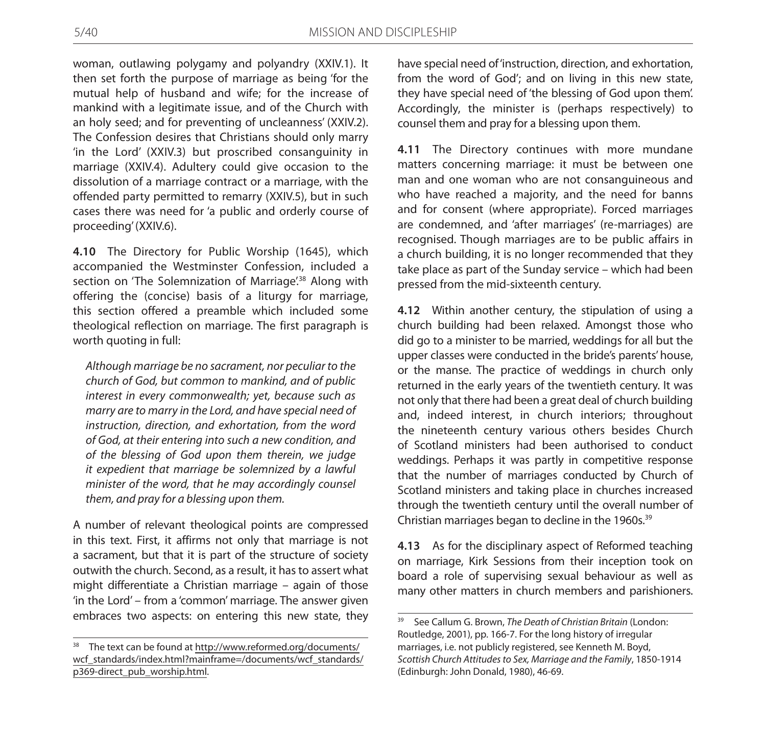woman, outlawing polygamy and polyandry (XXIV.1). It then set forth the purpose of marriage as being 'for the mutual help of husband and wife; for the increase of mankind with a legitimate issue, and of the Church with an holy seed; and for preventing of uncleanness' (XXIV.2). The Confession desires that Christians should only marry 'in the Lord' (XXIV.3) but proscribed consanguinity in marriage (XXIV.4). Adultery could give occasion to the dissolution of a marriage contract or a marriage, with the offended party permitted to remarry (XXIV.5), but in such cases there was need for 'a public and orderly course of proceeding' (XXIV.6).

**4.10** The Directory for Public Worship (1645), which accompanied the Westminster Confession, included a section on 'The Solemnization of Marriage'.[38] Along with offering the (concise) basis of a liturgy for marriage, this section offered a preamble which included some theological reflection on marriage. The first paragraph is worth quoting in full:

> *Although marriage be no sacrament, nor peculiar to the church of God, but common to mankind, and of public interest in every commonwealth; yet, because such as marry are to marry in the Lord, and have special need of instruction, direction, and exhortation, from the word of God, at their entering into such a new condition, and of the blessing of God upon them therein, we judge it expedient that marriage be solemnized by a lawful minister of the word, that he may accordingly counsel them, and pray for a blessing upon them.*

A number of relevant theological points are compressed in this text. First, it affirms not only that marriage is not a sacrament, but that it is part of the structure of society outwith the church. Second, as a result, it has to assert what might differentiate a Christian marriage – again of those 'in the Lord' – from a 'common' marriage. The answer given embraces two aspects: on entering this new state, they have special need of 'instruction, direction, and exhortation, from the word of God'; and on living in this new state, they have special need of 'the blessing of God upon them'. Accordingly, the minister is (perhaps respectively) to counsel them and pray for a blessing upon them.

**4.11** The Directory continues with more mundane matters concerning marriage: it must be between one man and one woman who are not consanguineous and who have reached a majority, and the need for banns and for consent (where appropriate). Forced marriages are condemned, and 'after marriages' (re-marriages) are recognised. Though marriages are to be public affairs in a church building, it is no longer recommended that they take place as part of the Sunday service – which had been pressed from the mid-sixteenth century.

**4.12** Within another century, the stipulation of using a church building had been relaxed. Amongst those who did go to a minister to be married, weddings for all but the upper classes were conducted in the bride's parents' house, or the manse. The practice of weddings in church only returned in the early years of the twentieth century. It was not only that there had been a great deal of church building and, indeed interest, in church interiors; throughout the nineteenth century various others besides Church of Scotland ministers had been authorised to conduct weddings. Perhaps it was partly in competitive response that the number of marriages conducted by Church of Scotland ministers and taking place in churches increased through the twentieth century until the overall number of Christian marriages began to decline in the 1960s.[39]

**4.13** As for the disciplinary aspect of Reformed teaching on marriage, Kirk Sessions from their inception took on board a role of supervising sexual behaviour as well as many other matters in church members and parishioners.

---

[38] The text can be found at http://www.reformed.org/documents/wcf_standards/index.html?mainframe=/documents/wcf_standards/p369-direct_pub_worship.html.

[39] See Callum G. Brown, *The Death of Christian Britain* (London: Routledge, 2001), pp. 166-7. For the long history of irregular marriages, i.e. not publicly registered, see Kenneth M. Boyd, *Scottish Church Attitudes to Sex, Marriage and the Family*, 1850-1914 (Edinburgh: John Donald, 1980), 46-69.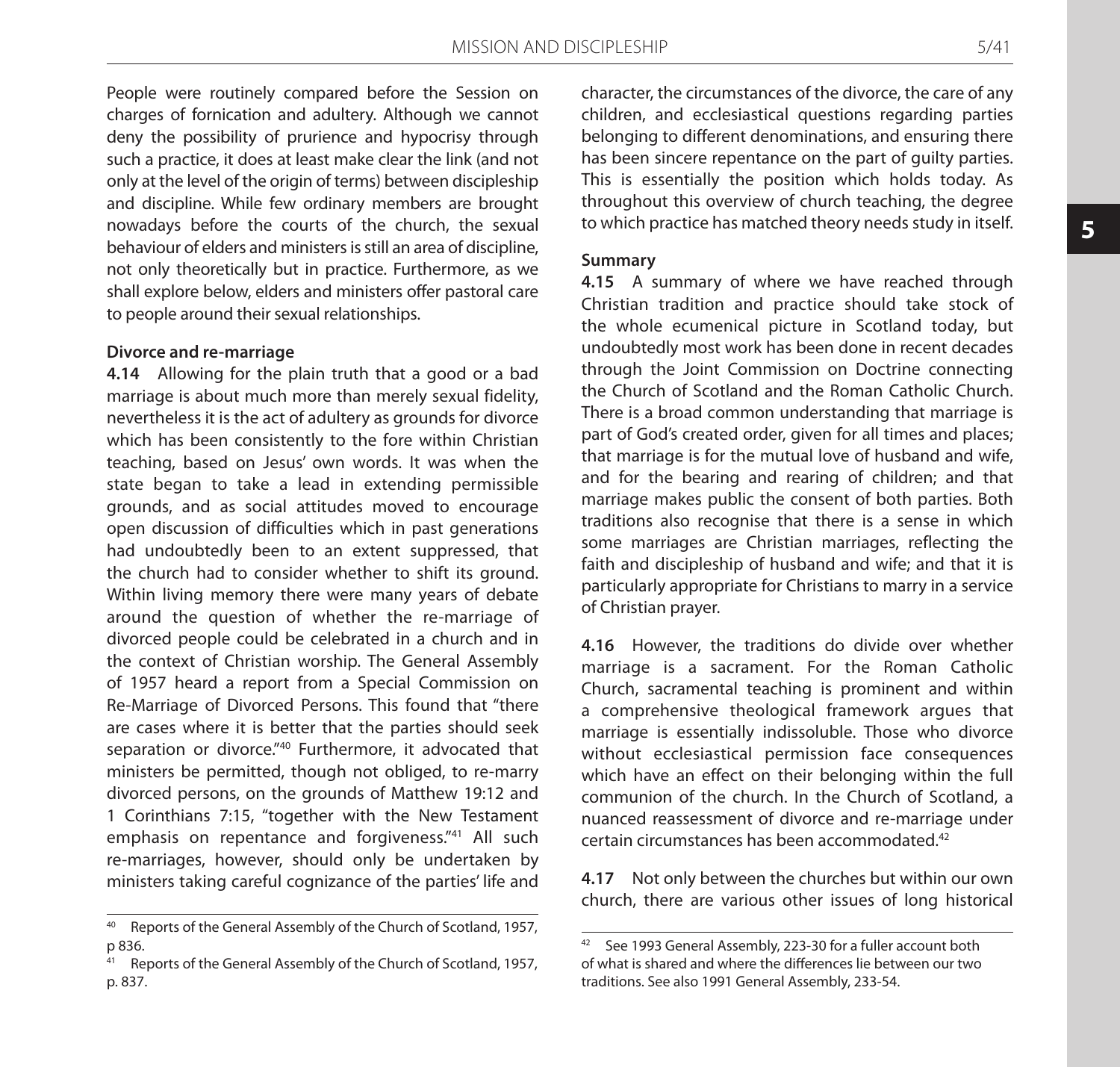People were routinely compared before the Session on charges of fornication and adultery. Although we cannot deny the possibility of prurience and hypocrisy through such a practice, it does at least make clear the link (and not only at the level of the origin of terms) between discipleship and discipline. While few ordinary members are brought nowadays before the courts of the church, the sexual behaviour of elders and ministers is still an area of discipline, not only theoretically but in practice. Furthermore, as we shall explore below, elders and ministers offer pastoral care to people around their sexual relationships.

### Divorce and re-marriage

**4.14** Allowing for the plain truth that a good or a bad marriage is about much more than merely sexual fidelity, nevertheless it is the act of adultery as grounds for divorce which has been consistently to the fore within Christian teaching, based on Jesus' own words. It was when the state began to take a lead in extending permissible grounds, and as social attitudes moved to encourage open discussion of difficulties which in past generations had undoubtedly been to an extent suppressed, that the church had to consider whether to shift its ground. Within living memory there were many years of debate around the question of whether the re-marriage of divorced people could be celebrated in a church and in the context of Christian worship. The General Assembly of 1957 heard a report from a Special Commission on Re-Marriage of Divorced Persons. This found that "there are cases where it is better that the parties should seek separation or divorce."[40] Furthermore, it advocated that ministers be permitted, though not obliged, to re-marry divorced persons, on the grounds of Matthew 19:12 and 1 Corinthians 7:15, "together with the New Testament emphasis on repentance and forgiveness."[41] All such re-marriages, however, should only be undertaken by ministers taking careful cognizance of the parties' life and character, the circumstances of the divorce, the care of any children, and ecclesiastical questions regarding parties belonging to different denominations, and ensuring there has been sincere repentance on the part of guilty parties. This is essentially the position which holds today. As throughout this overview of church teaching, the degree to which practice has matched theory needs study in itself.

### Summary

**4.15** A summary of where we have reached through Christian tradition and practice should take stock of the whole ecumenical picture in Scotland today, but undoubtedly most work has been done in recent decades through the Joint Commission on Doctrine connecting the Church of Scotland and the Roman Catholic Church. There is a broad common understanding that marriage is part of God's created order, given for all times and places; that marriage is for the mutual love of husband and wife, and for the bearing and rearing of children; and that marriage makes public the consent of both parties. Both traditions also recognise that there is a sense in which some marriages are Christian marriages, reflecting the faith and discipleship of husband and wife; and that it is particularly appropriate for Christians to marry in a service of Christian prayer.

**4.16** However, the traditions do divide over whether marriage is a sacrament. For the Roman Catholic Church, sacramental teaching is prominent and within a comprehensive theological framework argues that marriage is essentially indissoluble. Those who divorce without ecclesiastical permission face consequences which have an effect on their belonging within the full communion of the church. In the Church of Scotland, a nuanced reassessment of divorce and re-marriage under certain circumstances has been accommodated.[42]

**4.17** Not only between the churches but within our own church, there are various other issues of long historical

---

[40] Reports of the General Assembly of the Church of Scotland, 1957, p 836.

[41] Reports of the General Assembly of the Church of Scotland, 1957, p. 837.

[42] See 1993 General Assembly, 223-30 for a fuller account both of what is shared and where the differences lie between our two traditions. See also 1991 General Assembly, 233-54.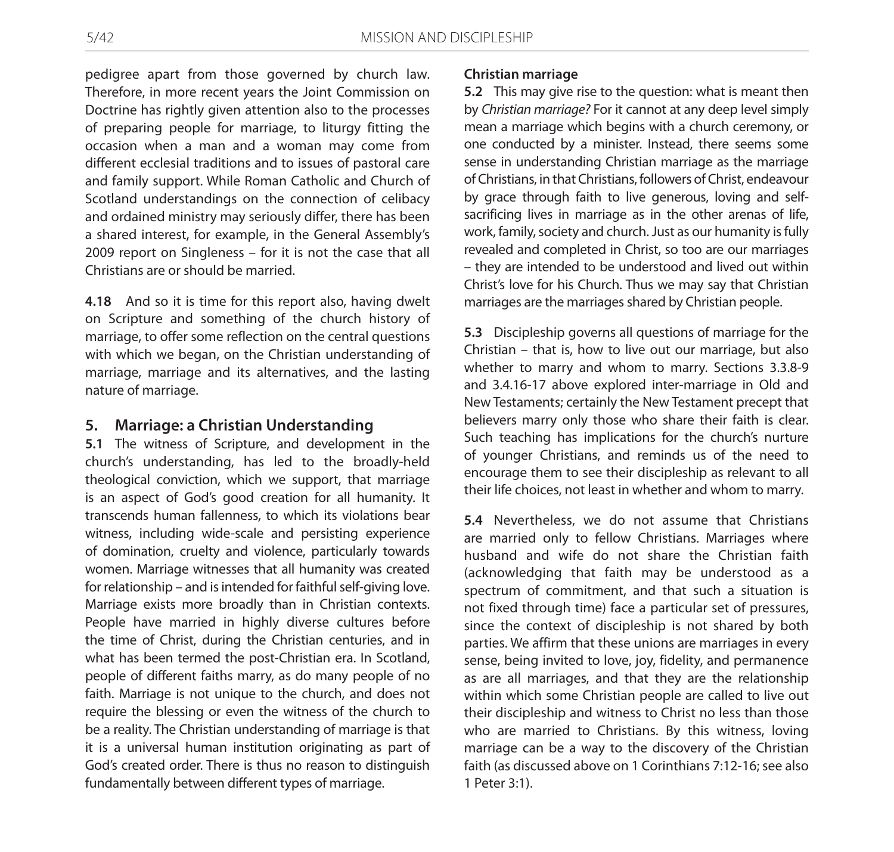pedigree apart from those governed by church law. Therefore, in more recent years the Joint Commission on Doctrine has rightly given attention also to the processes of preparing people for marriage, to liturgy fitting the occasion when a man and a woman may come from different ecclesial traditions and to issues of pastoral care and family support. While Roman Catholic and Church of Scotland understandings on the connection of celibacy and ordained ministry may seriously differ, there has been a shared interest, for example, in the General Assembly's 2009 report on Singleness – for it is not the case that all Christians are or should be married.

**4.18** And so it is time for this report also, having dwelt on Scripture and something of the church history of marriage, to offer some reflection on the central questions with which we began, on the Christian understanding of marriage, marriage and its alternatives, and the lasting nature of marriage.

## 5. Marriage: a Christian Understanding

**5.1** The witness of Scripture, and development in the church's understanding, has led to the broadly-held theological conviction, which we support, that marriage is an aspect of God's good creation for all humanity. It transcends human fallenness, to which its violations bear witness, including wide-scale and persisting experience of domination, cruelty and violence, particularly towards women. Marriage witnesses that all humanity was created for relationship – and is intended for faithful self-giving love. Marriage exists more broadly than in Christian contexts. People have married in highly diverse cultures before the time of Christ, during the Christian centuries, and in what has been termed the post-Christian era. In Scotland, people of different faiths marry, as do many people of no faith. Marriage is not unique to the church, and does not require the blessing or even the witness of the church to be a reality. The Christian understanding of marriage is that it is a universal human institution originating as part of God's created order. There is thus no reason to distinguish fundamentally between different types of marriage.

### Christian marriage

**5.2** This may give rise to the question: what is meant then by *Christian marriage?* For it cannot at any deep level simply mean a marriage which begins with a church ceremony, or one conducted by a minister. Instead, there seems some sense in understanding Christian marriage as the marriage of Christians, in that Christians, followers of Christ, endeavour by grace through faith to live generous, loving and self-sacrificing lives in marriage as in the other arenas of life, work, family, society and church. Just as our humanity is fully revealed and completed in Christ, so too are our marriages – they are intended to be understood and lived out within Christ's love for his Church. Thus we may say that Christian marriages are the marriages shared by Christian people.

**5.3** Discipleship governs all questions of marriage for the Christian – that is, how to live out our marriage, but also whether to marry and whom to marry. Sections 3.3.8-9 and 3.4.16-17 above explored inter-marriage in Old and New Testaments; certainly the New Testament precept that believers marry only those who share their faith is clear. Such teaching has implications for the church's nurture of younger Christians, and reminds us of the need to encourage them to see their discipleship as relevant to all their life choices, not least in whether and whom to marry.

**5.4** Nevertheless, we do not assume that Christians are married only to fellow Christians. Marriages where husband and wife do not share the Christian faith (acknowledging that faith may be understood as a spectrum of commitment, and that such a situation is not fixed through time) face a particular set of pressures, since the context of discipleship is not shared by both parties. We affirm that these unions are marriages in every sense, being invited to love, joy, fidelity, and permanence as are all marriages, and that they are the relationship within which some Christian people are called to live out their discipleship and witness to Christ no less than those who are married to Christians. By this witness, loving marriage can be a way to the discovery of the Christian faith (as discussed above on 1 Corinthians 7:12-16; see also 1 Peter 3:1).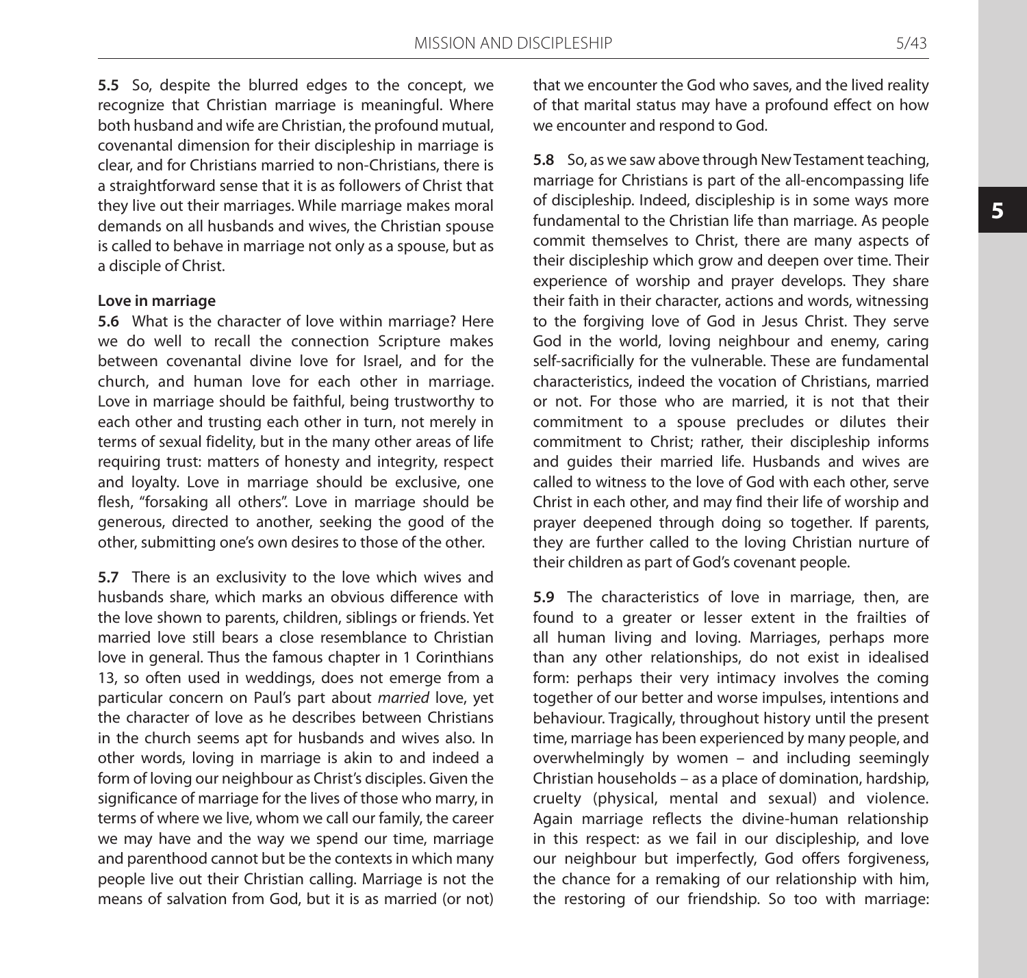**5.5** So, despite the blurred edges to the concept, we recognize that Christian marriage is meaningful. Where both husband and wife are Christian, the profound mutual, covenantal dimension for their discipleship in marriage is clear, and for Christians married to non-Christians, there is a straightforward sense that it is as followers of Christ that they live out their marriages. While marriage makes moral demands on all husbands and wives, the Christian spouse is called to behave in marriage not only as a spouse, but as a disciple of Christ.

**Love in marriage**

**5.6** What is the character of love within marriage? Here we do well to recall the connection Scripture makes between covenantal divine love for Israel, and for the church, and human love for each other in marriage. Love in marriage should be faithful, being trustworthy to each other and trusting each other in turn, not merely in terms of sexual fidelity, but in the many other areas of life requiring trust: matters of honesty and integrity, respect and loyalty. Love in marriage should be exclusive, one flesh, "forsaking all others". Love in marriage should be generous, directed to another, seeking the good of the other, submitting one's own desires to those of the other.

**5.7** There is an exclusivity to the love which wives and husbands share, which marks an obvious difference with the love shown to parents, children, siblings or friends. Yet married love still bears a close resemblance to Christian love in general. Thus the famous chapter in 1 Corinthians 13, so often used in weddings, does not emerge from a particular concern on Paul's part about *married* love, yet the character of love as he describes between Christians in the church seems apt for husbands and wives also. In other words, loving in marriage is akin to and indeed a form of loving our neighbour as Christ's disciples. Given the significance of marriage for the lives of those who marry, in terms of where we live, whom we call our family, the career we may have and the way we spend our time, marriage and parenthood cannot but be the contexts in which many people live out their Christian calling. Marriage is not the means of salvation from God, but it is as married (or not) that we encounter the God who saves, and the lived reality of that marital status may have a profound effect on how we encounter and respond to God.

**5.8** So, as we saw above through New Testament teaching, marriage for Christians is part of the all-encompassing life of discipleship. Indeed, discipleship is in some ways more fundamental to the Christian life than marriage. As people commit themselves to Christ, there are many aspects of their discipleship which grow and deepen over time. Their experience of worship and prayer develops. They share their faith in their character, actions and words, witnessing to the forgiving love of God in Jesus Christ. They serve God in the world, loving neighbour and enemy, caring self-sacrificially for the vulnerable. These are fundamental characteristics, indeed the vocation of Christians, married or not. For those who are married, it is not that their commitment to a spouse precludes or dilutes their commitment to Christ; rather, their discipleship informs and guides their married life. Husbands and wives are called to witness to the love of God with each other, serve Christ in each other, and may find their life of worship and prayer deepened through doing so together. If parents, they are further called to the loving Christian nurture of their children as part of God's covenant people.

**5.9** The characteristics of love in marriage, then, are found to a greater or lesser extent in the frailties of all human living and loving. Marriages, perhaps more than any other relationships, do not exist in idealised form: perhaps their very intimacy involves the coming together of our better and worse impulses, intentions and behaviour. Tragically, throughout history until the present time, marriage has been experienced by many people, and overwhelmingly by women – and including seemingly Christian households – as a place of domination, hardship, cruelty (physical, mental and sexual) and violence. Again marriage reflects the divine-human relationship in this respect: as we fail in our discipleship, and love our neighbour but imperfectly, God offers forgiveness, the chance for a remaking of our relationship with him, the restoring of our friendship. So too with marriage: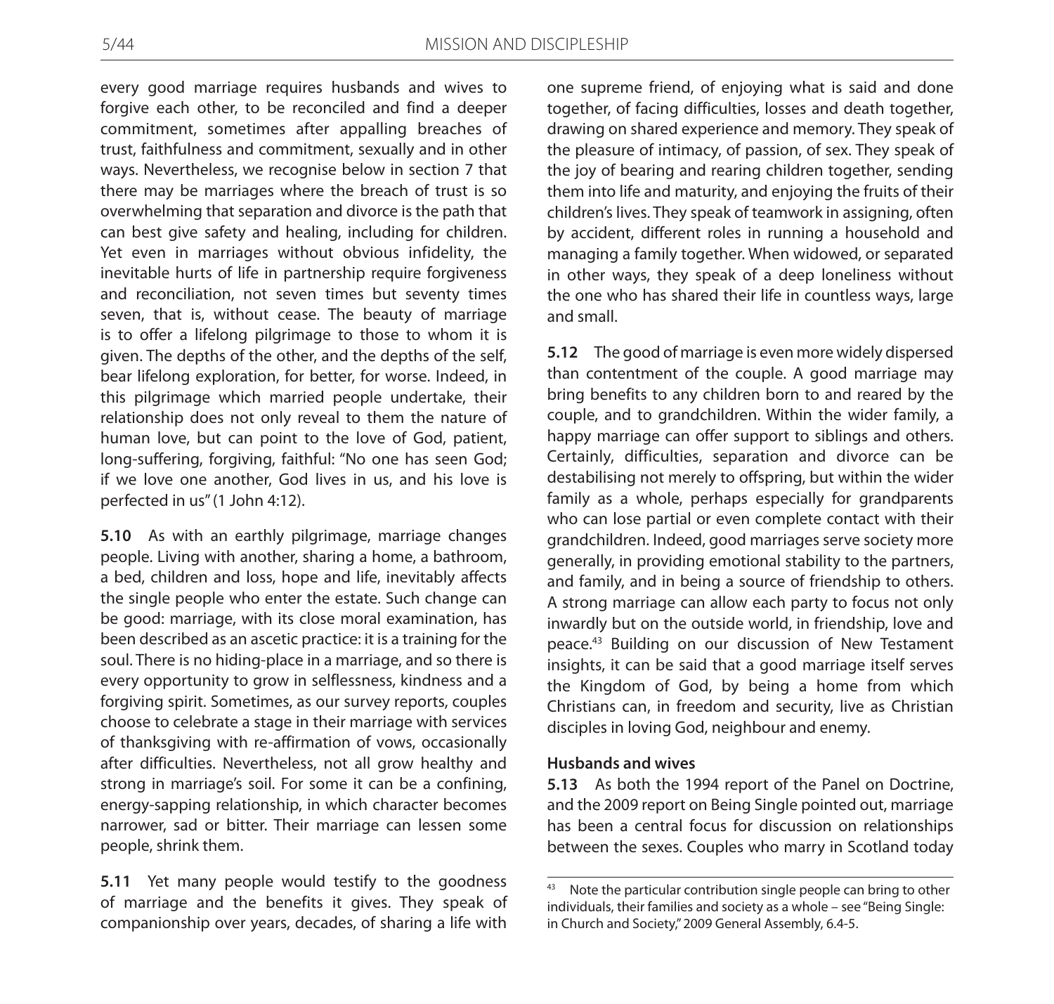every good marriage requires husbands and wives to forgive each other, to be reconciled and find a deeper commitment, sometimes after appalling breaches of trust, faithfulness and commitment, sexually and in other ways. Nevertheless, we recognise below in section 7 that there may be marriages where the breach of trust is so overwhelming that separation and divorce is the path that can best give safety and healing, including for children. Yet even in marriages without obvious infidelity, the inevitable hurts of life in partnership require forgiveness and reconciliation, not seven times but seventy times seven, that is, without cease. The beauty of marriage is to offer a lifelong pilgrimage to those to whom it is given. The depths of the other, and the depths of the self, bear lifelong exploration, for better, for worse. Indeed, in this pilgrimage which married people undertake, their relationship does not only reveal to them the nature of human love, but can point to the love of God, patient, long-suffering, forgiving, faithful: "No one has seen God; if we love one another, God lives in us, and his love is perfected in us" (1 John 4:12).

**5.10** As with an earthly pilgrimage, marriage changes people. Living with another, sharing a home, a bathroom, a bed, children and loss, hope and life, inevitably affects the single people who enter the estate. Such change can be good: marriage, with its close moral examination, has been described as an ascetic practice: it is a training for the soul. There is no hiding-place in a marriage, and so there is every opportunity to grow in selflessness, kindness and a forgiving spirit. Sometimes, as our survey reports, couples choose to celebrate a stage in their marriage with services of thanksgiving with re-affirmation of vows, occasionally after difficulties. Nevertheless, not all grow healthy and strong in marriage's soil. For some it can be a confining, energy-sapping relationship, in which character becomes narrower, sad or bitter. Their marriage can lessen some people, shrink them.

**5.11** Yet many people would testify to the goodness of marriage and the benefits it gives. They speak of companionship over years, decades, of sharing a life with one supreme friend, of enjoying what is said and done together, of facing difficulties, losses and death together, drawing on shared experience and memory. They speak of the pleasure of intimacy, of passion, of sex. They speak of the joy of bearing and rearing children together, sending them into life and maturity, and enjoying the fruits of their children's lives. They speak of teamwork in assigning, often by accident, different roles in running a household and managing a family together. When widowed, or separated in other ways, they speak of a deep loneliness without the one who has shared their life in countless ways, large and small.

**5.12** The good of marriage is even more widely dispersed than contentment of the couple. A good marriage may bring benefits to any children born to and reared by the couple, and to grandchildren. Within the wider family, a happy marriage can offer support to siblings and others. Certainly, difficulties, separation and divorce can be destabilising not merely to offspring, but within the wider family as a whole, perhaps especially for grandparents who can lose partial or even complete contact with their grandchildren. Indeed, good marriages serve society more generally, in providing emotional stability to the partners, and family, and in being a source of friendship to others. A strong marriage can allow each party to focus not only inwardly but on the outside world, in friendship, love and peace.[43] Building on our discussion of New Testament insights, it can be said that a good marriage itself serves the Kingdom of God, by being a home from which Christians can, in freedom and security, live as Christian disciples in loving God, neighbour and enemy.

**Husbands and wives**

**5.13** As both the 1994 report of the Panel on Doctrine, and the 2009 report on Being Single pointed out, marriage has been a central focus for discussion on relationships between the sexes. Couples who marry in Scotland today

[43] Note the particular contribution single people can bring to other individuals, their families and society as a whole – see "Being Single: in Church and Society," 2009 General Assembly, 6.4-5.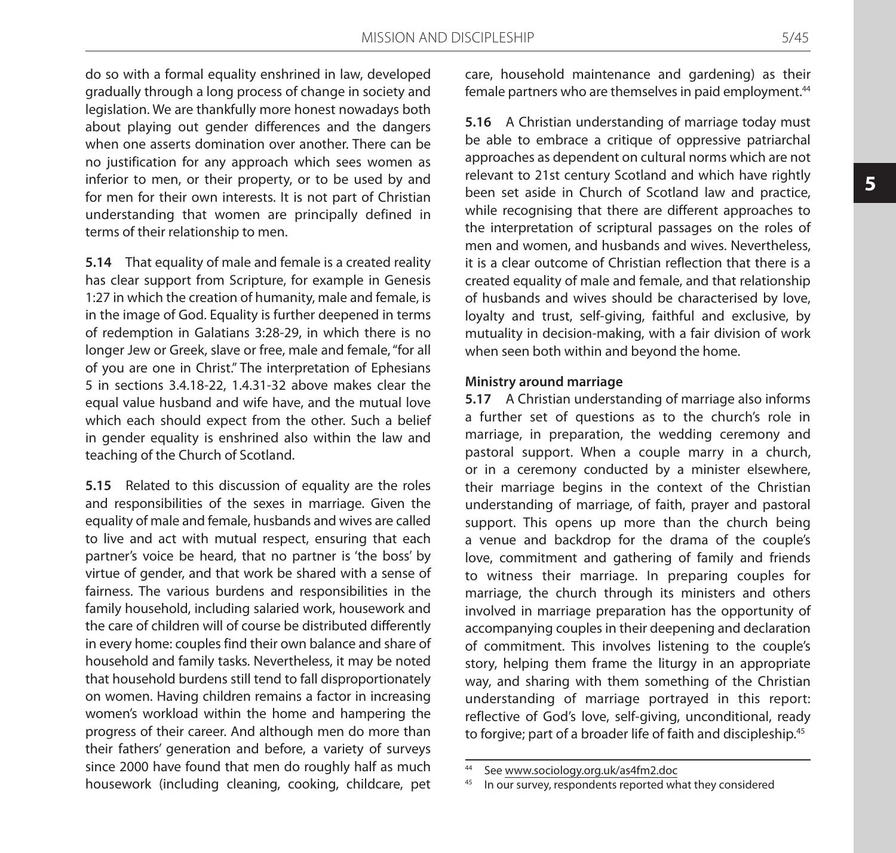do so with a formal equality enshrined in law, developed gradually through a long process of change in society and legislation. We are thankfully more honest nowadays both about playing out gender differences and the dangers when one asserts domination over another. There can be no justification for any approach which sees women as inferior to men, or their property, or to be used by and for men for their own interests. It is not part of Christian understanding that women are principally defined in terms of their relationship to men.

**5.14** That equality of male and female is a created reality has clear support from Scripture, for example in Genesis 1:27 in which the creation of humanity, male and female, is in the image of God. Equality is further deepened in terms of redemption in Galatians 3:28-29, in which there is no longer Jew or Greek, slave or free, male and female, "for all of you are one in Christ." The interpretation of Ephesians 5 in sections 3.4.18-22, 1.4.31-32 above makes clear the equal value husband and wife have, and the mutual love which each should expect from the other. Such a belief in gender equality is enshrined also within the law and teaching of the Church of Scotland.

**5.15** Related to this discussion of equality are the roles and responsibilities of the sexes in marriage. Given the equality of male and female, husbands and wives are called to live and act with mutual respect, ensuring that each partner's voice be heard, that no partner is 'the boss' by virtue of gender, and that work be shared with a sense of fairness. The various burdens and responsibilities in the family household, including salaried work, housework and the care of children will of course be distributed differently in every home: couples find their own balance and share of household and family tasks. Nevertheless, it may be noted that household burdens still tend to fall disproportionately on women. Having children remains a factor in increasing women's workload within the home and hampering the progress of their career. And although men do more than their fathers' generation and before, a variety of surveys since 2000 have found that men do roughly half as much housework (including cleaning, cooking, childcare, pet care, household maintenance and gardening) as their female partners who are themselves in paid employment.[44]

**5.16** A Christian understanding of marriage today must be able to embrace a critique of oppressive patriarchal approaches as dependent on cultural norms which are not relevant to 21st century Scotland and which have rightly been set aside in Church of Scotland law and practice, while recognising that there are different approaches to the interpretation of scriptural passages on the roles of men and women, and husbands and wives. Nevertheless, it is a clear outcome of Christian reflection that there is a created equality of male and female, and that relationship of husbands and wives should be characterised by love, loyalty and trust, self-giving, faithful and exclusive, by mutuality in decision-making, with a fair division of work when seen both within and beyond the home.

**Ministry around marriage**

**5.17** A Christian understanding of marriage also informs a further set of questions as to the church's role in marriage, in preparation, the wedding ceremony and pastoral support. When a couple marry in a church, or in a ceremony conducted by a minister elsewhere, their marriage begins in the context of the Christian understanding of marriage, of faith, prayer and pastoral support. This opens up more than the church being a venue and backdrop for the drama of the couple's love, commitment and gathering of family and friends to witness their marriage. In preparing couples for marriage, the church through its ministers and others involved in marriage preparation has the opportunity of accompanying couples in their deepening and declaration of commitment. This involves listening to the couple's story, helping them frame the liturgy in an appropriate way, and sharing with them something of the Christian understanding of marriage portrayed in this report: reflective of God's love, self-giving, unconditional, ready to forgive; part of a broader life of faith and discipleship.[45]

---

[44] See www.sociology.org.uk/as4fm2.doc

[45] In our survey, respondents reported what they considered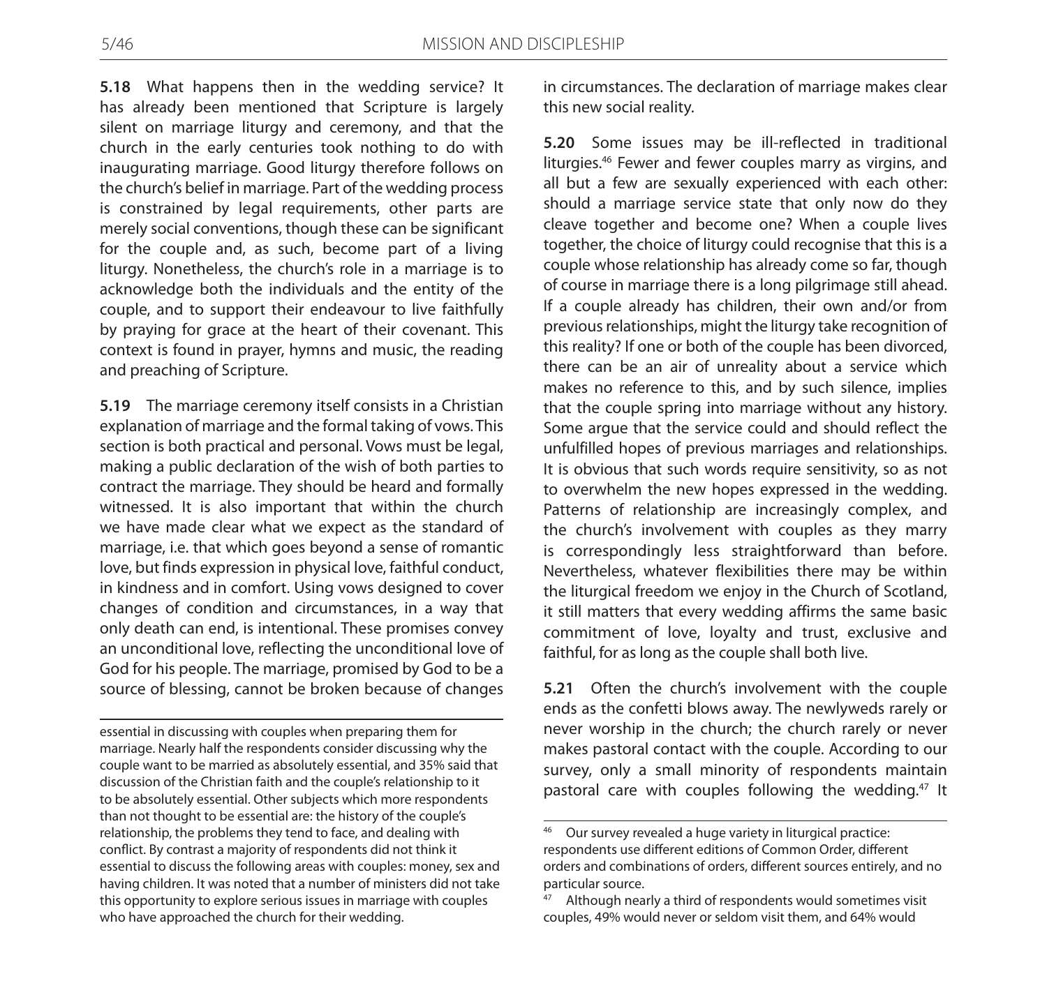**5.18** What happens then in the wedding service? It has already been mentioned that Scripture is largely silent on marriage liturgy and ceremony, and that the church in the early centuries took nothing to do with inaugurating marriage. Good liturgy therefore follows on the church's belief in marriage. Part of the wedding process is constrained by legal requirements, other parts are merely social conventions, though these can be significant for the couple and, as such, become part of a living liturgy. Nonetheless, the church's role in a marriage is to acknowledge both the individuals and the entity of the couple, and to support their endeavour to live faithfully by praying for grace at the heart of their covenant. This context is found in prayer, hymns and music, the reading and preaching of Scripture.

**5.19** The marriage ceremony itself consists in a Christian explanation of marriage and the formal taking of vows. This section is both practical and personal. Vows must be legal, making a public declaration of the wish of both parties to contract the marriage. They should be heard and formally witnessed. It is also important that within the church we have made clear what we expect as the standard of marriage, i.e. that which goes beyond a sense of romantic love, but finds expression in physical love, faithful conduct, in kindness and in comfort. Using vows designed to cover changes of condition and circumstances, in a way that only death can end, is intentional. These promises convey an unconditional love, reflecting the unconditional love of God for his people. The marriage, promised by God to be a source of blessing, cannot be broken because of changes in circumstances. The declaration of marriage makes clear this new social reality.

**5.20** Some issues may be ill-reflected in traditional liturgies.[46] Fewer and fewer couples marry as virgins, and all but a few are sexually experienced with each other: should a marriage service state that only now do they cleave together and become one? When a couple lives together, the choice of liturgy could recognise that this is a couple whose relationship has already come so far, though of course in marriage there is a long pilgrimage still ahead. If a couple already has children, their own and/or from previous relationships, might the liturgy take recognition of this reality? If one or both of the couple has been divorced, there can be an air of unreality about a service which makes no reference to this, and by such silence, implies that the couple spring into marriage without any history. Some argue that the service could and should reflect the unfulfilled hopes of previous marriages and relationships. It is obvious that such words require sensitivity, so as not to overwhelm the new hopes expressed in the wedding. Patterns of relationship are increasingly complex, and the church's involvement with couples as they marry is correspondingly less straightforward than before. Nevertheless, whatever flexibilities there may be within the liturgical freedom we enjoy in the Church of Scotland, it still matters that every wedding affirms the same basic commitment of love, loyalty and trust, exclusive and faithful, for as long as the couple shall both live.

**5.21** Often the church's involvement with the couple ends as the confetti blows away. The newlyweds rarely or never worship in the church; the church rarely or never makes pastoral contact with the couple. According to our survey, only a small minority of respondents maintain pastoral care with couples following the wedding.[47] It

---

essential in discussing with couples when preparing them for marriage. Nearly half the respondents consider discussing why the couple want to be married as absolutely essential, and 35% said that discussion of the Christian faith and the couple's relationship to it to be absolutely essential. Other subjects which more respondents than not thought to be essential are: the history of the couple's relationship, the problems they tend to face, and dealing with conflict. By contrast a majority of respondents did not think it essential to discuss the following areas with couples: money, sex and having children. It was noted that a number of ministers did not take this opportunity to explore serious issues in marriage with couples who have approached the church for their wedding.

[46] Our survey revealed a huge variety in liturgical practice: respondents use different editions of Common Order, different orders and combinations of orders, different sources entirely, and no particular source.

[47] Although nearly a third of respondents would sometimes visit couples, 49% would never or seldom visit them, and 64% would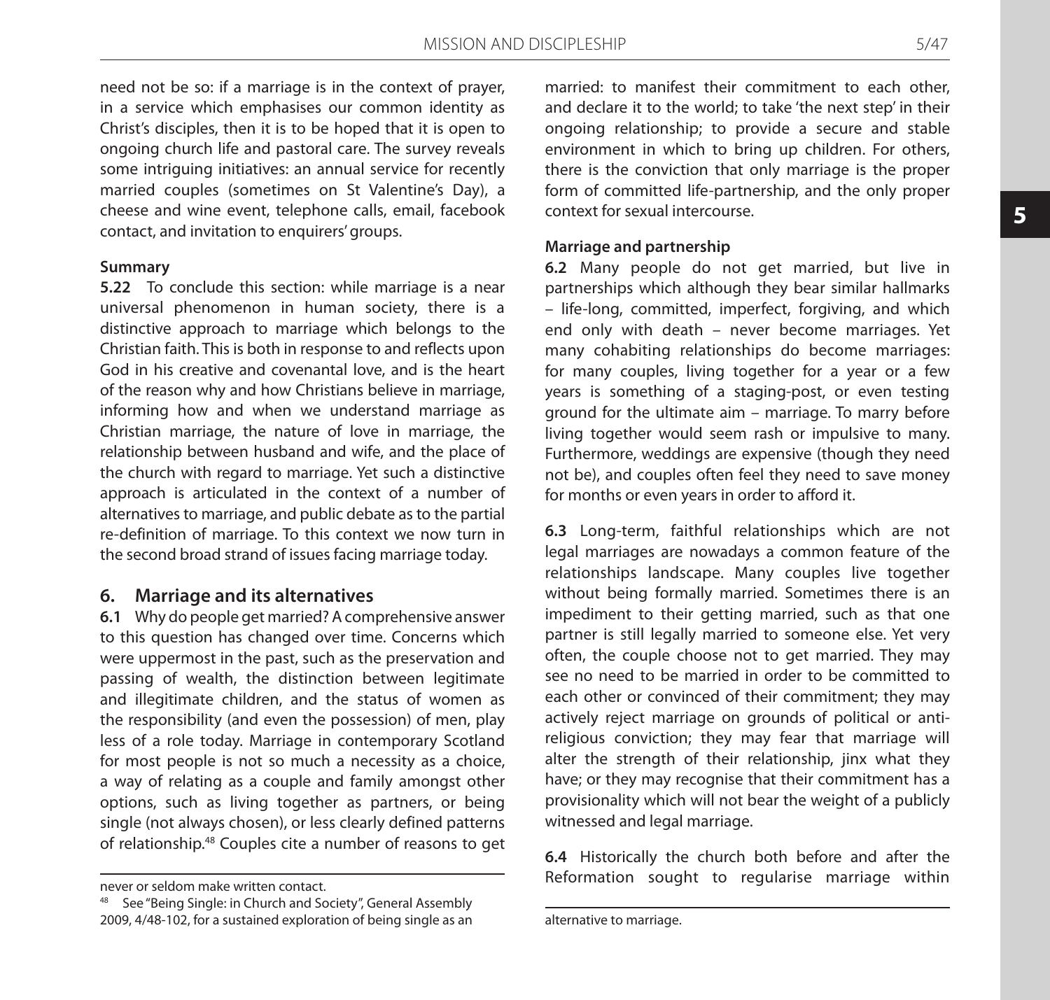need not be so: if a marriage is in the context of prayer, in a service which emphasises our common identity as Christ's disciples, then it is to be hoped that it is open to ongoing church life and pastoral care. The survey reveals some intriguing initiatives: an annual service for recently married couples (sometimes on St Valentine's Day), a cheese and wine event, telephone calls, email, facebook contact, and invitation to enquirers' groups.

**Summary**

**5.22** To conclude this section: while marriage is a near universal phenomenon in human society, there is a distinctive approach to marriage which belongs to the Christian faith. This is both in response to and reflects upon God in his creative and covenantal love, and is the heart of the reason why and how Christians believe in marriage, informing how and when we understand marriage as Christian marriage, the nature of love in marriage, the relationship between husband and wife, and the place of the church with regard to marriage. Yet such a distinctive approach is articulated in the context of a number of alternatives to marriage, and public debate as to the partial re-definition of marriage. To this context we now turn in the second broad strand of issues facing marriage today.

## 6. Marriage and its alternatives

**6.1** Why do people get married? A comprehensive answer to this question has changed over time. Concerns which were uppermost in the past, such as the preservation and passing of wealth, the distinction between legitimate and illegitimate children, and the status of women as the responsibility (and even the possession) of men, play less of a role today. Marriage in contemporary Scotland for most people is not so much a necessity as a choice, a way of relating as a couple and family amongst other options, such as living together as partners, or being single (not always chosen), or less clearly defined patterns of relationship.[48] Couples cite a number of reasons to get married: to manifest their commitment to each other, and declare it to the world; to take 'the next step' in their ongoing relationship; to provide a secure and stable environment in which to bring up children. For others, there is the conviction that only marriage is the proper form of committed life-partnership, and the only proper context for sexual intercourse.

**Marriage and partnership**

**6.2** Many people do not get married, but live in partnerships which although they bear similar hallmarks – life-long, committed, imperfect, forgiving, and which end only with death – never become marriages. Yet many cohabiting relationships do become marriages: for many couples, living together for a year or a few years is something of a staging-post, or even testing ground for the ultimate aim – marriage. To marry before living together would seem rash or impulsive to many. Furthermore, weddings are expensive (though they need not be), and couples often feel they need to save money for months or even years in order to afford it.

**6.3** Long-term, faithful relationships which are not legal marriages are nowadays a common feature of the relationships landscape. Many couples live together without being formally married. Sometimes there is an impediment to their getting married, such as that one partner is still legally married to someone else. Yet very often, the couple choose not to get married. They may see no need to be married in order to be committed to each other or convinced of their commitment; they may actively reject marriage on grounds of political or anti-religious conviction; they may fear that marriage will alter the strength of their relationship, jinx what they have; or they may recognise that their commitment has a provisionality which will not bear the weight of a publicly witnessed and legal marriage.

**6.4** Historically the church both before and after the Reformation sought to regularise marriage within

---

never or seldom make written contact.

[48] See "Being Single: in Church and Society", General Assembly 2009, 4/48-102, for a sustained exploration of being single as an alternative to marriage.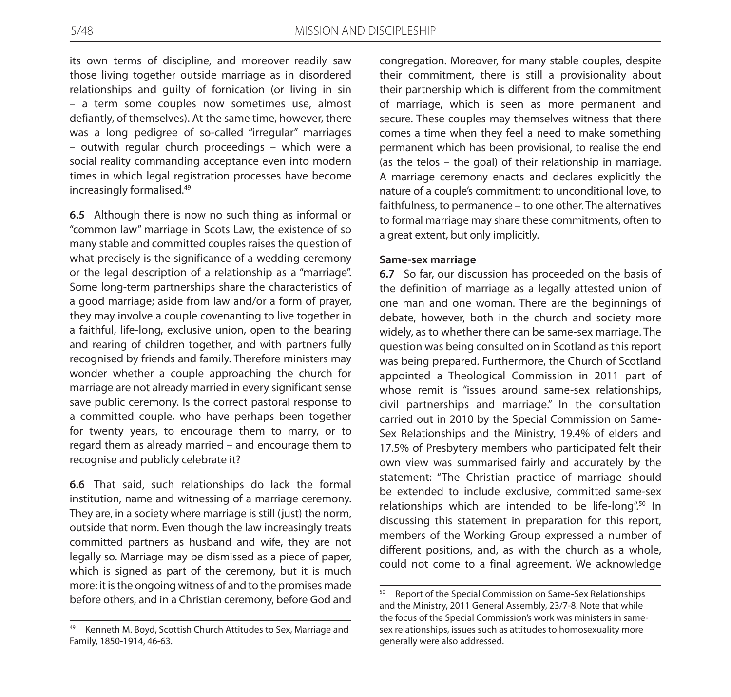its own terms of discipline, and moreover readily saw those living together outside marriage as in disordered relationships and guilty of fornication (or living in sin – a term some couples now sometimes use, almost defiantly, of themselves). At the same time, however, there was a long pedigree of so-called "irregular" marriages – outwith regular church proceedings – which were a social reality commanding acceptance even into modern times in which legal registration processes have become increasingly formalised.[49]

**6.5** Although there is now no such thing as informal or "common law" marriage in Scots Law, the existence of so many stable and committed couples raises the question of what precisely is the significance of a wedding ceremony or the legal description of a relationship as a "marriage". Some long-term partnerships share the characteristics of a good marriage; aside from law and/or a form of prayer, they may involve a couple covenanting to live together in a faithful, life-long, exclusive union, open to the bearing and rearing of children together, and with partners fully recognised by friends and family. Therefore ministers may wonder whether a couple approaching the church for marriage are not already married in every significant sense save public ceremony. Is the correct pastoral response to a committed couple, who have perhaps been together for twenty years, to encourage them to marry, or to regard them as already married – and encourage them to recognise and publicly celebrate it?

**6.6** That said, such relationships do lack the formal institution, name and witnessing of a marriage ceremony. They are, in a society where marriage is still (just) the norm, outside that norm. Even though the law increasingly treats committed partners as husband and wife, they are not legally so. Marriage may be dismissed as a piece of paper, which is signed as part of the ceremony, but it is much more: it is the ongoing witness of and to the promises made before others, and in a Christian ceremony, before God and congregation. Moreover, for many stable couples, despite their commitment, there is still a provisionality about their partnership which is different from the commitment of marriage, which is seen as more permanent and secure. These couples may themselves witness that there comes a time when they feel a need to make something permanent which has been provisional, to realise the end (as the telos – the goal) of their relationship in marriage. A marriage ceremony enacts and declares explicitly the nature of a couple's commitment: to unconditional love, to faithfulness, to permanence – to one other. The alternatives to formal marriage may share these commitments, often to a great extent, but only implicitly.

**Same-sex marriage**

**6.7** So far, our discussion has proceeded on the basis of the definition of marriage as a legally attested union of one man and one woman. There are the beginnings of debate, however, both in the church and society more widely, as to whether there can be same-sex marriage. The question was being consulted on in Scotland as this report was being prepared. Furthermore, the Church of Scotland appointed a Theological Commission in 2011 part of whose remit is "issues around same-sex relationships, civil partnerships and marriage." In the consultation carried out in 2010 by the Special Commission on Same-Sex Relationships and the Ministry, 19.4% of elders and 17.5% of Presbytery members who participated felt their own view was summarised fairly and accurately by the statement: "The Christian practice of marriage should be extended to include exclusive, committed same-sex relationships which are intended to be life-long".[50] In discussing this statement in preparation for this report, members of the Working Group expressed a number of different positions, and, as with the church as a whole, could not come to a final agreement. We acknowledge

---

[49] Kenneth M. Boyd, Scottish Church Attitudes to Sex, Marriage and Family, 1850-1914, 46-63.

[50] Report of the Special Commission on Same-Sex Relationships and the Ministry, 2011 General Assembly, 23/7-8. Note that while the focus of the Special Commission's work was ministers in same-sex relationships, issues such as attitudes to homosexuality more generally were also addressed.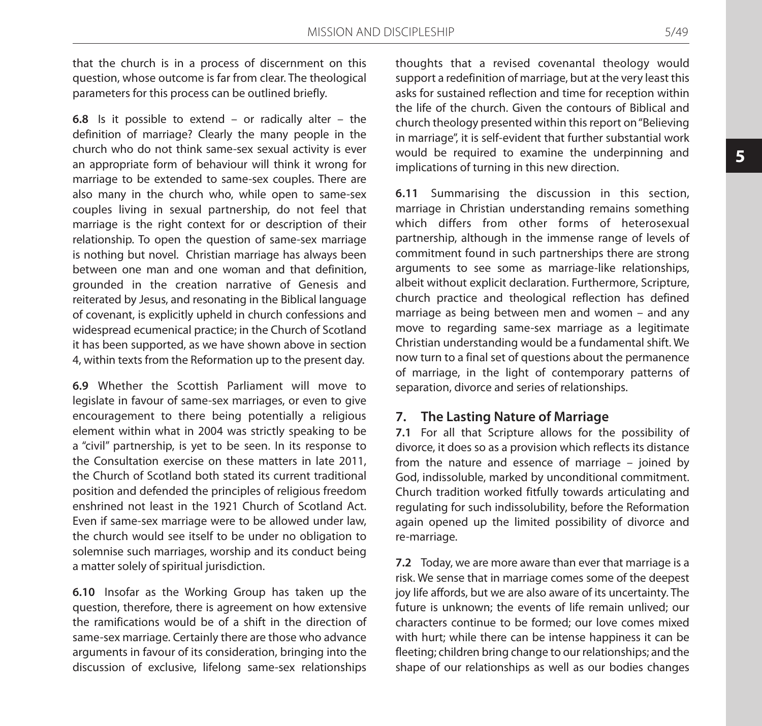that the church is in a process of discernment on this question, whose outcome is far from clear. The theological parameters for this process can be outlined briefly.

**6.8** Is it possible to extend – or radically alter – the definition of marriage? Clearly the many people in the church who do not think same-sex sexual activity is ever an appropriate form of behaviour will think it wrong for marriage to be extended to same-sex couples. There are also many in the church who, while open to same-sex couples living in sexual partnership, do not feel that marriage is the right context for or description of their relationship. To open the question of same-sex marriage is nothing but novel. Christian marriage has always been between one man and one woman and that definition, grounded in the creation narrative of Genesis and reiterated by Jesus, and resonating in the Biblical language of covenant, is explicitly upheld in church confessions and widespread ecumenical practice; in the Church of Scotland it has been supported, as we have shown above in section 4, within texts from the Reformation up to the present day.

**6.9** Whether the Scottish Parliament will move to legislate in favour of same-sex marriages, or even to give encouragement to there being potentially a religious element within what in 2004 was strictly speaking to be a "civil" partnership, is yet to be seen. In its response to the Consultation exercise on these matters in late 2011, the Church of Scotland both stated its current traditional position and defended the principles of religious freedom enshrined not least in the 1921 Church of Scotland Act. Even if same-sex marriage were to be allowed under law, the church would see itself to be under no obligation to solemnise such marriages, worship and its conduct being a matter solely of spiritual jurisdiction.

**6.10** Insofar as the Working Group has taken up the question, therefore, there is agreement on how extensive the ramifications would be of a shift in the direction of same-sex marriage. Certainly there are those who advance arguments in favour of its consideration, bringing into the discussion of exclusive, lifelong same-sex relationships thoughts that a revised covenantal theology would support a redefinition of marriage, but at the very least this asks for sustained reflection and time for reception within the life of the church. Given the contours of Biblical and church theology presented within this report on "Believing in marriage", it is self-evident that further substantial work would be required to examine the underpinning and implications of turning in this new direction.

**6.11** Summarising the discussion in this section, marriage in Christian understanding remains something which differs from other forms of heterosexual partnership, although in the immense range of levels of commitment found in such partnerships there are strong arguments to see some as marriage-like relationships, albeit without explicit declaration. Furthermore, Scripture, church practice and theological reflection has defined marriage as being between men and women – and any move to regarding same-sex marriage as a legitimate Christian understanding would be a fundamental shift. We now turn to a final set of questions about the permanence of marriage, in the light of contemporary patterns of separation, divorce and series of relationships.

## 7. The Lasting Nature of Marriage

**7.1** For all that Scripture allows for the possibility of divorce, it does so as a provision which reflects its distance from the nature and essence of marriage – joined by God, indissoluble, marked by unconditional commitment. Church tradition worked fitfully towards articulating and regulating for such indissolubility, before the Reformation again opened up the limited possibility of divorce and re-marriage.

**7.2** Today, we are more aware than ever that marriage is a risk. We sense that in marriage comes some of the deepest joy life affords, but we are also aware of its uncertainty. The future is unknown; the events of life remain unlived; our characters continue to be formed; our love comes mixed with hurt; while there can be intense happiness it can be fleeting; children bring change to our relationships; and the shape of our relationships as well as our bodies changes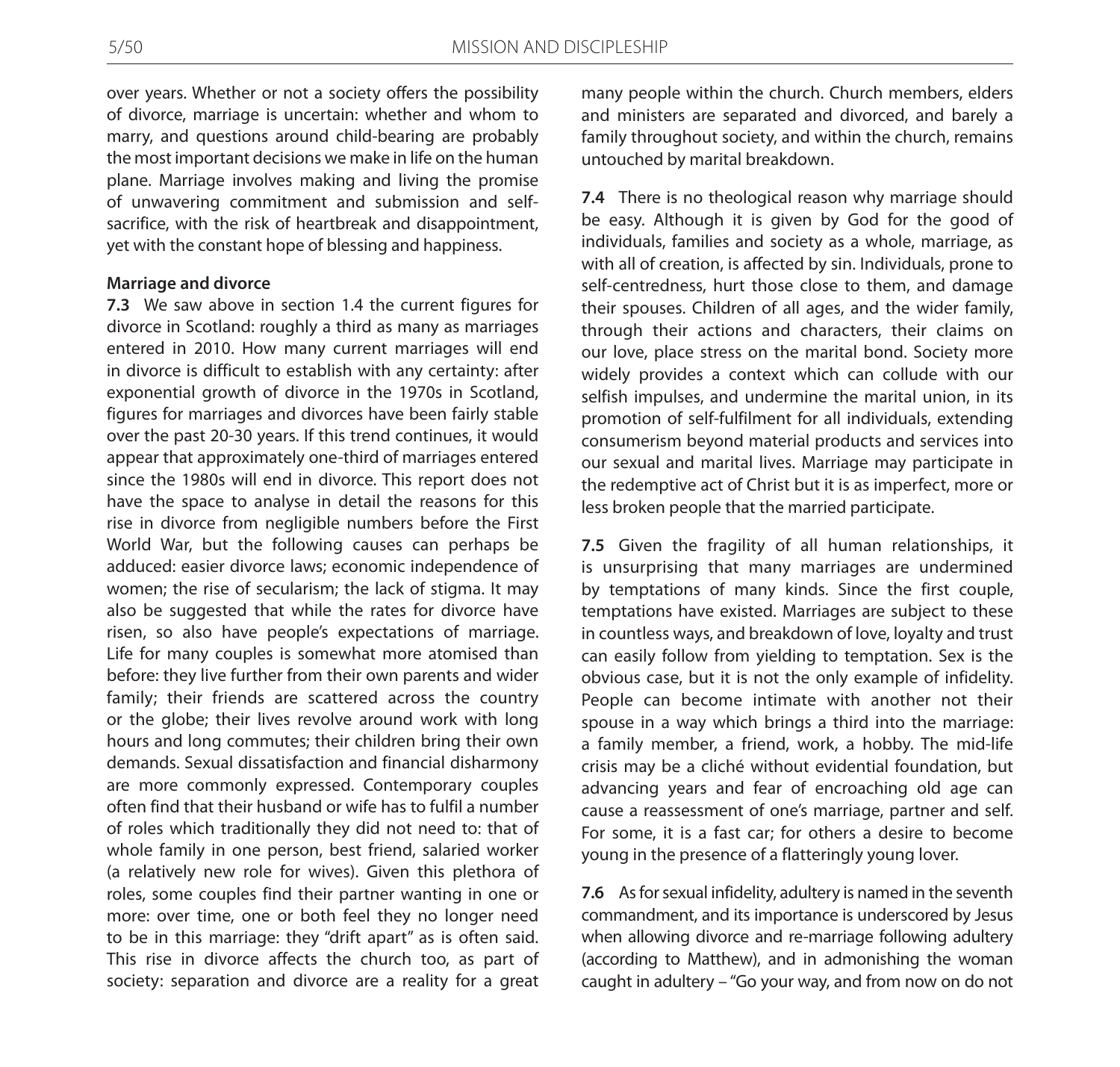over years. Whether or not a society offers the possibility of divorce, marriage is uncertain: whether and whom to marry, and questions around child-bearing are probably the most important decisions we make in life on the human plane. Marriage involves making and living the promise of unwavering commitment and submission and self-sacrifice, with the risk of heartbreak and disappointment, yet with the constant hope of blessing and happiness.

**Marriage and divorce**

**7.3** We saw above in section 1.4 the current figures for divorce in Scotland: roughly a third as many as marriages entered in 2010. How many current marriages will end in divorce is difficult to establish with any certainty: after exponential growth of divorce in the 1970s in Scotland, figures for marriages and divorces have been fairly stable over the past 20-30 years. If this trend continues, it would appear that approximately one-third of marriages entered since the 1980s will end in divorce. This report does not have the space to analyse in detail the reasons for this rise in divorce from negligible numbers before the First World War, but the following causes can perhaps be adduced: easier divorce laws; economic independence of women; the rise of secularism; the lack of stigma. It may also be suggested that while the rates for divorce have risen, so also have people's expectations of marriage. Life for many couples is somewhat more atomised than before: they live further from their own parents and wider family; their friends are scattered across the country or the globe; their lives revolve around work with long hours and long commutes; their children bring their own demands. Sexual dissatisfaction and financial disharmony are more commonly expressed. Contemporary couples often find that their husband or wife has to fulfil a number of roles which traditionally they did not need to: that of whole family in one person, best friend, salaried worker (a relatively new role for wives). Given this plethora of roles, some couples find their partner wanting in one or more: over time, one or both feel they no longer need to be in this marriage: they "drift apart" as is often said. This rise in divorce affects the church too, as part of society: separation and divorce are a reality for a great many people within the church. Church members, elders and ministers are separated and divorced, and barely a family throughout society, and within the church, remains untouched by marital breakdown.

**7.4** There is no theological reason why marriage should be easy. Although it is given by God for the good of individuals, families and society as a whole, marriage, as with all of creation, is affected by sin. Individuals, prone to self-centredness, hurt those close to them, and damage their spouses. Children of all ages, and the wider family, through their actions and characters, their claims on our love, place stress on the marital bond. Society more widely provides a context which can collude with our selfish impulses, and undermine the marital union, in its promotion of self-fulfilment for all individuals, extending consumerism beyond material products and services into our sexual and marital lives. Marriage may participate in the redemptive act of Christ but it is as imperfect, more or less broken people that the married participate.

**7.5** Given the fragility of all human relationships, it is unsurprising that many marriages are undermined by temptations of many kinds. Since the first couple, temptations have existed. Marriages are subject to these in countless ways, and breakdown of love, loyalty and trust can easily follow from yielding to temptation. Sex is the obvious case, but it is not the only example of infidelity. People can become intimate with another not their spouse in a way which brings a third into the marriage: a family member, a friend, work, a hobby. The mid-life crisis may be a cliché without evidential foundation, but advancing years and fear of encroaching old age can cause a reassessment of one's marriage, partner and self. For some, it is a fast car; for others a desire to become young in the presence of a flatteringly young lover.

**7.6** As for sexual infidelity, adultery is named in the seventh commandment, and its importance is underscored by Jesus when allowing divorce and re-marriage following adultery (according to Matthew), and in admonishing the woman caught in adultery – "Go your way, and from now on do not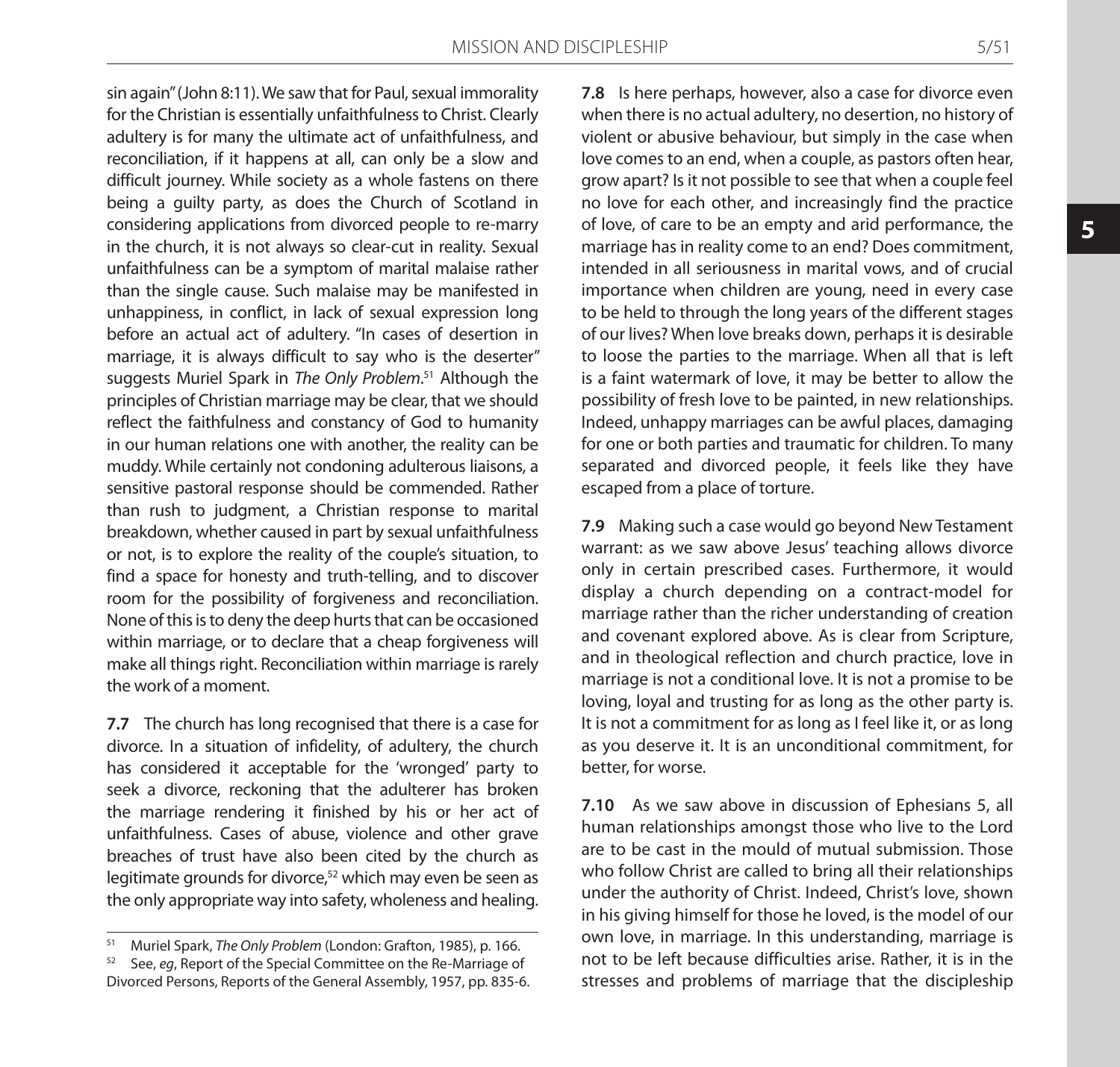sin again" (John 8:11). We saw that for Paul, sexual immorality for the Christian is essentially unfaithfulness to Christ. Clearly adultery is for many the ultimate act of unfaithfulness, and reconciliation, if it happens at all, can only be a slow and difficult journey. While society as a whole fastens on there being a guilty party, as does the Church of Scotland in considering applications from divorced people to re-marry in the church, it is not always so clear-cut in reality. Sexual unfaithfulness can be a symptom of marital malaise rather than the single cause. Such malaise may be manifested in unhappiness, in conflict, in lack of sexual expression long before an actual act of adultery. "In cases of desertion in marriage, it is always difficult to say who is the deserter" suggests Muriel Spark in *The Only Problem*.[51] Although the principles of Christian marriage may be clear, that we should reflect the faithfulness and constancy of God to humanity in our human relations one with another, the reality can be muddy. While certainly not condoning adulterous liaisons, a sensitive pastoral response should be commended. Rather than rush to judgment, a Christian response to marital breakdown, whether caused in part by sexual unfaithfulness or not, is to explore the reality of the couple's situation, to find a space for honesty and truth-telling, and to discover room for the possibility of forgiveness and reconciliation. None of this is to deny the deep hurts that can be occasioned within marriage, or to declare that a cheap forgiveness will make all things right. Reconciliation within marriage is rarely the work of a moment.

**7.7** The church has long recognised that there is a case for divorce. In a situation of infidelity, of adultery, the church has considered it acceptable for the 'wronged' party to seek a divorce, reckoning that the adulterer has broken the marriage rendering it finished by his or her act of unfaithfulness. Cases of abuse, violence and other grave breaches of trust have also been cited by the church as legitimate grounds for divorce,[52] which may even be seen as the only appropriate way into safety, wholeness and healing.

**7.8** Is here perhaps, however, also a case for divorce even when there is no actual adultery, no desertion, no history of violent or abusive behaviour, but simply in the case when love comes to an end, when a couple, as pastors often hear, grow apart? Is it not possible to see that when a couple feel no love for each other, and increasingly find the practice of love, of care to be an empty and arid performance, the marriage has in reality come to an end? Does commitment, intended in all seriousness in marital vows, and of crucial importance when children are young, need in every case to be held to through the long years of the different stages of our lives? When love breaks down, perhaps it is desirable to loose the parties to the marriage. When all that is left is a faint watermark of love, it may be better to allow the possibility of fresh love to be painted, in new relationships. Indeed, unhappy marriages can be awful places, damaging for one or both parties and traumatic for children. To many separated and divorced people, it feels like they have escaped from a place of torture.

**7.9** Making such a case would go beyond New Testament warrant: as we saw above Jesus' teaching allows divorce only in certain prescribed cases. Furthermore, it would display a church depending on a contract-model for marriage rather than the richer understanding of creation and covenant explored above. As is clear from Scripture, and in theological reflection and church practice, love in marriage is not a conditional love. It is not a promise to be loving, loyal and trusting for as long as the other party is. It is not a commitment for as long as I feel like it, or as long as you deserve it. It is an unconditional commitment, for better, for worse.

**7.10** As we saw above in discussion of Ephesians 5, all human relationships amongst those who live to the Lord are to be cast in the mould of mutual submission. Those who follow Christ are called to bring all their relationships under the authority of Christ. Indeed, Christ's love, shown in his giving himself for those he loved, is the model of our own love, in marriage. In this understanding, marriage is not to be left because difficulties arise. Rather, it is in the stresses and problems of marriage that the discipleship

---

[51] Muriel Spark, *The Only Problem* (London: Grafton, 1985), p. 166.

[52] See, *eg*, Report of the Special Committee on the Re-Marriage of Divorced Persons, Reports of the General Assembly, 1957, pp. 835-6.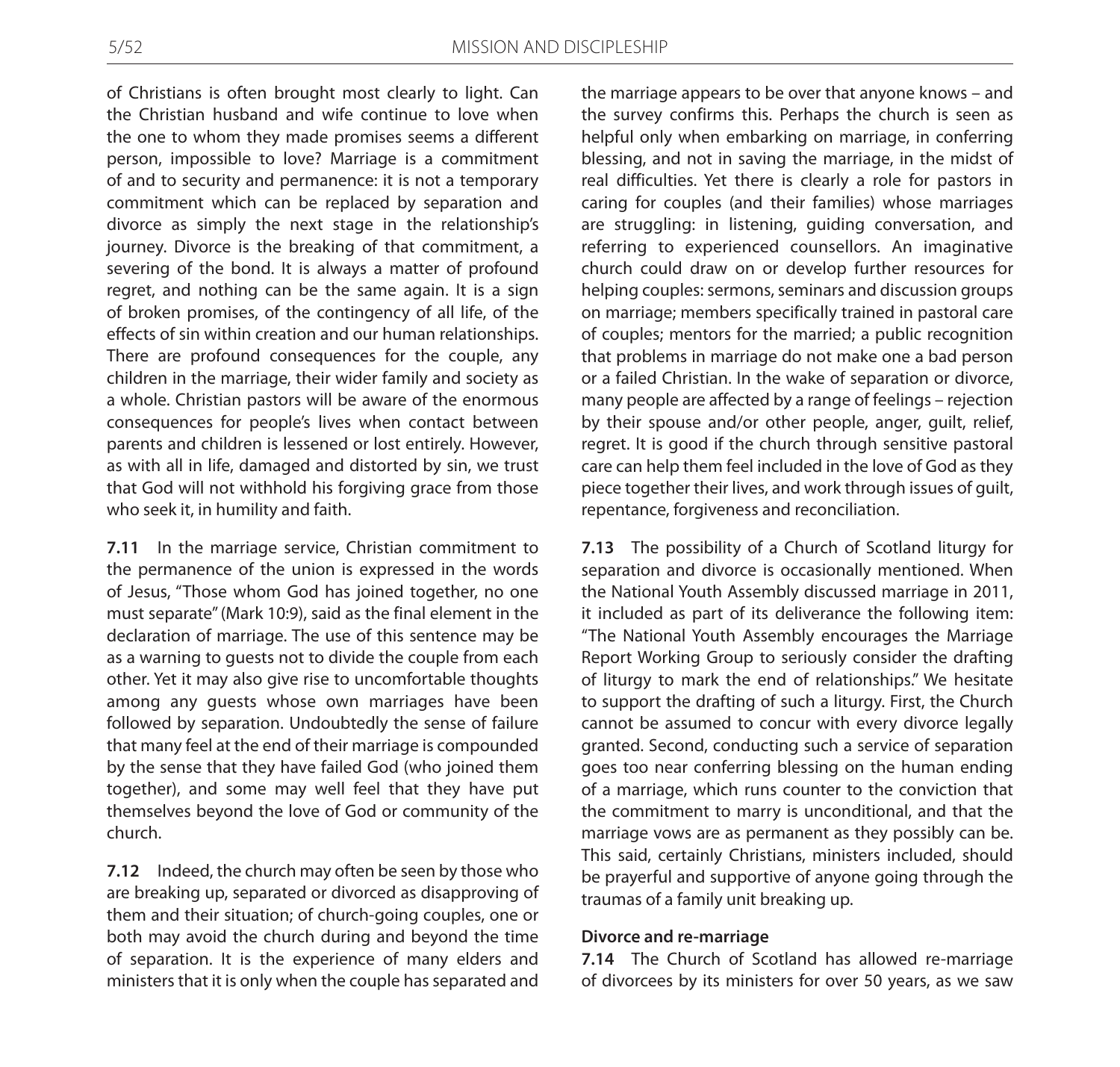of Christians is often brought most clearly to light. Can the Christian husband and wife continue to love when the one to whom they made promises seems a different person, impossible to love? Marriage is a commitment of and to security and permanence: it is not a temporary commitment which can be replaced by separation and divorce as simply the next stage in the relationship's journey. Divorce is the breaking of that commitment, a severing of the bond. It is always a matter of profound regret, and nothing can be the same again. It is a sign of broken promises, of the contingency of all life, of the effects of sin within creation and our human relationships. There are profound consequences for the couple, any children in the marriage, their wider family and society as a whole. Christian pastors will be aware of the enormous consequences for people's lives when contact between parents and children is lessened or lost entirely. However, as with all in life, damaged and distorted by sin, we trust that God will not withhold his forgiving grace from those who seek it, in humility and faith.

**7.11** In the marriage service, Christian commitment to the permanence of the union is expressed in the words of Jesus, "Those whom God has joined together, no one must separate" (Mark 10:9), said as the final element in the declaration of marriage. The use of this sentence may be as a warning to guests not to divide the couple from each other. Yet it may also give rise to uncomfortable thoughts among any guests whose own marriages have been followed by separation. Undoubtedly the sense of failure that many feel at the end of their marriage is compounded by the sense that they have failed God (who joined them together), and some may well feel that they have put themselves beyond the love of God or community of the church.

**7.12** Indeed, the church may often be seen by those who are breaking up, separated or divorced as disapproving of them and their situation; of church-going couples, one or both may avoid the church during and beyond the time of separation. It is the experience of many elders and ministers that it is only when the couple has separated and the marriage appears to be over that anyone knows – and the survey confirms this. Perhaps the church is seen as helpful only when embarking on marriage, in conferring blessing, and not in saving the marriage, in the midst of real difficulties. Yet there is clearly a role for pastors in caring for couples (and their families) whose marriages are struggling: in listening, guiding conversation, and referring to experienced counsellors. An imaginative church could draw on or develop further resources for helping couples: sermons, seminars and discussion groups on marriage; members specifically trained in pastoral care of couples; mentors for the married; a public recognition that problems in marriage do not make one a bad person or a failed Christian. In the wake of separation or divorce, many people are affected by a range of feelings – rejection by their spouse and/or other people, anger, guilt, relief, regret. It is good if the church through sensitive pastoral care can help them feel included in the love of God as they piece together their lives, and work through issues of guilt, repentance, forgiveness and reconciliation.

**7.13** The possibility of a Church of Scotland liturgy for separation and divorce is occasionally mentioned. When the National Youth Assembly discussed marriage in 2011, it included as part of its deliverance the following item: "The National Youth Assembly encourages the Marriage Report Working Group to seriously consider the drafting of liturgy to mark the end of relationships." We hesitate to support the drafting of such a liturgy. First, the Church cannot be assumed to concur with every divorce legally granted. Second, conducting such a service of separation goes too near conferring blessing on the human ending of a marriage, which runs counter to the conviction that the commitment to marry is unconditional, and that the marriage vows are as permanent as they possibly can be. This said, certainly Christians, ministers included, should be prayerful and supportive of anyone going through the traumas of a family unit breaking up.

**Divorce and re-marriage**

**7.14** The Church of Scotland has allowed re-marriage of divorcees by its ministers for over 50 years, as we saw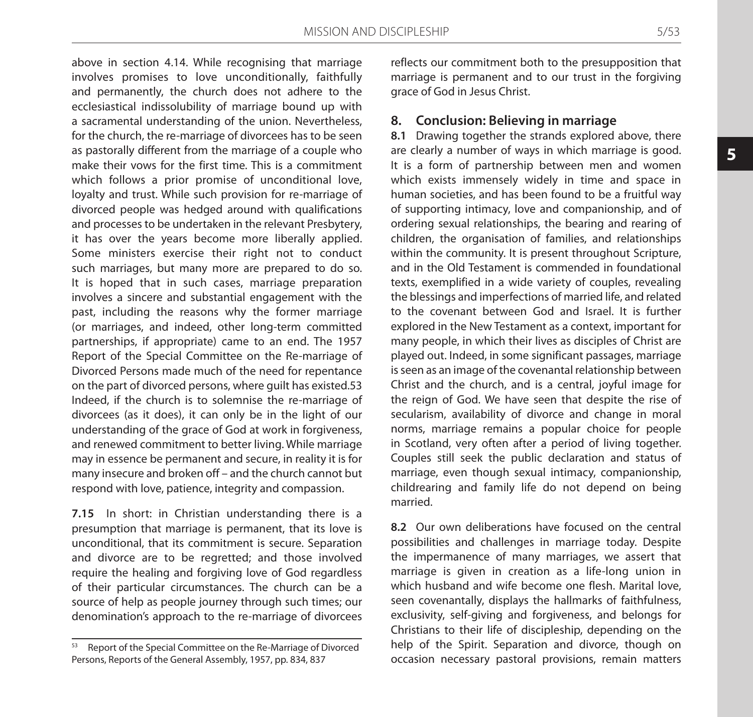above in section 4.14. While recognising that marriage involves promises to love unconditionally, faithfully and permanently, the church does not adhere to the ecclesiastical indissolubility of marriage bound up with a sacramental understanding of the union. Nevertheless, for the church, the re-marriage of divorcees has to be seen as pastorally different from the marriage of a couple who make their vows for the first time. This is a commitment which follows a prior promise of unconditional love, loyalty and trust. While such provision for re-marriage of divorced people was hedged around with qualifications and processes to be undertaken in the relevant Presbytery, it has over the years become more liberally applied. Some ministers exercise their right not to conduct such marriages, but many more are prepared to do so. It is hoped that in such cases, marriage preparation involves a sincere and substantial engagement with the past, including the reasons why the former marriage (or marriages, and indeed, other long-term committed partnerships, if appropriate) came to an end. The 1957 Report of the Special Committee on the Re-marriage of Divorced Persons made much of the need for repentance on the part of divorced persons, where guilt has existed.[53] Indeed, if the church is to solemnise the re-marriage of divorcees (as it does), it can only be in the light of our understanding of the grace of God at work in forgiveness, and renewed commitment to better living. While marriage may in essence be permanent and secure, in reality it is for many insecure and broken off – and the church cannot but respond with love, patience, integrity and compassion.

**7.15** In short: in Christian understanding there is a presumption that marriage is permanent, that its love is unconditional, that its commitment is secure. Separation and divorce are to be regretted; and those involved require the healing and forgiving love of God regardless of their particular circumstances. The church can be a source of help as people journey through such times; our denomination's approach to the re-marriage of divorcees reflects our commitment both to the presupposition that marriage is permanent and to our trust in the forgiving grace of God in Jesus Christ.

## 8. Conclusion: Believing in marriage

**8.1** Drawing together the strands explored above, there are clearly a number of ways in which marriage is good. It is a form of partnership between men and women which exists immensely widely in time and space in human societies, and has been found to be a fruitful way of supporting intimacy, love and companionship, and of ordering sexual relationships, the bearing and rearing of children, the organisation of families, and relationships within the community. It is present throughout Scripture, and in the Old Testament is commended in foundational texts, exemplified in a wide variety of couples, revealing the blessings and imperfections of married life, and related to the covenant between God and Israel. It is further explored in the New Testament as a context, important for many people, in which their lives as disciples of Christ are played out. Indeed, in some significant passages, marriage is seen as an image of the covenantal relationship between Christ and the church, and is a central, joyful image for the reign of God. We have seen that despite the rise of secularism, availability of divorce and change in moral norms, marriage remains a popular choice for people in Scotland, very often after a period of living together. Couples still seek the public declaration and status of marriage, even though sexual intimacy, companionship, childrearing and family life do not depend on being married.

**8.2** Our own deliberations have focused on the central possibilities and challenges in marriage today. Despite the impermanence of many marriages, we assert that marriage is given in creation as a life-long union in which husband and wife become one flesh. Marital love, seen covenantally, displays the hallmarks of faithfulness, exclusivity, self-giving and forgiveness, and belongs for Christians to their life of discipleship, depending on the help of the Spirit. Separation and divorce, though on occasion necessary pastoral provisions, remain matters

[53] Report of the Special Committee on the Re-Marriage of Divorced Persons, Reports of the General Assembly, 1957, pp. 834, 837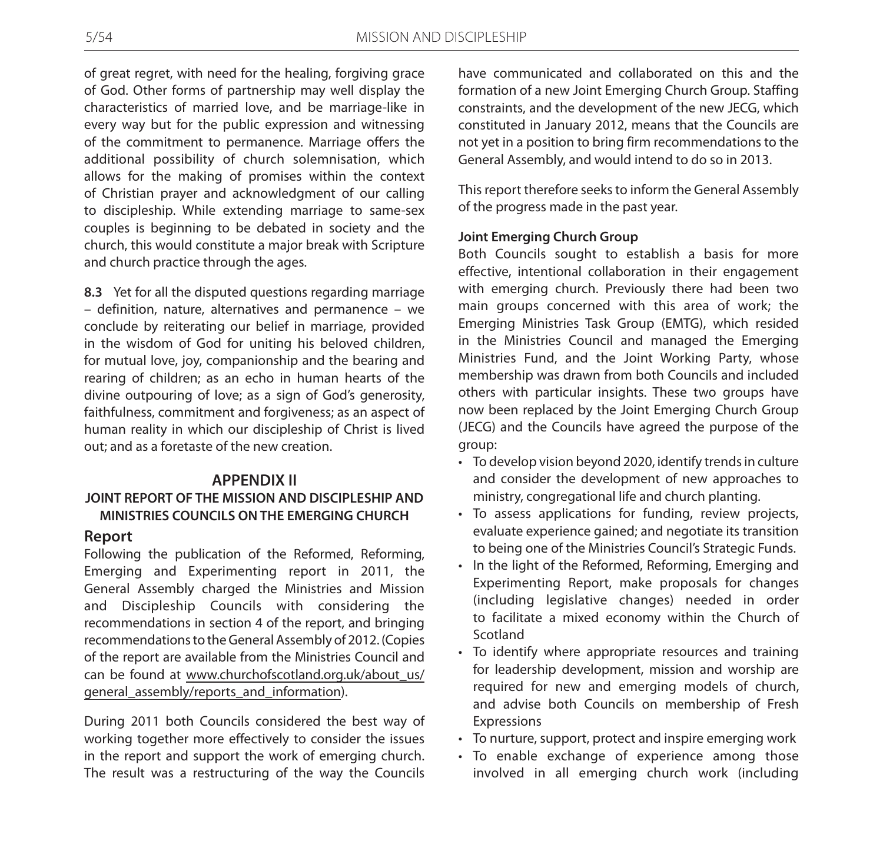of great regret, with need for the healing, forgiving grace of God. Other forms of partnership may well display the characteristics of married love, and be marriage-like in every way but for the public expression and witnessing of the commitment to permanence. Marriage offers the additional possibility of church solemnisation, which allows for the making of promises within the context of Christian prayer and acknowledgment of our calling to discipleship. While extending marriage to same-sex couples is beginning to be debated in society and the church, this would constitute a major break with Scripture and church practice through the ages.

**8.3** Yet for all the disputed questions regarding marriage – definition, nature, alternatives and permanence – we conclude by reiterating our belief in marriage, provided in the wisdom of God for uniting his beloved children, for mutual love, joy, companionship and the bearing and rearing of children; as an echo in human hearts of the divine outpouring of love; as a sign of God's generosity, faithfulness, commitment and forgiveness; as an aspect of human reality in which our discipleship of Christ is lived out; and as a foretaste of the new creation.

## APPENDIX II

### JOINT REPORT OF THE MISSION AND DISCIPLESHIP AND MINISTRIES COUNCILS ON THE EMERGING CHURCH

### Report

Following the publication of the Reformed, Reforming, Emerging and Experimenting report in 2011, the General Assembly charged the Ministries and Mission and Discipleship Councils with considering the recommendations in section 4 of the report, and bringing recommendations to the General Assembly of 2012. (Copies of the report are available from the Ministries Council and can be found at www.churchofscotland.org.uk/about_us/general_assembly/reports_and_information).

During 2011 both Councils considered the best way of working together more effectively to consider the issues in the report and support the work of emerging church. The result was a restructuring of the way the Councils have communicated and collaborated on this and the formation of a new Joint Emerging Church Group. Staffing constraints, and the development of the new JECG, which constituted in January 2012, means that the Councils are not yet in a position to bring firm recommendations to the General Assembly, and would intend to do so in 2013.

This report therefore seeks to inform the General Assembly of the progress made in the past year.

**Joint Emerging Church Group**

Both Councils sought to establish a basis for more effective, intentional collaboration in their engagement with emerging church. Previously there had been two main groups concerned with this area of work; the Emerging Ministries Task Group (EMTG), which resided in the Ministries Council and managed the Emerging Ministries Fund, and the Joint Working Party, whose membership was drawn from both Councils and included others with particular insights. These two groups have now been replaced by the Joint Emerging Church Group (JECG) and the Councils have agreed the purpose of the group:

- To develop vision beyond 2020, identify trends in culture and consider the development of new approaches to ministry, congregational life and church planting.
- To assess applications for funding, review projects, evaluate experience gained; and negotiate its transition to being one of the Ministries Council's Strategic Funds.
- In the light of the Reformed, Reforming, Emerging and Experimenting Report, make proposals for changes (including legislative changes) needed in order to facilitate a mixed economy within the Church of Scotland
- To identify where appropriate resources and training for leadership development, mission and worship are required for new and emerging models of church, and advise both Councils on membership of Fresh Expressions
- To nurture, support, protect and inspire emerging work
- To enable exchange of experience among those involved in all emerging church work (including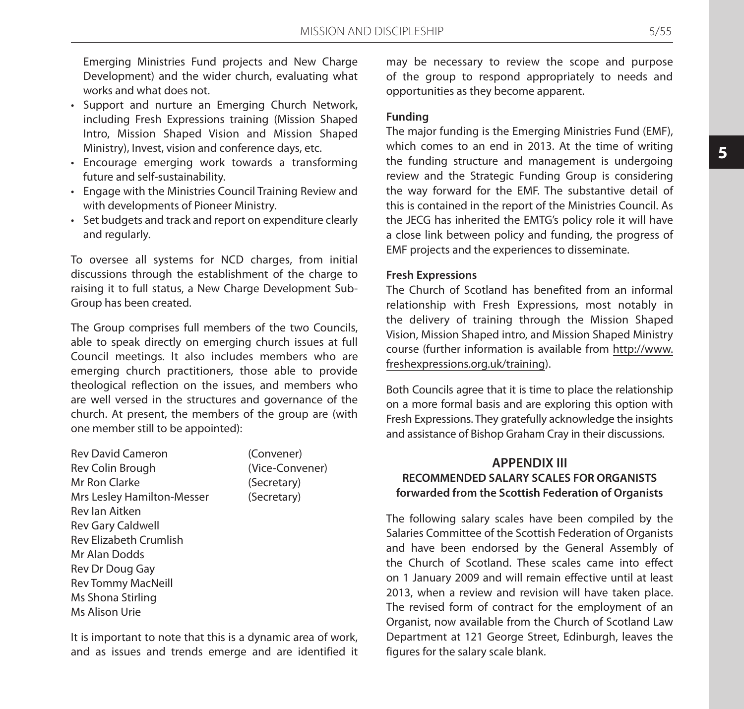Emerging Ministries Fund projects and New Charge Development) and the wider church, evaluating what works and what does not.

- Support and nurture an Emerging Church Network, including Fresh Expressions training (Mission Shaped Intro, Mission Shaped Vision and Mission Shaped Ministry), Invest, vision and conference days, etc.
- Encourage emerging work towards a transforming future and self-sustainability.
- Engage with the Ministries Council Training Review and with developments of Pioneer Ministry.
- Set budgets and track and report on expenditure clearly and regularly.

To oversee all systems for NCD charges, from initial discussions through the establishment of the charge to raising it to full status, a New Charge Development Sub-Group has been created.

The Group comprises full members of the two Councils, able to speak directly on emerging church issues at full Council meetings. It also includes members who are emerging church practitioners, those able to provide theological reflection on the issues, and members who are well versed in the structures and governance of the church. At present, the members of the group are (with one member still to be appointed):

Rev David Cameron (Convener)
Rev Colin Brough (Vice-Convener)
Mr Ron Clarke (Secretary)
Mrs Lesley Hamilton-Messer (Secretary)
Rev Ian Aitken
Rev Gary Caldwell
Rev Elizabeth Crumlish
Mr Alan Dodds
Rev Dr Doug Gay
Rev Tommy MacNeill
Ms Shona Stirling
Ms Alison Urie

It is important to note that this is a dynamic area of work, and as issues and trends emerge and are identified it may be necessary to review the scope and purpose of the group to respond appropriately to needs and opportunities as they become apparent.

**Funding**

The major funding is the Emerging Ministries Fund (EMF), which comes to an end in 2013. At the time of writing the funding structure and management is undergoing review and the Strategic Funding Group is considering the way forward for the EMF. The substantive detail of this is contained in the report of the Ministries Council. As the JECG has inherited the EMTG's policy role it will have a close link between policy and funding, the progress of EMF projects and the experiences to disseminate.

**Fresh Expressions**

The Church of Scotland has benefited from an informal relationship with Fresh Expressions, most notably in the delivery of training through the Mission Shaped Vision, Mission Shaped intro, and Mission Shaped Ministry course (further information is available from http://www.freshexpressions.org.uk/training).

Both Councils agree that it is time to place the relationship on a more formal basis and are exploring this option with Fresh Expressions. They gratefully acknowledge the insights and assistance of Bishop Graham Cray in their discussions.

## APPENDIX III
### RECOMMENDED SALARY SCALES FOR ORGANISTS forwarded from the Scottish Federation of Organists

The following salary scales have been compiled by the Salaries Committee of the Scottish Federation of Organists and have been endorsed by the General Assembly of the Church of Scotland. These scales came into effect on 1 January 2009 and will remain effective until at least 2013, when a review and revision will have taken place. The revised form of contract for the employment of an Organist, now available from the Church of Scotland Law Department at 121 George Street, Edinburgh, leaves the figures for the salary scale blank.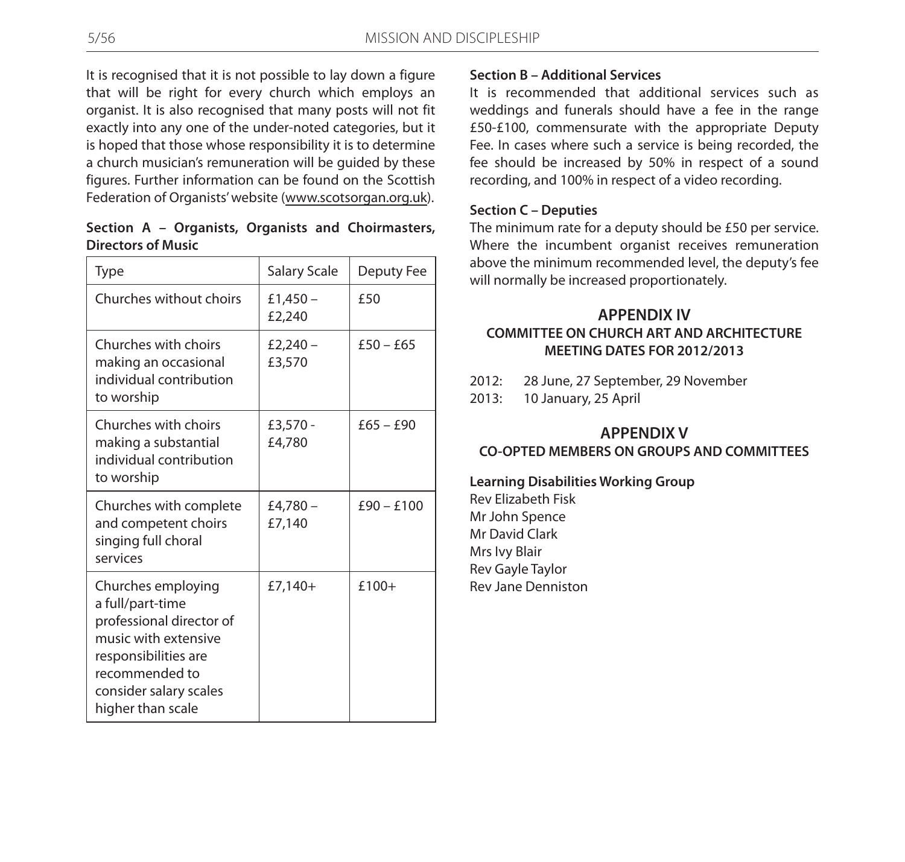It is recognised that it is not possible to lay down a figure that will be right for every church which employs an organist. It is also recognised that many posts will not fit exactly into any one of the under-noted categories, but it is hoped that those whose responsibility it is to determine a church musician's remuneration will be guided by these figures. Further information can be found on the Scottish Federation of Organists' website (www.scotsorgan.org.uk).

**Section A – Organists, Organists and Choirmasters, Directors of Music**

| Type | Salary Scale | Deputy Fee |
|---|---|---|
| Churches without choirs | £1,450 – £2,240 | £50 |
| Churches with choirs making an occasional individual contribution to worship | £2,240 – £3,570 | £50 – £65 |
| Churches with choirs making a substantial individual contribution to worship | £3,570 - £4,780 | £65 – £90 |
| Churches with complete and competent choirs singing full choral services | £4,780 – £7,140 | £90 – £100 |
| Churches employing a full/part-time professional director of music with extensive responsibilities are recommended to consider salary scales higher than scale | £7,140+ | £100+ |

**Section B – Additional Services**

It is recommended that additional services such as weddings and funerals should have a fee in the range £50-£100, commensurate with the appropriate Deputy Fee. In cases where such a service is being recorded, the fee should be increased by 50% in respect of a sound recording, and 100% in respect of a video recording.

**Section C – Deputies**

The minimum rate for a deputy should be £50 per service. Where the incumbent organist receives remuneration above the minimum recommended level, the deputy's fee will normally be increased proportionately.

## APPENDIX IV

### COMMITTEE ON CHURCH ART AND ARCHITECTURE MEETING DATES FOR 2012/2013

2012: 28 June, 27 September, 29 November
2013: 10 January, 25 April

## APPENDIX V

### CO-OPTED MEMBERS ON GROUPS AND COMMITTEES

**Learning Disabilities Working Group**

Rev Elizabeth Fisk
Mr John Spence
Mr David Clark
Mrs Ivy Blair
Rev Gayle Taylor
Rev Jane Denniston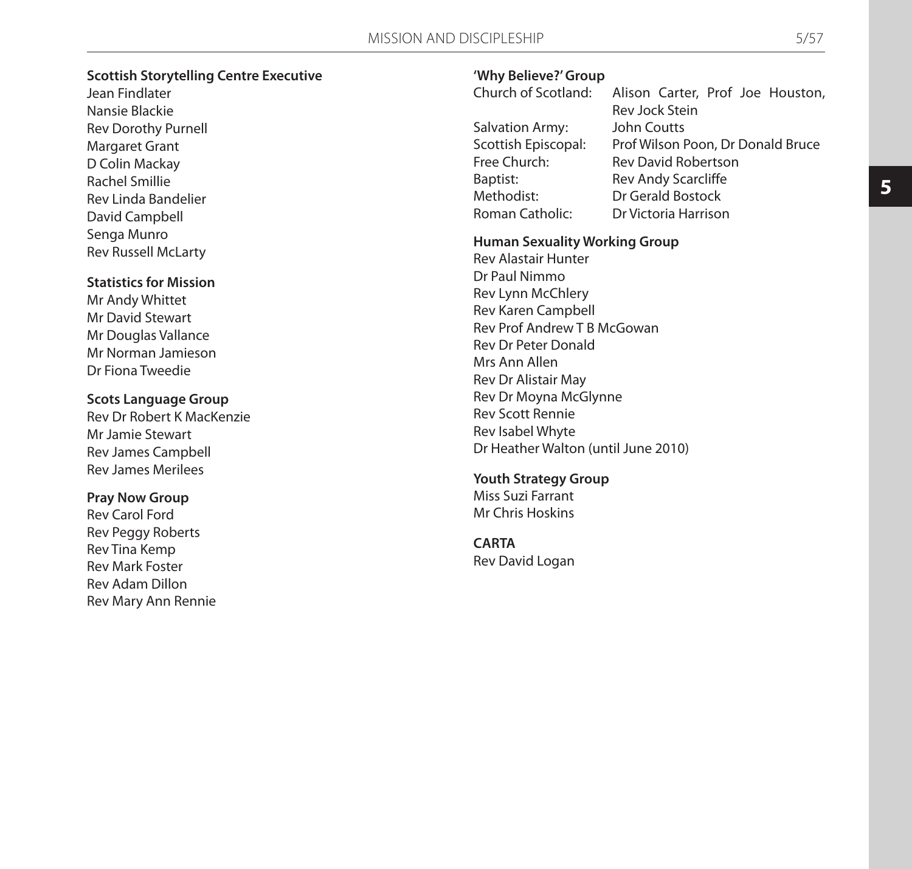**Scottish Storytelling Centre Executive**

Jean Findlater
Nansie Blackie
Rev Dorothy Purnell
Margaret Grant
D Colin Mackay
Rachel Smillie
Rev Linda Bandelier
David Campbell
Senga Munro
Rev Russell McLarty

**Statistics for Mission**

Mr Andy Whittet
Mr David Stewart
Mr Douglas Vallance
Mr Norman Jamieson
Dr Fiona Tweedie

**Scots Language Group**

Rev Dr Robert K MacKenzie
Mr Jamie Stewart
Rev James Campbell
Rev James Merilees

**Pray Now Group**

Rev Carol Ford
Rev Peggy Roberts
Rev Tina Kemp
Rev Mark Foster
Rev Adam Dillon
Rev Mary Ann Rennie

**'Why Believe?' Group**

| | |
|---|---|
| Church of Scotland: | Alison Carter, Prof Joe Houston, Rev Jock Stein |
| Salvation Army: | John Coutts |
| Scottish Episcopal: | Prof Wilson Poon, Dr Donald Bruce |
| Free Church: | Rev David Robertson |
| Baptist: | Rev Andy Scarcliffe |
| Methodist: | Dr Gerald Bostock |
| Roman Catholic: | Dr Victoria Harrison |

**Human Sexuality Working Group**

Rev Alastair Hunter
Dr Paul Nimmo
Rev Lynn McChlery
Rev Karen Campbell
Rev Prof Andrew T B McGowan
Rev Dr Peter Donald
Mrs Ann Allen
Rev Dr Alistair May
Rev Dr Moyna McGlynne
Rev Scott Rennie
Rev Isabel Whyte
Dr Heather Walton (until June 2010)

**Youth Strategy Group**

Miss Suzi Farrant
Mr Chris Hoskins

**CARTA**

Rev David Logan